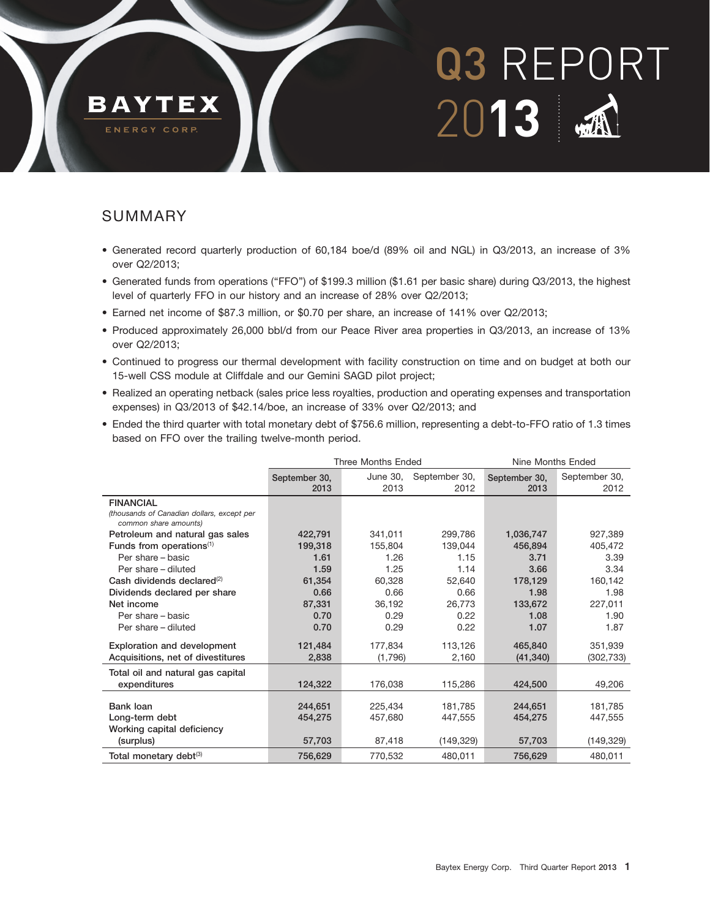# Q3 REPORT 2013

**BAYTEX**
ENERGY CORP.

## SUMMARY

- Generated record quarterly production of 60,184 boe/d (89% oil and NGL) in Q3/2013, an increase of 3% over Q2/2013;
- Generated funds from operations ("FFO") of $199.3 million ($1.61 per basic share) during Q3/2013, the highest level of quarterly FFO in our history and an increase of 28% over Q2/2013;
- Earned net income of $87.3 million, or $0.70 per share, an increase of 141% over Q2/2013;
- Produced approximately 26,000 bbl/d from our Peace River area properties in Q3/2013, an increase of 13% over Q2/2013;
- Continued to progress our thermal development with facility construction on time and on budget at both our 15-well CSS module at Cliffdale and our Gemini SAGD pilot project;
- Realized an operating netback (sales price less royalties, production and operating expenses and transportation expenses) in Q3/2013 of $42.14/boe, an increase of 33% over Q2/2013; and
- Ended the third quarter with total monetary debt of $756.6 million, representing a debt-to-FFO ratio of 1.3 times based on FFO over the trailing twelve-month period.

| | Three Months Ended | | | Nine Months Ended | |
|---|---|---|---|---|---|
| | **September 30, 2013** | June 30, 2013 | September 30, 2012 | **September 30, 2013** | September 30, 2012 |
| **FINANCIAL** *(thousands of Canadian dollars, except per common share amounts)* | | | | | |
| Petroleum and natural gas sales | **422,791** | 341,011 | 299,786 | **1,036,747** | 927,389 |
| Funds from operations(1) | **199,318** | 155,804 | 139,044 | **456,894** | 405,472 |
| Per share – basic | **1.61** | 1.26 | 1.15 | **3.71** | 3.39 |
| Per share – diluted | **1.59** | 1.25 | 1.14 | **3.66** | 3.34 |
| Cash dividends declared(2) | **61,354** | 60,328 | 52,640 | **178,129** | 160,142 |
| Dividends declared per share | **0.66** | 0.66 | 0.66 | **1.98** | 1.98 |
| Net income | **87,331** | 36,192 | 26,773 | **133,672** | 227,011 |
| Per share – basic | **0.70** | 0.29 | 0.22 | **1.08** | 1.90 |
| Per share – diluted | **0.70** | 0.29 | 0.22 | **1.07** | 1.87 |
| Exploration and development | **121,484** | 177,834 | 113,126 | **465,840** | 351,939 |
| Acquisitions, net of divestitures | **2,838** | (1,796) | 2,160 | **(41,340)** | (302,733) |
| Total oil and natural gas capital expenditures | **124,322** | 176,038 | 115,286 | **424,500** | 49,206 |
| Bank loan | **244,651** | 225,434 | 181,785 | **244,651** | 181,785 |
| Long-term debt | **454,275** | 457,680 | 447,555 | **454,275** | 447,555 |
| Working capital deficiency (surplus) | **57,703** | 87,418 | (149,329) | **57,703** | (149,329) |
| Total monetary debt(3) | **756,629** | 770,532 | 480,011 | **756,629** | 480,011 |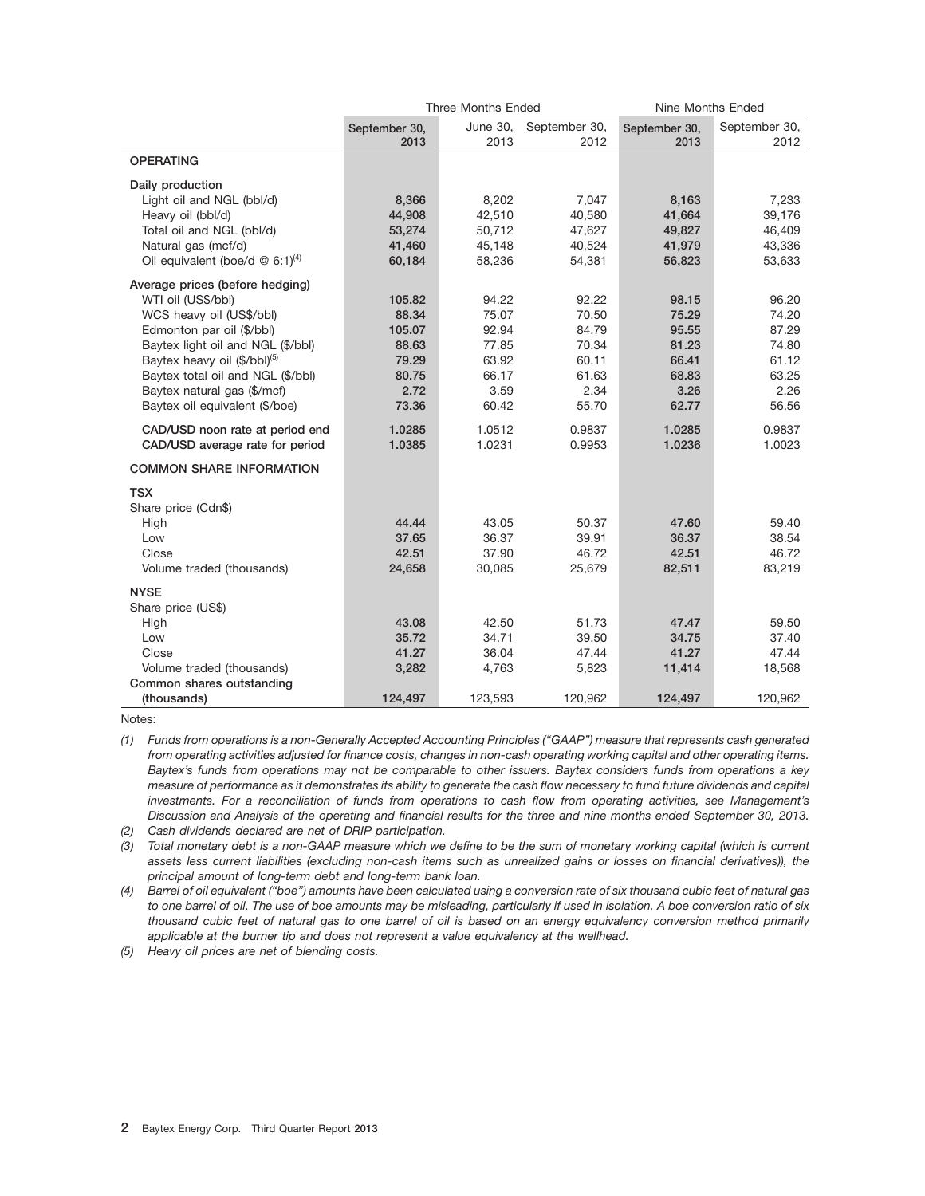| | Three Months Ended | | | Nine Months Ended | |
|---|---|---|---|---|---|
| | September 30, 2013 | June 30, 2013 | September 30, 2012 | September 30, 2013 | September 30, 2012 |
| **OPERATING** | | | | | |
| Daily production | | | | | |
| Light oil and NGL (bbl/d) | 8,366 | 8,202 | 7,047 | 8,163 | 7,233 |
| Heavy oil (bbl/d) | 44,908 | 42,510 | 40,580 | 41,664 | 39,176 |
| Total oil and NGL (bbl/d) | 53,274 | 50,712 | 47,627 | 49,827 | 46,409 |
| Natural gas (mcf/d) | 41,460 | 45,148 | 40,524 | 41,979 | 43,336 |
| Oil equivalent (boe/d @ 6:1)(4) | 60,184 | 58,236 | 54,381 | 56,823 | 53,633 |
| Average prices (before hedging) | | | | | |
| WTI oil (US$/bbl) | 105.82 | 94.22 | 92.22 | 98.15 | 96.20 |
| WCS heavy oil (US$/bbl) | 88.34 | 75.07 | 70.50 | 75.29 | 74.20 |
| Edmonton par oil ($/bbl) | 105.07 | 92.94 | 84.79 | 95.55 | 87.29 |
| Baytex light oil and NGL ($/bbl) | 88.63 | 77.85 | 70.34 | 81.23 | 74.80 |
| Baytex heavy oil ($/bbl)(5) | 79.29 | 63.92 | 60.11 | 66.41 | 61.12 |
| Baytex total oil and NGL ($/bbl) | 80.75 | 66.17 | 61.63 | 68.83 | 63.25 |
| Baytex natural gas ($/mcf) | 2.72 | 3.59 | 2.34 | 3.26 | 2.26 |
| Baytex oil equivalent ($/boe) | 73.36 | 60.42 | 55.70 | 62.77 | 56.56 |
| CAD/USD noon rate at period end | 1.0285 | 1.0512 | 0.9837 | 1.0285 | 0.9837 |
| CAD/USD average rate for period | 1.0385 | 1.0231 | 0.9953 | 1.0236 | 1.0023 |
| **COMMON SHARE INFORMATION** | | | | | |
| **TSX** | | | | | |
| Share price (Cdn$) | | | | | |
| High | 44.44 | 43.05 | 50.37 | 47.60 | 59.40 |
| Low | 37.65 | 36.37 | 39.91 | 36.37 | 38.54 |
| Close | 42.51 | 37.90 | 46.72 | 42.51 | 46.72 |
| Volume traded (thousands) | 24,658 | 30,085 | 25,679 | 82,511 | 83,219 |
| **NYSE** | | | | | |
| Share price (US$) | | | | | |
| High | 43.08 | 42.50 | 51.73 | 47.47 | 59.50 |
| Low | 35.72 | 34.71 | 39.50 | 34.75 | 37.40 |
| Close | 41.27 | 36.04 | 47.44 | 41.27 | 47.44 |
| Volume traded (thousands) | 3,282 | 4,763 | 5,823 | 11,414 | 18,568 |
| **Common shares outstanding (thousands)** | 124,497 | 123,593 | 120,962 | 124,497 | 120,962 |

Notes:

*(1) Funds from operations is a non-Generally Accepted Accounting Principles ("GAAP") measure that represents cash generated from operating activities adjusted for finance costs, changes in non-cash operating working capital and other operating items. Baytex's funds from operations may not be comparable to other issuers. Baytex considers funds from operations a key measure of performance as it demonstrates its ability to generate the cash flow necessary to fund future dividends and capital investments. For a reconciliation of funds from operations to cash flow from operating activities, see Management's Discussion and Analysis of the operating and financial results for the three and nine months ended September 30, 2013.*

*(2) Cash dividends declared are net of DRIP participation.*

*(3) Total monetary debt is a non-GAAP measure which we define to be the sum of monetary working capital (which is current assets less current liabilities (excluding non-cash items such as unrealized gains or losses on financial derivatives)), the principal amount of long-term debt and long-term bank loan.*

*(4) Barrel of oil equivalent ("boe") amounts have been calculated using a conversion rate of six thousand cubic feet of natural gas to one barrel of oil. The use of boe amounts may be misleading, particularly if used in isolation. A boe conversion ratio of six thousand cubic feet of natural gas to one barrel of oil is based on an energy equivalency conversion method primarily applicable at the burner tip and does not represent a value equivalency at the wellhead.*

*(5) Heavy oil prices are net of blending costs.*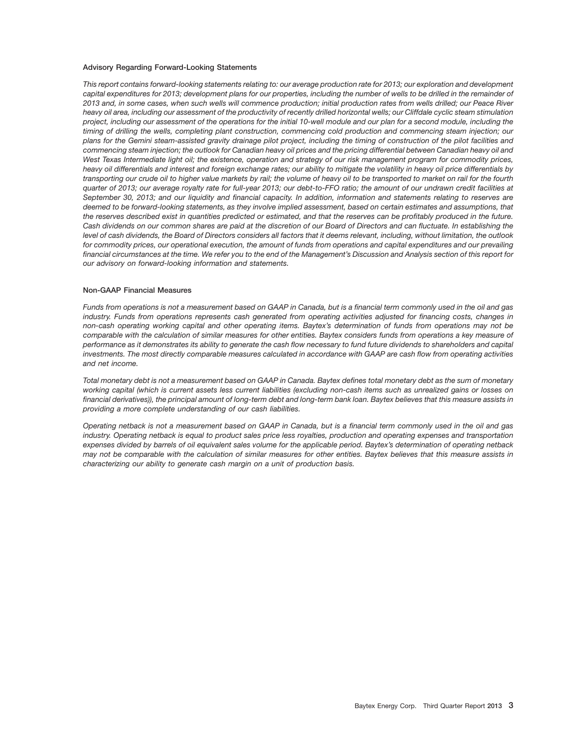### Advisory Regarding Forward-Looking Statements

*This report contains forward-looking statements relating to: our average production rate for 2013; our exploration and development capital expenditures for 2013; development plans for our properties, including the number of wells to be drilled in the remainder of 2013 and, in some cases, when such wells will commence production; initial production rates from wells drilled; our Peace River heavy oil area, including our assessment of the productivity of recently drilled horizontal wells; our Cliffdale cyclic steam stimulation project, including our assessment of the operations for the initial 10-well module and our plan for a second module, including the timing of drilling the wells, completing plant construction, commencing cold production and commencing steam injection; our plans for the Gemini steam-assisted gravity drainage pilot project, including the timing of construction of the pilot facilities and commencing steam injection; the outlook for Canadian heavy oil prices and the pricing differential between Canadian heavy oil and West Texas Intermediate light oil; the existence, operation and strategy of our risk management program for commodity prices, heavy oil differentials and interest and foreign exchange rates; our ability to mitigate the volatility in heavy oil price differentials by transporting our crude oil to higher value markets by rail; the volume of heavy oil to be transported to market on rail for the fourth quarter of 2013; our average royalty rate for full-year 2013; our debt-to-FFO ratio; the amount of our undrawn credit facilities at September 30, 2013; and our liquidity and financial capacity. In addition, information and statements relating to reserves are deemed to be forward-looking statements, as they involve implied assessment, based on certain estimates and assumptions, that the reserves described exist in quantities predicted or estimated, and that the reserves can be profitably produced in the future. Cash dividends on our common shares are paid at the discretion of our Board of Directors and can fluctuate. In establishing the level of cash dividends, the Board of Directors considers all factors that it deems relevant, including, without limitation, the outlook for commodity prices, our operational execution, the amount of funds from operations and capital expenditures and our prevailing financial circumstances at the time. We refer you to the end of the Management's Discussion and Analysis section of this report for our advisory on forward-looking information and statements.*

### Non-GAAP Financial Measures

*Funds from operations is not a measurement based on GAAP in Canada, but is a financial term commonly used in the oil and gas industry. Funds from operations represents cash generated from operating activities adjusted for financing costs, changes in non-cash operating working capital and other operating items. Baytex's determination of funds from operations may not be comparable with the calculation of similar measures for other entities. Baytex considers funds from operations a key measure of performance as it demonstrates its ability to generate the cash flow necessary to fund future dividends to shareholders and capital investments. The most directly comparable measures calculated in accordance with GAAP are cash flow from operating activities and net income.*

*Total monetary debt is not a measurement based on GAAP in Canada. Baytex defines total monetary debt as the sum of monetary working capital (which is current assets less current liabilities (excluding non-cash items such as unrealized gains or losses on financial derivatives)), the principal amount of long-term debt and long-term bank loan. Baytex believes that this measure assists in providing a more complete understanding of our cash liabilities.*

*Operating netback is not a measurement based on GAAP in Canada, but is a financial term commonly used in the oil and gas industry. Operating netback is equal to product sales price less royalties, production and operating expenses and transportation expenses divided by barrels of oil equivalent sales volume for the applicable period. Baytex's determination of operating netback may not be comparable with the calculation of similar measures for other entities. Baytex believes that this measure assists in characterizing our ability to generate cash margin on a unit of production basis.*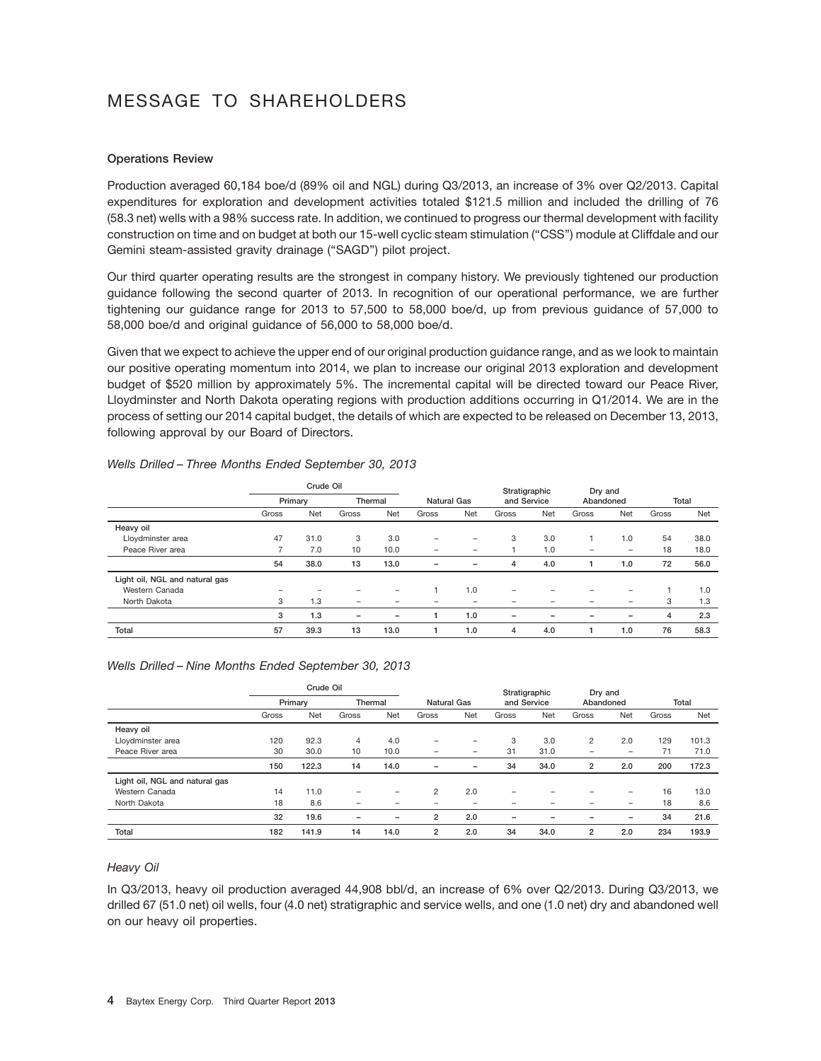# MESSAGE TO SHAREHOLDERS

**Operations Review**

Production averaged 60,184 boe/d (89% oil and NGL) during Q3/2013, an increase of 3% over Q2/2013. Capital expenditures for exploration and development activities totaled $121.5 million and included the drilling of 76 (58.3 net) wells with a 98% success rate. In addition, we continued to progress our thermal development with facility construction on time and on budget at both our 15-well cyclic steam stimulation ("CSS") module at Cliffdale and our Gemini steam-assisted gravity drainage ("SAGD") pilot project.

Our third quarter operating results are the strongest in company history. We previously tightened our production guidance following the second quarter of 2013. In recognition of our operational performance, we are further tightening our guidance range for 2013 to 57,500 to 58,000 boe/d, up from previous guidance of 57,000 to 58,000 boe/d and original guidance of 56,000 to 58,000 boe/d.

Given that we expect to achieve the upper end of our original production guidance range, and as we look to maintain our positive operating momentum into 2014, we plan to increase our original 2013 exploration and development budget of $520 million by approximately 5%. The incremental capital will be directed toward our Peace River, Lloydminster and North Dakota operating regions with production additions occurring in Q1/2014. We are in the process of setting our 2014 capital budget, the details of which are expected to be released on December 13, 2013, following approval by our Board of Directors.

*Wells Drilled – Three Months Ended September 30, 2013*

| | Crude Oil | | | | | | | | | | | |
|---|---|---|---|---|---|---|---|---|---|---|---|---|
| | Primary | | Thermal | | Natural Gas | | Stratigraphic and Service | | Dry and Abandoned | | Total | |
| | Gross | Net | Gross | Net | Gross | Net | Gross | Net | Gross | Net | Gross | Net |
| **Heavy oil** | | | | | | | | | | | | |
| Lloydminster area | 47 | 31.0 | 3 | 3.0 | – | – | 3 | 3.0 | 1 | 1.0 | 54 | 38.0 |
| Peace River area | 7 | 7.0 | 10 | 10.0 | – | – | 1 | 1.0 | – | – | 18 | 18.0 |
| | 54 | 38.0 | 13 | 13.0 | – | – | 4 | 4.0 | 1 | 1.0 | 72 | 56.0 |
| **Light oil, NGL and natural gas** | | | | | | | | | | | | |
| Western Canada | – | – | – | – | 1 | 1.0 | – | – | – | – | 1 | 1.0 |
| North Dakota | 3 | 1.3 | – | – | – | – | – | – | – | – | 3 | 1.3 |
| | 3 | 1.3 | – | – | 1 | 1.0 | – | – | – | – | 4 | 2.3 |
| **Total** | 57 | 39.3 | 13 | 13.0 | 1 | 1.0 | 4 | 4.0 | 1 | 1.0 | 76 | 58.3 |

*Wells Drilled – Nine Months Ended September 30, 2013*

| | Crude Oil | | | | | | | | | | | |
|---|---|---|---|---|---|---|---|---|---|---|---|---|
| | Primary | | Thermal | | Natural Gas | | Stratigraphic and Service | | Dry and Abandoned | | Total | |
| | Gross | Net | Gross | Net | Gross | Net | Gross | Net | Gross | Net | Gross | Net |
| **Heavy oil** | | | | | | | | | | | | |
| Lloydminster area | 120 | 92.3 | 4 | 4.0 | – | – | 3 | 3.0 | 2 | 2.0 | 129 | 101.3 |
| Peace River area | 30 | 30.0 | 10 | 10.0 | – | – | 31 | 31.0 | – | – | 71 | 71.0 |
| | 150 | 122.3 | 14 | 14.0 | – | – | 34 | 34.0 | 2 | 2.0 | 200 | 172.3 |
| **Light oil, NGL and natural gas** | | | | | | | | | | | | |
| Western Canada | 14 | 11.0 | – | – | 2 | 2.0 | – | – | – | – | 16 | 13.0 |
| North Dakota | 18 | 8.6 | – | – | – | – | – | – | – | – | 18 | 8.6 |
| | 32 | 19.6 | – | – | 2 | 2.0 | – | – | – | – | 34 | 21.6 |
| **Total** | 182 | 141.9 | 14 | 14.0 | 2 | 2.0 | 34 | 34.0 | 2 | 2.0 | 234 | 193.9 |

### *Heavy Oil*

In Q3/2013, heavy oil production averaged 44,908 bbl/d, an increase of 6% over Q2/2013. During Q3/2013, we drilled 67 (51.0 net) oil wells, four (4.0 net) stratigraphic and service wells, and one (1.0 net) dry and abandoned well on our heavy oil properties.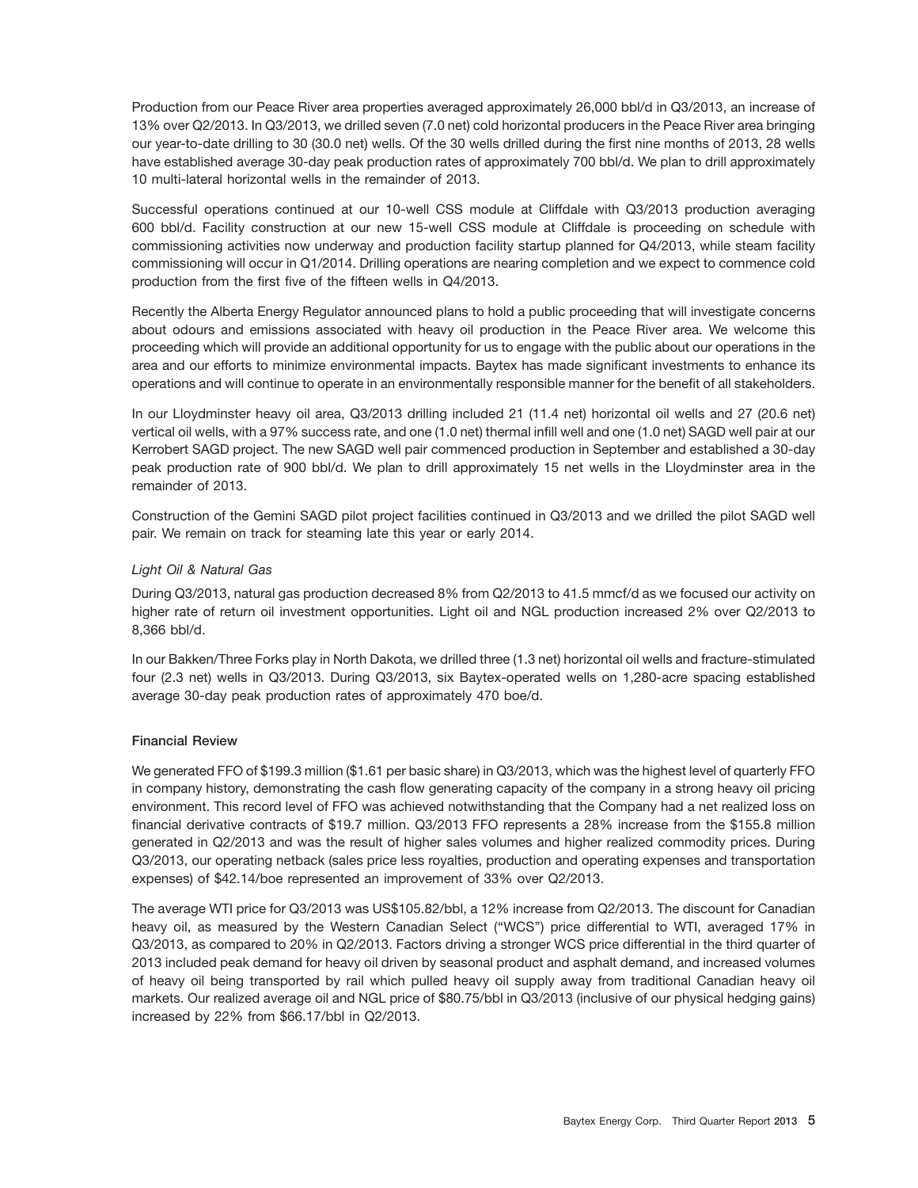Production from our Peace River area properties averaged approximately 26,000 bbl/d in Q3/2013, an increase of 13% over Q2/2013. In Q3/2013, we drilled seven (7.0 net) cold horizontal producers in the Peace River area bringing our year-to-date drilling to 30 (30.0 net) wells. Of the 30 wells drilled during the first nine months of 2013, 28 wells have established average 30-day peak production rates of approximately 700 bbl/d. We plan to drill approximately 10 multi-lateral horizontal wells in the remainder of 2013.

Successful operations continued at our 10-well CSS module at Cliffdale with Q3/2013 production averaging 600 bbl/d. Facility construction at our new 15-well CSS module at Cliffdale is proceeding on schedule with commissioning activities now underway and production facility startup planned for Q4/2013, while steam facility commissioning will occur in Q1/2014. Drilling operations are nearing completion and we expect to commence cold production from the first five of the fifteen wells in Q4/2013.

Recently the Alberta Energy Regulator announced plans to hold a public proceeding that will investigate concerns about odours and emissions associated with heavy oil production in the Peace River area. We welcome this proceeding which will provide an additional opportunity for us to engage with the public about our operations in the area and our efforts to minimize environmental impacts. Baytex has made significant investments to enhance its operations and will continue to operate in an environmentally responsible manner for the benefit of all stakeholders.

In our Lloydminster heavy oil area, Q3/2013 drilling included 21 (11.4 net) horizontal oil wells and 27 (20.6 net) vertical oil wells, with a 97% success rate, and one (1.0 net) thermal infill well and one (1.0 net) SAGD well pair at our Kerrobert SAGD project. The new SAGD well pair commenced production in September and established a 30-day peak production rate of 900 bbl/d. We plan to drill approximately 15 net wells in the Lloydminster area in the remainder of 2013.

Construction of the Gemini SAGD pilot project facilities continued in Q3/2013 and we drilled the pilot SAGD well pair. We remain on track for steaming late this year or early 2014.

*Light Oil & Natural Gas*

During Q3/2013, natural gas production decreased 8% from Q2/2013 to 41.5 mmcf/d as we focused our activity on higher rate of return oil investment opportunities. Light oil and NGL production increased 2% over Q2/2013 to 8,366 bbl/d.

In our Bakken/Three Forks play in North Dakota, we drilled three (1.3 net) horizontal oil wells and fracture-stimulated four (2.3 net) wells in Q3/2013. During Q3/2013, six Baytex-operated wells on 1,280-acre spacing established average 30-day peak production rates of approximately 470 boe/d.

**Financial Review**

We generated FFO of $199.3 million ($1.61 per basic share) in Q3/2013, which was the highest level of quarterly FFO in company history, demonstrating the cash flow generating capacity of the company in a strong heavy oil pricing environment. This record level of FFO was achieved notwithstanding that the Company had a net realized loss on financial derivative contracts of $19.7 million. Q3/2013 FFO represents a 28% increase from the $155.8 million generated in Q2/2013 and was the result of higher sales volumes and higher realized commodity prices. During Q3/2013, our operating netback (sales price less royalties, production and operating expenses and transportation expenses) of $42.14/boe represented an improvement of 33% over Q2/2013.

The average WTI price for Q3/2013 was US$105.82/bbl, a 12% increase from Q2/2013. The discount for Canadian heavy oil, as measured by the Western Canadian Select ("WCS") price differential to WTI, averaged 17% in Q3/2013, as compared to 20% in Q2/2013. Factors driving a stronger WCS price differential in the third quarter of 2013 included peak demand for heavy oil driven by seasonal product and asphalt demand, and increased volumes of heavy oil being transported by rail which pulled heavy oil supply away from traditional Canadian heavy oil markets. Our realized average oil and NGL price of $80.75/bbl in Q3/2013 (inclusive of our physical hedging gains) increased by 22% from $66.17/bbl in Q2/2013.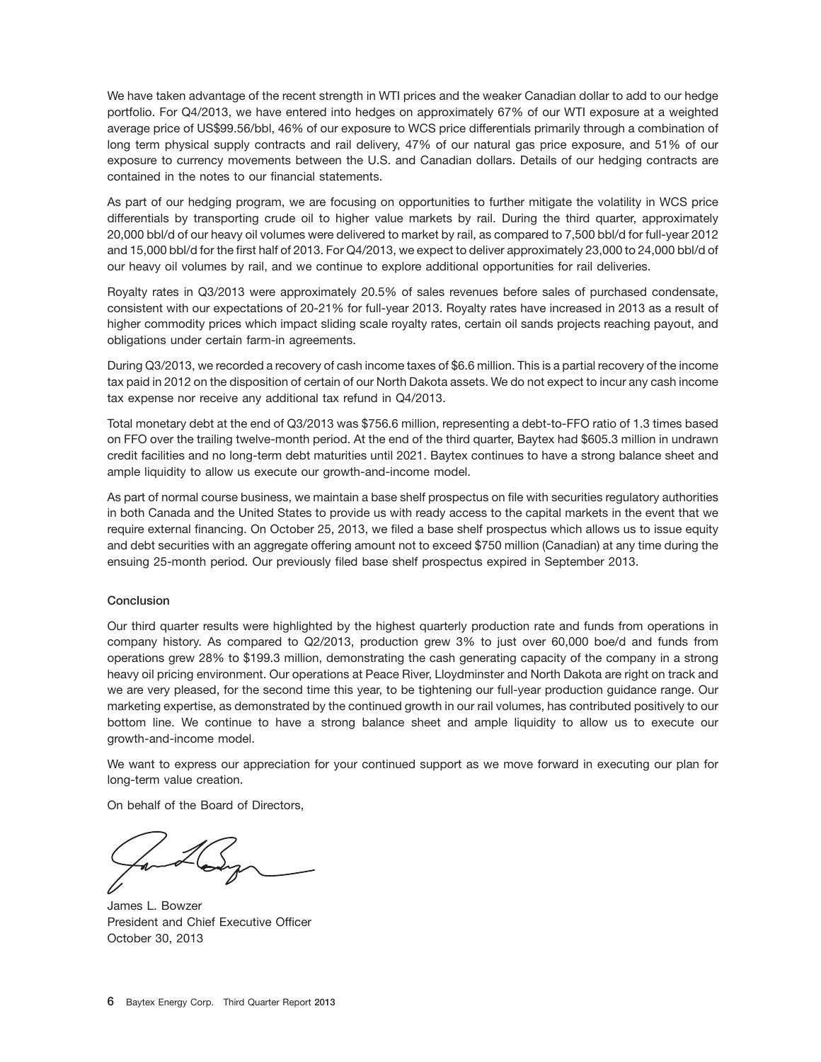We have taken advantage of the recent strength in WTI prices and the weaker Canadian dollar to add to our hedge portfolio. For Q4/2013, we have entered into hedges on approximately 67% of our WTI exposure at a weighted average price of US$99.56/bbl, 46% of our exposure to WCS price differentials primarily through a combination of long term physical supply contracts and rail delivery, 47% of our natural gas price exposure, and 51% of our exposure to currency movements between the U.S. and Canadian dollars. Details of our hedging contracts are contained in the notes to our financial statements.

As part of our hedging program, we are focusing on opportunities to further mitigate the volatility in WCS price differentials by transporting crude oil to higher value markets by rail. During the third quarter, approximately 20,000 bbl/d of our heavy oil volumes were delivered to market by rail, as compared to 7,500 bbl/d for full-year 2012 and 15,000 bbl/d for the first half of 2013. For Q4/2013, we expect to deliver approximately 23,000 to 24,000 bbl/d of our heavy oil volumes by rail, and we continue to explore additional opportunities for rail deliveries.

Royalty rates in Q3/2013 were approximately 20.5% of sales revenues before sales of purchased condensate, consistent with our expectations of 20-21% for full-year 2013. Royalty rates have increased in 2013 as a result of higher commodity prices which impact sliding scale royalty rates, certain oil sands projects reaching payout, and obligations under certain farm-in agreements.

During Q3/2013, we recorded a recovery of cash income taxes of $6.6 million. This is a partial recovery of the income tax paid in 2012 on the disposition of certain of our North Dakota assets. We do not expect to incur any cash income tax expense nor receive any additional tax refund in Q4/2013.

Total monetary debt at the end of Q3/2013 was $756.6 million, representing a debt-to-FFO ratio of 1.3 times based on FFO over the trailing twelve-month period. At the end of the third quarter, Baytex had $605.3 million in undrawn credit facilities and no long-term debt maturities until 2021. Baytex continues to have a strong balance sheet and ample liquidity to allow us execute our growth-and-income model.

As part of normal course business, we maintain a base shelf prospectus on file with securities regulatory authorities in both Canada and the United States to provide us with ready access to the capital markets in the event that we require external financing. On October 25, 2013, we filed a base shelf prospectus which allows us to issue equity and debt securities with an aggregate offering amount not to exceed $750 million (Canadian) at any time during the ensuing 25-month period. Our previously filed base shelf prospectus expired in September 2013.

## Conclusion

Our third quarter results were highlighted by the highest quarterly production rate and funds from operations in company history. As compared to Q2/2013, production grew 3% to just over 60,000 boe/d and funds from operations grew 28% to $199.3 million, demonstrating the cash generating capacity of the company in a strong heavy oil pricing environment. Our operations at Peace River, Lloydminster and North Dakota are right on track and we are very pleased, for the second time this year, to be tightening our full-year production guidance range. Our marketing expertise, as demonstrated by the continued growth in our rail volumes, has contributed positively to our bottom line. We continue to have a strong balance sheet and ample liquidity to allow us to execute our growth-and-income model.

We want to express our appreciation for your continued support as we move forward in executing our plan for long-term value creation.

On behalf of the Board of Directors,

James L. Bowzer
President and Chief Executive Officer
October 30, 2013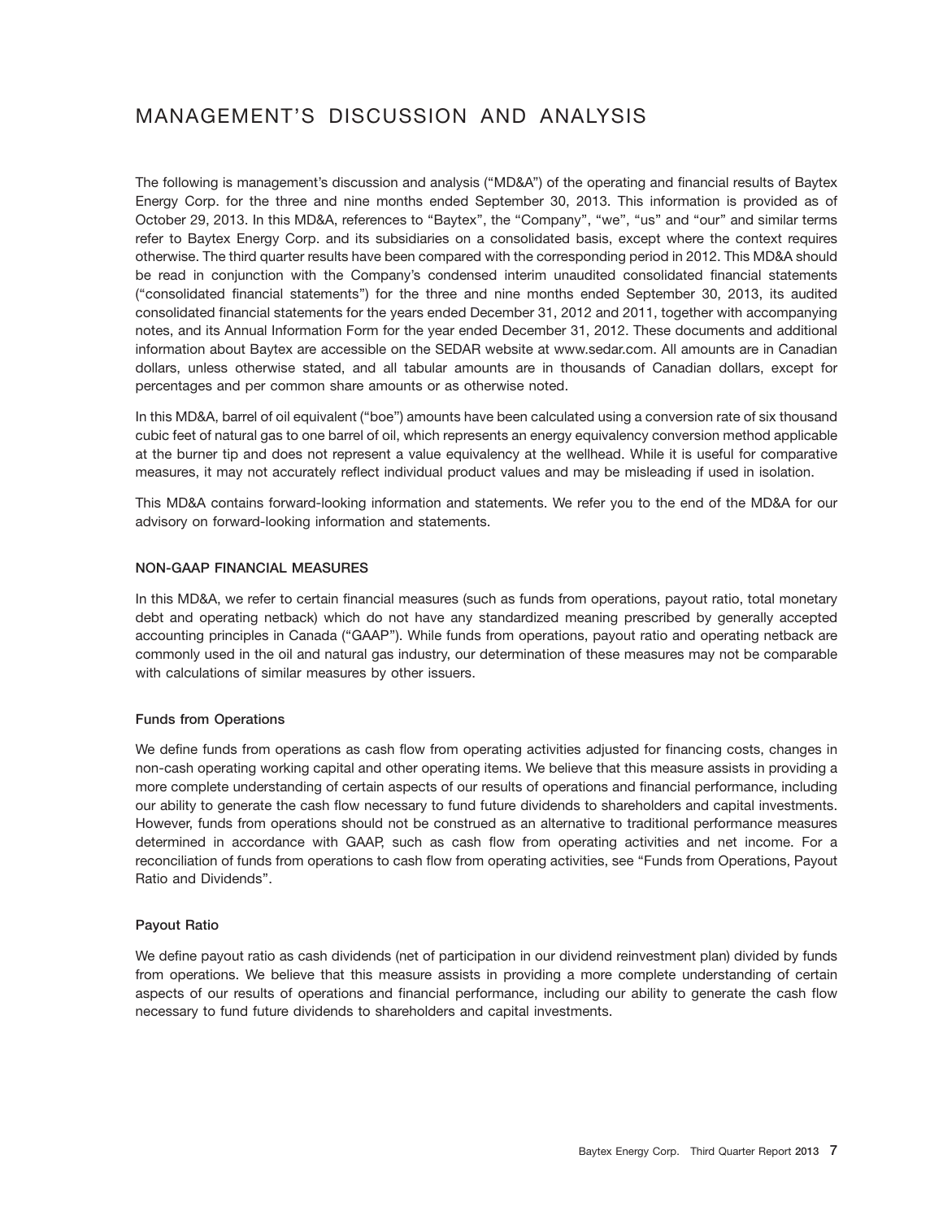# MANAGEMENT'S DISCUSSION AND ANALYSIS

The following is management's discussion and analysis ("MD&A") of the operating and financial results of Baytex Energy Corp. for the three and nine months ended September 30, 2013. This information is provided as of October 29, 2013. In this MD&A, references to "Baytex", the "Company", "we", "us" and "our" and similar terms refer to Baytex Energy Corp. and its subsidiaries on a consolidated basis, except where the context requires otherwise. The third quarter results have been compared with the corresponding period in 2012. This MD&A should be read in conjunction with the Company's condensed interim unaudited consolidated financial statements ("consolidated financial statements") for the three and nine months ended September 30, 2013, its audited consolidated financial statements for the years ended December 31, 2012 and 2011, together with accompanying notes, and its Annual Information Form for the year ended December 31, 2012. These documents and additional information about Baytex are accessible on the SEDAR website at www.sedar.com. All amounts are in Canadian dollars, unless otherwise stated, and all tabular amounts are in thousands of Canadian dollars, except for percentages and per common share amounts or as otherwise noted.

In this MD&A, barrel of oil equivalent ("boe") amounts have been calculated using a conversion rate of six thousand cubic feet of natural gas to one barrel of oil, which represents an energy equivalency conversion method applicable at the burner tip and does not represent a value equivalency at the wellhead. While it is useful for comparative measures, it may not accurately reflect individual product values and may be misleading if used in isolation.

This MD&A contains forward-looking information and statements. We refer you to the end of the MD&A for our advisory on forward-looking information and statements.

## NON-GAAP FINANCIAL MEASURES

In this MD&A, we refer to certain financial measures (such as funds from operations, payout ratio, total monetary debt and operating netback) which do not have any standardized meaning prescribed by generally accepted accounting principles in Canada ("GAAP"). While funds from operations, payout ratio and operating netback are commonly used in the oil and natural gas industry, our determination of these measures may not be comparable with calculations of similar measures by other issuers.

### Funds from Operations

We define funds from operations as cash flow from operating activities adjusted for financing costs, changes in non-cash operating working capital and other operating items. We believe that this measure assists in providing a more complete understanding of certain aspects of our results of operations and financial performance, including our ability to generate the cash flow necessary to fund future dividends to shareholders and capital investments. However, funds from operations should not be construed as an alternative to traditional performance measures determined in accordance with GAAP, such as cash flow from operating activities and net income. For a reconciliation of funds from operations to cash flow from operating activities, see "Funds from Operations, Payout Ratio and Dividends".

### Payout Ratio

We define payout ratio as cash dividends (net of participation in our dividend reinvestment plan) divided by funds from operations. We believe that this measure assists in providing a more complete understanding of certain aspects of our results of operations and financial performance, including our ability to generate the cash flow necessary to fund future dividends to shareholders and capital investments.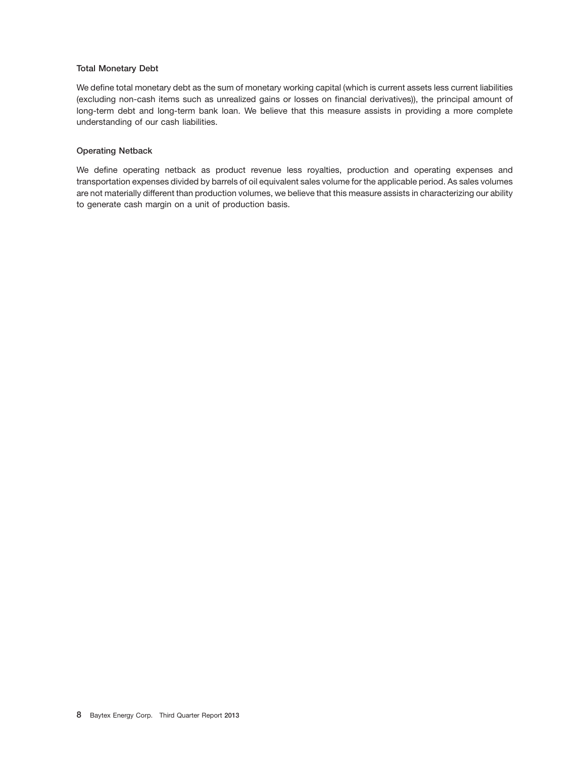### Total Monetary Debt

We define total monetary debt as the sum of monetary working capital (which is current assets less current liabilities (excluding non-cash items such as unrealized gains or losses on financial derivatives)), the principal amount of long-term debt and long-term bank loan. We believe that this measure assists in providing a more complete understanding of our cash liabilities.

### Operating Netback

We define operating netback as product revenue less royalties, production and operating expenses and transportation expenses divided by barrels of oil equivalent sales volume for the applicable period. As sales volumes are not materially different than production volumes, we believe that this measure assists in characterizing our ability to generate cash margin on a unit of production basis.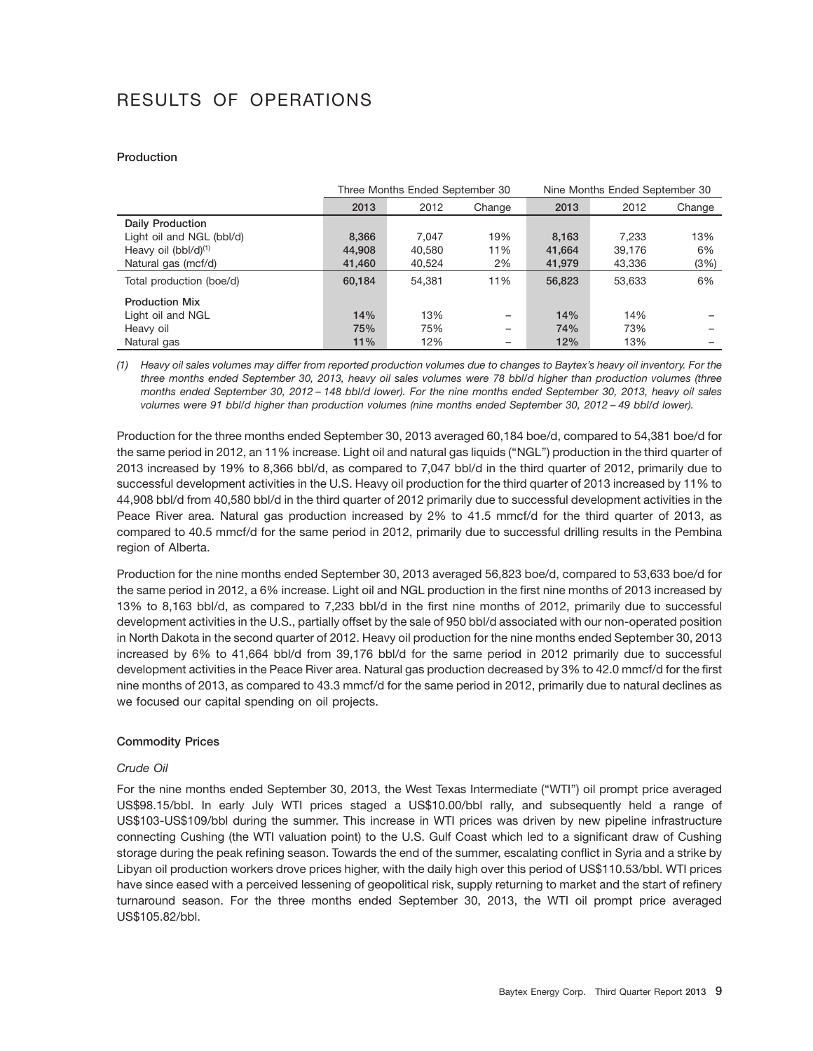# RESULTS OF OPERATIONS

### Production

| | Three Months Ended September 30 | | | Nine Months Ended September 30 | | |
|---|---|---|---|---|---|---|
| | **2013** | 2012 | Change | **2013** | 2012 | Change |
| **Daily Production** | | | | | | |
| Light oil and NGL (bbl/d) | **8,366** | 7,047 | 19% | **8,163** | 7,233 | 13% |
| Heavy oil (bbl/d)[(1)] | **44,908** | 40,580 | 11% | **41,664** | 39,176 | 6% |
| Natural gas (mcf/d) | **41,460** | 40,524 | 2% | **41,979** | 43,336 | (3%) |
| Total production (boe/d) | **60,184** | 54,381 | 11% | **56,823** | 53,633 | 6% |
| **Production Mix** | | | | | | |
| Light oil and NGL | **14%** | 13% | – | **14%** | 14% | – |
| Heavy oil | **75%** | 75% | – | **74%** | 73% | – |
| Natural gas | **11%** | 12% | – | **12%** | 13% | – |

*(1) Heavy oil sales volumes may differ from reported production volumes due to changes to Baytex's heavy oil inventory. For the three months ended September 30, 2013, heavy oil sales volumes were 78 bbl/d higher than production volumes (three months ended September 30, 2012 – 148 bbl/d lower). For the nine months ended September 30, 2013, heavy oil sales volumes were 91 bbl/d higher than production volumes (nine months ended September 30, 2012 – 49 bbl/d lower).*

Production for the three months ended September 30, 2013 averaged 60,184 boe/d, compared to 54,381 boe/d for the same period in 2012, an 11% increase. Light oil and natural gas liquids ("NGL") production in the third quarter of 2013 increased by 19% to 8,366 bbl/d, as compared to 7,047 bbl/d in the third quarter of 2012, primarily due to successful development activities in the U.S. Heavy oil production for the third quarter of 2013 increased by 11% to 44,908 bbl/d from 40,580 bbl/d in the third quarter of 2012 primarily due to successful development activities in the Peace River area. Natural gas production increased by 2% to 41.5 mmcf/d for the third quarter of 2013, as compared to 40.5 mmcf/d for the same period in 2012, primarily due to successful drilling results in the Pembina region of Alberta.

Production for the nine months ended September 30, 2013 averaged 56,823 boe/d, compared to 53,633 boe/d for the same period in 2012, a 6% increase. Light oil and NGL production in the first nine months of 2013 increased by 13% to 8,163 bbl/d, as compared to 7,233 bbl/d in the first nine months of 2012, primarily due to successful development activities in the U.S., partially offset by the sale of 950 bbl/d associated with our non-operated position in North Dakota in the second quarter of 2012. Heavy oil production for the nine months ended September 30, 2013 increased by 6% to 41,664 bbl/d from 39,176 bbl/d for the same period in 2012 primarily due to successful development activities in the Peace River area. Natural gas production decreased by 3% to 42.0 mmcf/d for the first nine months of 2013, as compared to 43.3 mmcf/d for the same period in 2012, primarily due to natural declines as we focused our capital spending on oil projects.

### Commodity Prices

*Crude Oil*

For the nine months ended September 30, 2013, the West Texas Intermediate ("WTI") oil prompt price averaged US$98.15/bbl. In early July WTI prices staged a US$10.00/bbl rally, and subsequently held a range of US$103-US$109/bbl during the summer. This increase in WTI prices was driven by new pipeline infrastructure connecting Cushing (the WTI valuation point) to the U.S. Gulf Coast which led to a significant draw of Cushing storage during the peak refining season. Towards the end of the summer, escalating conflict in Syria and a strike by Libyan oil production workers drove prices higher, with the daily high over this period of US$110.53/bbl. WTI prices have since eased with a perceived lessening of geopolitical risk, supply returning to market and the start of refinery turnaround season. For the three months ended September 30, 2013, the WTI oil prompt price averaged US$105.82/bbl.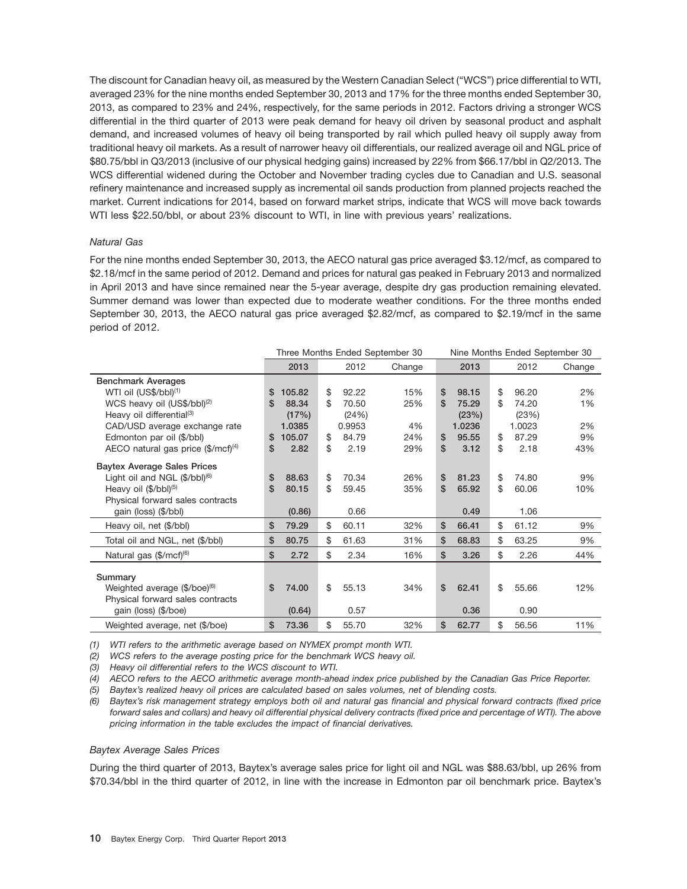The discount for Canadian heavy oil, as measured by the Western Canadian Select ("WCS") price differential to WTI, averaged 23% for the nine months ended September 30, 2013 and 17% for the three months ended September 30, 2013, as compared to 23% and 24%, respectively, for the same periods in 2012. Factors driving a stronger WCS differential in the third quarter of 2013 were peak demand for heavy oil driven by seasonal product and asphalt demand, and increased volumes of heavy oil being transported by rail which pulled heavy oil supply away from traditional heavy oil markets. As a result of narrower heavy oil differentials, our realized average oil and NGL price of $80.75/bbl in Q3/2013 (inclusive of our physical hedging gains) increased by 22% from $66.17/bbl in Q2/2013. The WCS differential widened during the October and November trading cycles due to Canadian and U.S. seasonal refinery maintenance and increased supply as incremental oil sands production from planned projects reached the market. Current indications for 2014, based on forward market strips, indicate that WCS will move back towards WTI less $22.50/bbl, or about 23% discount to WTI, in line with previous years' realizations.

*Natural Gas*

For the nine months ended September 30, 2013, the AECO natural gas price averaged $3.12/mcf, as compared to $2.18/mcf in the same period of 2012. Demand and prices for natural gas peaked in February 2013 and normalized in April 2013 and have since remained near the 5-year average, despite dry gas production remaining elevated. Summer demand was lower than expected due to moderate weather conditions. For the three months ended September 30, 2013, the AECO natural gas price averaged $2.82/mcf, as compared to $2.19/mcf in the same period of 2012.

| | Three Months Ended September 30 | | | Nine Months Ended September 30 | | |
|---|---|---|---|---|---|---|
| | 2013 | 2012 | Change | 2013 | 2012 | Change |
| **Benchmark Averages** | | | | | | |
| WTI oil (US$/bbl)[1] | $ 105.82 | $ 92.22 | 15% | $ 98.15 | $ 96.20 | 2% |
| WCS heavy oil (US$/bbl)[2] | $ 88.34 | $ 70.50 | 25% | $ 75.29 | $ 74.20 | 1% |
| Heavy oil differential[3] | (17%) | (24%) | | (23%) | (23%) | |
| CAD/USD average exchange rate | 1.0385 | 0.9953 | 4% | 1.0236 | 1.0023 | 2% |
| Edmonton par oil ($/bbl) | $ 105.07 | $ 84.79 | 24% | $ 95.55 | $ 87.29 | 9% |
| AECO natural gas price ($/mcf)[4] | $ 2.82 | $ 2.19 | 29% | $ 3.12 | $ 2.18 | 43% |
| **Baytex Average Sales Prices** | | | | | | |
| Light oil and NGL ($/bbl)[6] | $ 88.63 | $ 70.34 | 26% | $ 81.23 | $ 74.80 | 9% |
| Heavy oil ($/bbl)[5] | $ 80.15 | $ 59.45 | 35% | $ 65.92 | $ 60.06 | 10% |
| Physical forward sales contracts gain (loss) ($/bbl) | (0.86) | 0.66 | | 0.49 | 1.06 | |
| Heavy oil, net ($/bbl) | $ 79.29 | $ 60.11 | 32% | $ 66.41 | $ 61.12 | 9% |
| Total oil and NGL, net ($/bbl) | $ 80.75 | $ 61.63 | 31% | $ 68.83 | $ 63.25 | 9% |
| Natural gas ($/mcf)[6] | $ 2.72 | $ 2.34 | 16% | $ 3.26 | $ 2.26 | 44% |
| **Summary** | | | | | | |
| Weighted average ($/boe)[6] | $ 74.00 | $ 55.13 | 34% | $ 62.41 | $ 55.66 | 12% |
| Physical forward sales contracts gain (loss) ($/boe) | (0.64) | 0.57 | | 0.36 | 0.90 | |
| Weighted average, net ($/boe) | $ 73.36 | $ 55.70 | 32% | $ 62.77 | $ 56.56 | 11% |

*(1) WTI refers to the arithmetic average based on NYMEX prompt month WTI.*

*(2) WCS refers to the average posting price for the benchmark WCS heavy oil.*

*(3) Heavy oil differential refers to the WCS discount to WTI.*

*(4) AECO refers to the AECO arithmetic average month-ahead index price published by the Canadian Gas Price Reporter.*

*(5) Baytex's realized heavy oil prices are calculated based on sales volumes, net of blending costs.*

*(6) Baytex's risk management strategy employs both oil and natural gas financial and physical forward contracts (fixed price forward sales and collars) and heavy oil differential physical delivery contracts (fixed price and percentage of WTI). The above pricing information in the table excludes the impact of financial derivatives.*

*Baytex Average Sales Prices*

During the third quarter of 2013, Baytex's average sales price for light oil and NGL was $88.63/bbl, up 26% from $70.34/bbl in the third quarter of 2012, in line with the increase in Edmonton par oil benchmark price. Baytex's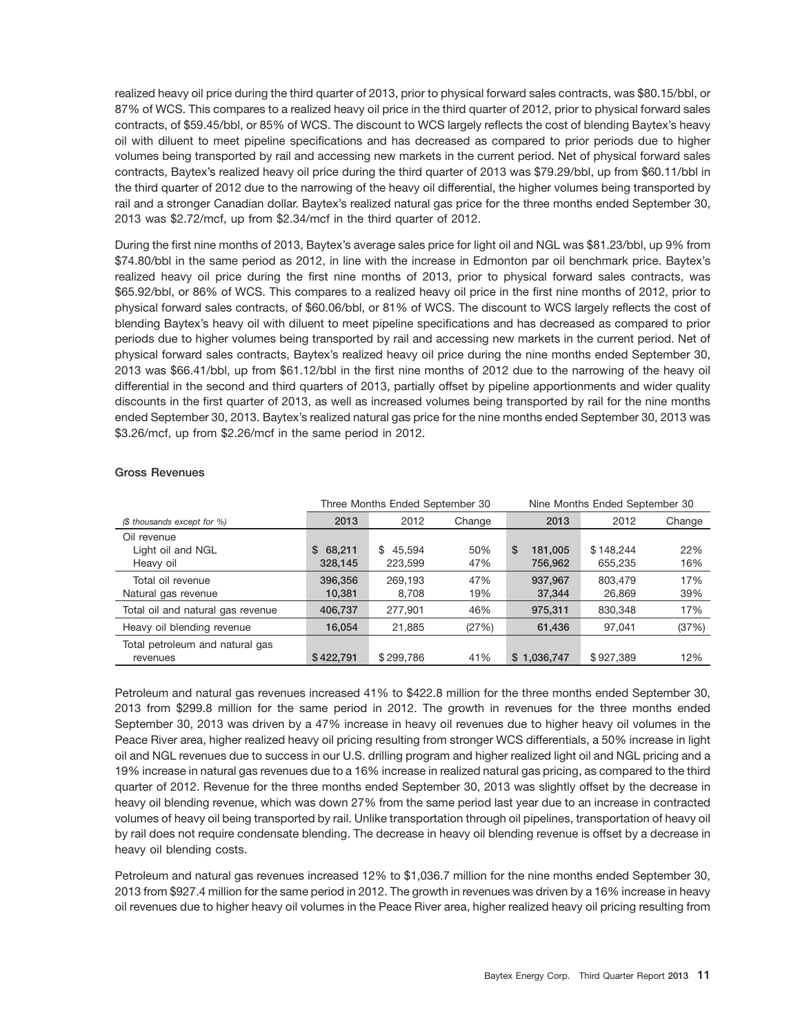realized heavy oil price during the third quarter of 2013, prior to physical forward sales contracts, was $80.15/bbl, or 87% of WCS. This compares to a realized heavy oil price in the third quarter of 2012, prior to physical forward sales contracts, of $59.45/bbl, or 85% of WCS. The discount to WCS largely reflects the cost of blending Baytex's heavy oil with diluent to meet pipeline specifications and has decreased as compared to prior periods due to higher volumes being transported by rail and accessing new markets in the current period. Net of physical forward sales contracts, Baytex's realized heavy oil price during the third quarter of 2013 was $79.29/bbl, up from $60.11/bbl in the third quarter of 2012 due to the narrowing of the heavy oil differential, the higher volumes being transported by rail and a stronger Canadian dollar. Baytex's realized natural gas price for the three months ended September 30, 2013 was $2.72/mcf, up from $2.34/mcf in the third quarter of 2012.

During the first nine months of 2013, Baytex's average sales price for light oil and NGL was $81.23/bbl, up 9% from $74.80/bbl in the same period as 2012, in line with the increase in Edmonton par oil benchmark price. Baytex's realized heavy oil price during the first nine months of 2013, prior to physical forward sales contracts, was $65.92/bbl, or 86% of WCS. This compares to a realized heavy oil price in the first nine months of 2012, prior to physical forward sales contracts, of $60.06/bbl, or 81% of WCS. The discount to WCS largely reflects the cost of blending Baytex's heavy oil with diluent to meet pipeline specifications and has decreased as compared to prior periods due to higher volumes being transported by rail and accessing new markets in the current period. Net of physical forward sales contracts, Baytex's realized heavy oil price during the nine months ended September 30, 2013 was $66.41/bbl, up from $61.12/bbl in the first nine months of 2012 due to the narrowing of the heavy oil differential in the second and third quarters of 2013, partially offset by pipeline apportionments and wider quality discounts in the first quarter of 2013, as well as increased volumes being transported by rail for the nine months ended September 30, 2013. Baytex's realized natural gas price for the nine months ended September 30, 2013 was $3.26/mcf, up from $2.26/mcf in the same period in 2012.

### Gross Revenues

| | Three Months Ended September 30 | | | Nine Months Ended September 30 | | |
|---|---|---|---|---|---|---|
| *($ thousands except for %)* | **2013** | 2012 | Change | **2013** | 2012 | Change |
| Oil revenue | | | | | | |
| Light oil and NGL | **$ 68,211** | $ 45,594 | 50% | **$ 181,005** | $ 148,244 | 22% |
| Heavy oil | **328,145** | 223,599 | 47% | **756,962** | 655,235 | 16% |
| Total oil revenue | **396,356** | 269,193 | 47% | **937,967** | 803,479 | 17% |
| Natural gas revenue | **10,381** | 8,708 | 19% | **37,344** | 26,869 | 39% |
| Total oil and natural gas revenue | **406,737** | 277,901 | 46% | **975,311** | 830,348 | 17% |
| Heavy oil blending revenue | **16,054** | 21,885 | (27%) | **61,436** | 97,041 | (37%) |
| Total petroleum and natural gas revenues | **$ 422,791** | $ 299,786 | 41% | **$ 1,036,747** | $ 927,389 | 12% |

Petroleum and natural gas revenues increased 41% to $422.8 million for the three months ended September 30, 2013 from $299.8 million for the same period in 2012. The growth in revenues for the three months ended September 30, 2013 was driven by a 47% increase in heavy oil revenues due to higher heavy oil volumes in the Peace River area, higher realized heavy oil pricing resulting from stronger WCS differentials, a 50% increase in light oil and NGL revenues due to success in our U.S. drilling program and higher realized light oil and NGL pricing and a 19% increase in natural gas revenues due to a 16% increase in realized natural gas pricing, as compared to the third quarter of 2012. Revenue for the three months ended September 30, 2013 was slightly offset by the decrease in heavy oil blending revenue, which was down 27% from the same period last year due to an increase in contracted volumes of heavy oil being transported by rail. Unlike transportation through oil pipelines, transportation of heavy oil by rail does not require condensate blending. The decrease in heavy oil blending revenue is offset by a decrease in heavy oil blending costs.

Petroleum and natural gas revenues increased 12% to $1,036.7 million for the nine months ended September 30, 2013 from $927.4 million for the same period in 2012. The growth in revenues was driven by a 16% increase in heavy oil revenues due to higher heavy oil volumes in the Peace River area, higher realized heavy oil pricing resulting from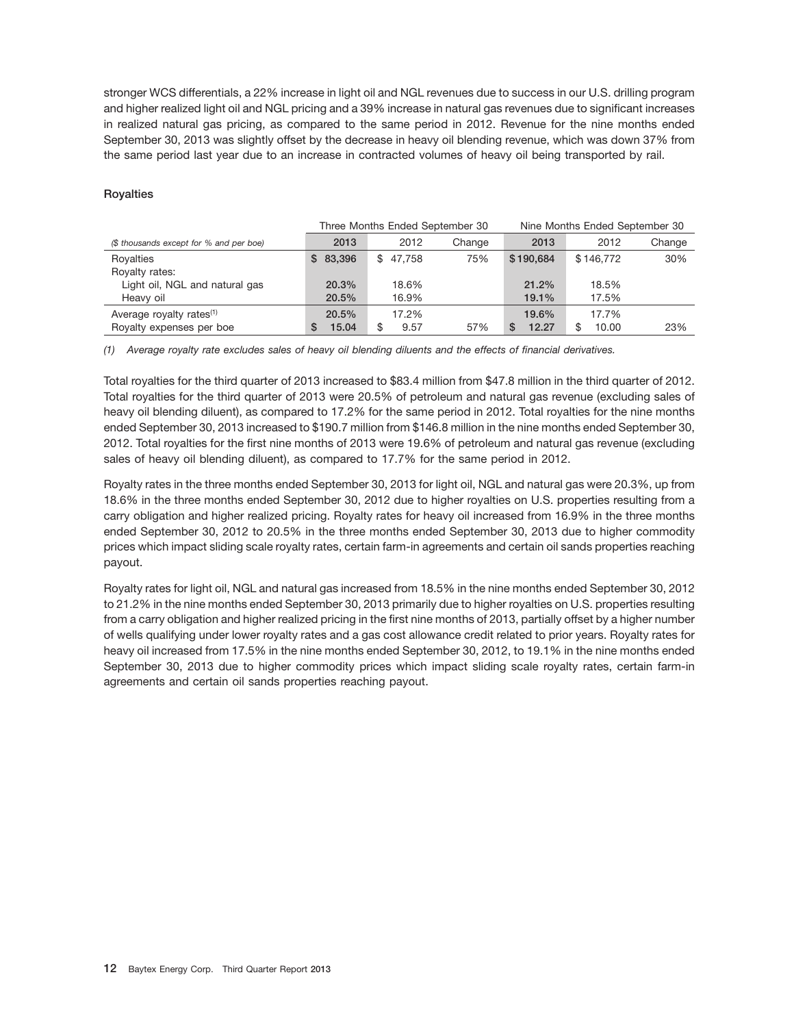stronger WCS differentials, a 22% increase in light oil and NGL revenues due to success in our U.S. drilling program and higher realized light oil and NGL pricing and a 39% increase in natural gas revenues due to significant increases in realized natural gas pricing, as compared to the same period in 2012. Revenue for the nine months ended September 30, 2013 was slightly offset by the decrease in heavy oil blending revenue, which was down 37% from the same period last year due to an increase in contracted volumes of heavy oil being transported by rail.

### Royalties

| | Three Months Ended September 30 | | | Nine Months Ended September 30 | | |
|---|---|---|---|---|---|---|
| *($ thousands except for % and per boe)* | **2013** | 2012 | Change | **2013** | 2012 | Change |
| Royalties | **$ 83,396** | $ 47,758 | 75% | **$ 190,684** | $ 146,772 | 30% |
| Royalty rates: | | | | | | |
| Light oil, NGL and natural gas | **20.3%** | 18.6% | | **21.2%** | 18.5% | |
| Heavy oil | **20.5%** | 16.9% | | **19.1%** | 17.5% | |
| Average royalty rates[(1)] | **20.5%** | 17.2% | | **19.6%** | 17.7% | |
| Royalty expenses per boe | **$ 15.04** | $ 9.57 | 57% | **$ 12.27** | $ 10.00 | 23% |

*(1) Average royalty rate excludes sales of heavy oil blending diluents and the effects of financial derivatives.*

Total royalties for the third quarter of 2013 increased to $83.4 million from $47.8 million in the third quarter of 2012. Total royalties for the third quarter of 2013 were 20.5% of petroleum and natural gas revenue (excluding sales of heavy oil blending diluent), as compared to 17.2% for the same period in 2012. Total royalties for the nine months ended September 30, 2013 increased to $190.7 million from $146.8 million in the nine months ended September 30, 2012. Total royalties for the first nine months of 2013 were 19.6% of petroleum and natural gas revenue (excluding sales of heavy oil blending diluent), as compared to 17.7% for the same period in 2012.

Royalty rates in the three months ended September 30, 2013 for light oil, NGL and natural gas were 20.3%, up from 18.6% in the three months ended September 30, 2012 due to higher royalties on U.S. properties resulting from a carry obligation and higher realized pricing. Royalty rates for heavy oil increased from 16.9% in the three months ended September 30, 2012 to 20.5% in the three months ended September 30, 2013 due to higher commodity prices which impact sliding scale royalty rates, certain farm-in agreements and certain oil sands properties reaching payout.

Royalty rates for light oil, NGL and natural gas increased from 18.5% in the nine months ended September 30, 2012 to 21.2% in the nine months ended September 30, 2013 primarily due to higher royalties on U.S. properties resulting from a carry obligation and higher realized pricing in the first nine months of 2013, partially offset by a higher number of wells qualifying under lower royalty rates and a gas cost allowance credit related to prior years. Royalty rates for heavy oil increased from 17.5% in the nine months ended September 30, 2012, to 19.1% in the nine months ended September 30, 2013 due to higher commodity prices which impact sliding scale royalty rates, certain farm-in agreements and certain oil sands properties reaching payout.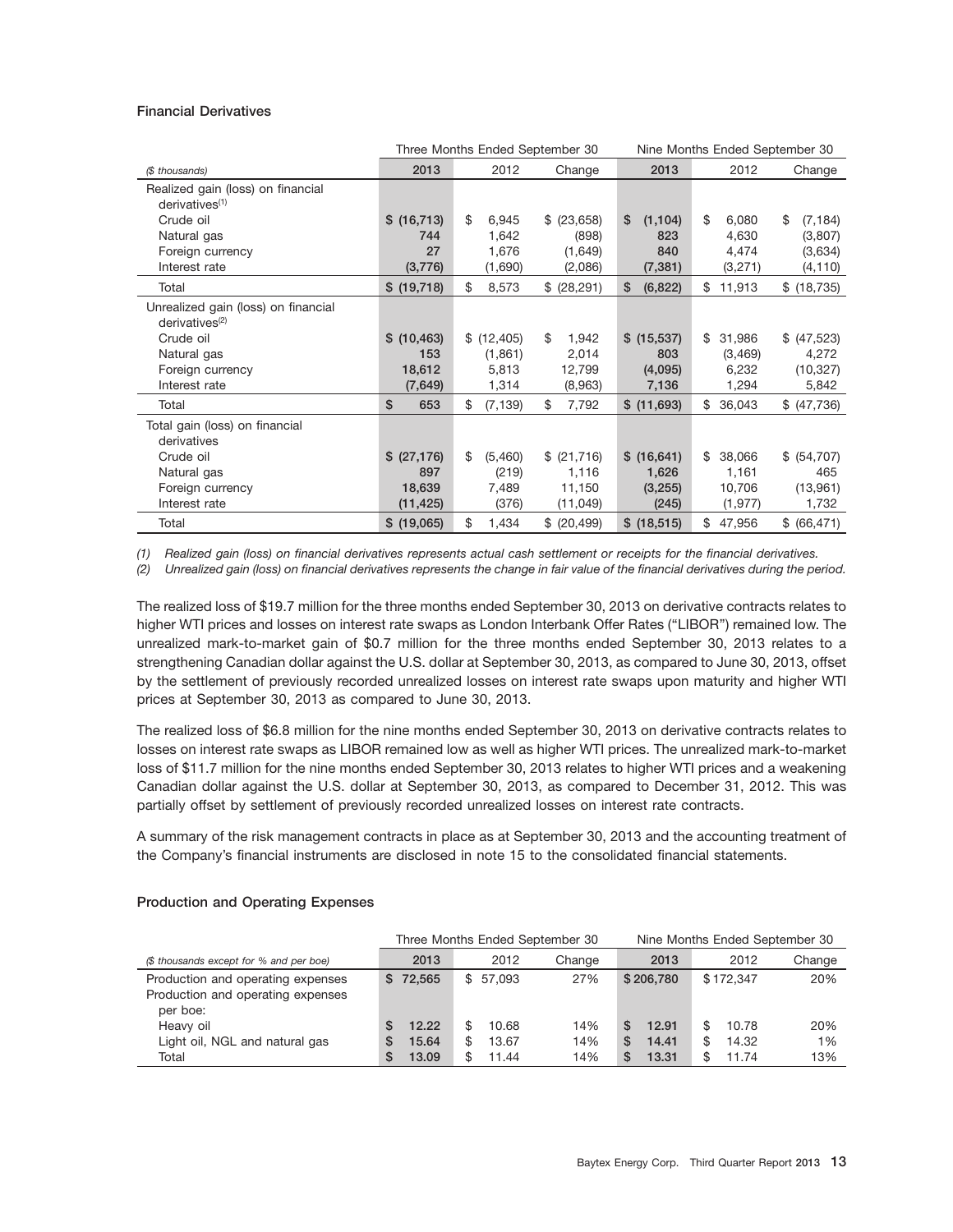### Financial Derivatives

| ($ thousands) | Three Months Ended September 30 | | | Nine Months Ended September 30 | | |
|---|---|---|---|---|---|---|
| | 2013 | 2012 | Change | 2013 | 2012 | Change |
| Realized gain (loss) on financial derivatives[(1)] | | | | | | |
| Crude oil | $ (16,713) | $ 6,945 | $ (23,658) | $ (1,104) | $ 6,080 | $ (7,184) |
| Natural gas | 744 | 1,642 | (898) | 823 | 4,630 | (3,807) |
| Foreign currency | 27 | 1,676 | (1,649) | 840 | 4,474 | (3,634) |
| Interest rate | (3,776) | (1,690) | (2,086) | (7,381) | (3,271) | (4,110) |
| Total | $ (19,718) | $ 8,573 | $ (28,291) | $ (6,822) | $ 11,913 | $ (18,735) |
| Unrealized gain (loss) on financial derivatives[(2)] | | | | | | |
| Crude oil | $ (10,463) | $ (12,405) | $ 1,942 | $ (15,537) | $ 31,986 | $ (47,523) |
| Natural gas | 153 | (1,861) | 2,014 | 803 | (3,469) | 4,272 |
| Foreign currency | 18,612 | 5,813 | 12,799 | (4,095) | 6,232 | (10,327) |
| Interest rate | (7,649) | 1,314 | (8,963) | 7,136 | 1,294 | 5,842 |
| Total | $ 653 | $ (7,139) | $ 7,792 | $ (11,693) | $ 36,043 | $ (47,736) |
| Total gain (loss) on financial derivatives | | | | | | |
| Crude oil | $ (27,176) | $ (5,460) | $ (21,716) | $ (16,641) | $ 38,066 | $ (54,707) |
| Natural gas | 897 | (219) | 1,116 | 1,626 | 1,161 | 465 |
| Foreign currency | 18,639 | 7,489 | 11,150 | (3,255) | 10,706 | (13,961) |
| Interest rate | (11,425) | (376) | (11,049) | (245) | (1,977) | 1,732 |
| Total | $ (19,065) | $ 1,434 | $ (20,499) | $ (18,515) | $ 47,956 | $ (66,471) |

*(1) Realized gain (loss) on financial derivatives represents actual cash settlement or receipts for the financial derivatives.*
*(2) Unrealized gain (loss) on financial derivatives represents the change in fair value of the financial derivatives during the period.*

The realized loss of $19.7 million for the three months ended September 30, 2013 on derivative contracts relates to higher WTI prices and losses on interest rate swaps as London Interbank Offer Rates ("LIBOR") remained low. The unrealized mark-to-market gain of $0.7 million for the three months ended September 30, 2013 relates to a strengthening Canadian dollar against the U.S. dollar at September 30, 2013, as compared to June 30, 2013, offset by the settlement of previously recorded unrealized losses on interest rate swaps upon maturity and higher WTI prices at September 30, 2013 as compared to June 30, 2013.

The realized loss of $6.8 million for the nine months ended September 30, 2013 on derivative contracts relates to losses on interest rate swaps as LIBOR remained low as well as higher WTI prices. The unrealized mark-to-market loss of $11.7 million for the nine months ended September 30, 2013 relates to higher WTI prices and a weakening Canadian dollar against the U.S. dollar at September 30, 2013, as compared to December 31, 2012. This was partially offset by settlement of previously recorded unrealized losses on interest rate contracts.

A summary of the risk management contracts in place as at September 30, 2013 and the accounting treatment of the Company's financial instruments are disclosed in note 15 to the consolidated financial statements.

### Production and Operating Expenses

| ($ thousands except for % and per boe) | Three Months Ended September 30 | | | Nine Months Ended September 30 | | |
|---|---|---|---|---|---|---|
| | 2013 | 2012 | Change | 2013 | 2012 | Change |
| Production and operating expenses | $ 72,565 | $ 57,093 | 27% | $ 206,780 | $ 172,347 | 20% |
| Production and operating expenses per boe: | | | | | | |
| Heavy oil | $ 12.22 | $ 10.68 | 14% | $ 12.91 | $ 10.78 | 20% |
| Light oil, NGL and natural gas | $ 15.64 | $ 13.67 | 14% | $ 14.41 | $ 14.32 | 1% |
| Total | $ 13.09 | $ 11.44 | 14% | $ 13.31 | $ 11.74 | 13% |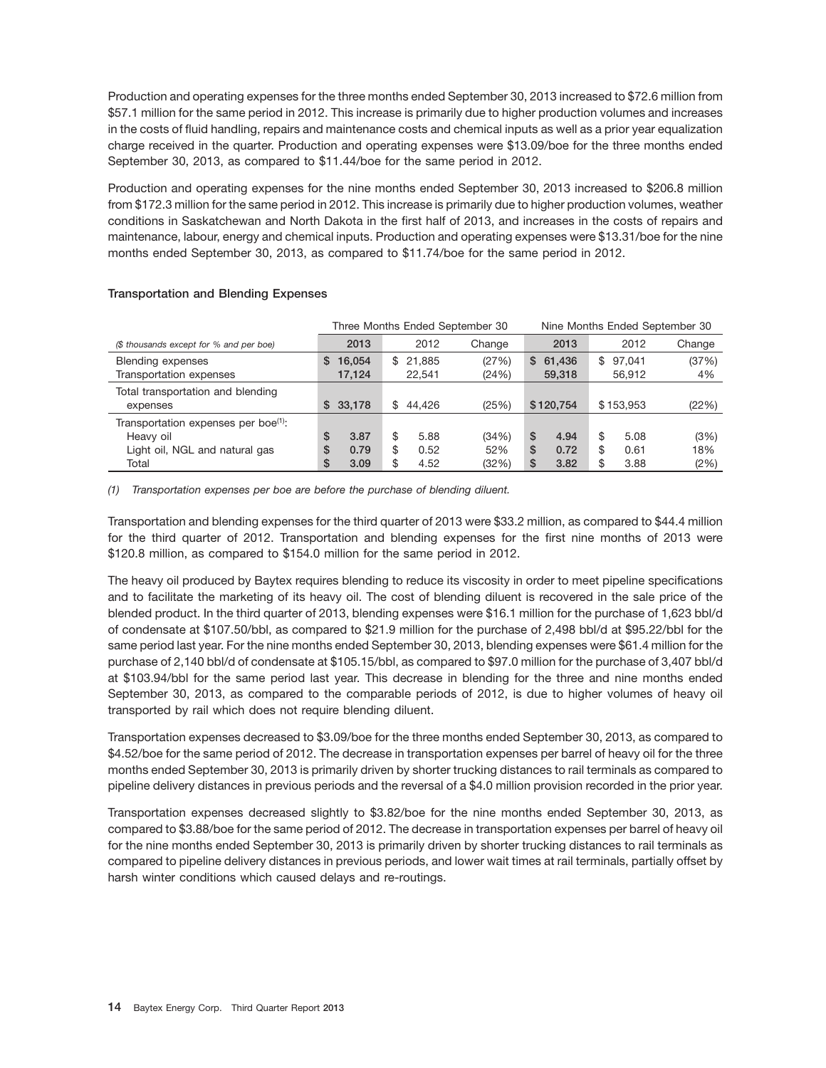Production and operating expenses for the three months ended September 30, 2013 increased to $72.6 million from $57.1 million for the same period in 2012. This increase is primarily due to higher production volumes and increases in the costs of fluid handling, repairs and maintenance costs and chemical inputs as well as a prior year equalization charge received in the quarter. Production and operating expenses were $13.09/boe for the three months ended September 30, 2013, as compared to $11.44/boe for the same period in 2012.

Production and operating expenses for the nine months ended September 30, 2013 increased to $206.8 million from $172.3 million for the same period in 2012. This increase is primarily due to higher production volumes, weather conditions in Saskatchewan and North Dakota in the first half of 2013, and increases in the costs of repairs and maintenance, labour, energy and chemical inputs. Production and operating expenses were $13.31/boe for the nine months ended September 30, 2013, as compared to $11.74/boe for the same period in 2012.

### Transportation and Blending Expenses

| | Three Months Ended September 30 | | | Nine Months Ended September 30 | | |
|---|---|---|---|---|---|---|
| *($ thousands except for % and per boe)* | 2013 | 2012 | Change | 2013 | 2012 | Change |
| Blending expenses | $ 16,054 | $ 21,885 | (27%) | $ 61,436 | $ 97,041 | (37%) |
| Transportation expenses | 17,124 | 22,541 | (24%) | 59,318 | 56,912 | 4% |
| Total transportation and blending expenses | $ 33,178 | $ 44,426 | (25%) | $ 120,754 | $ 153,953 | (22%) |
| Transportation expenses per boe[(1)]: | | | | | | |
| Heavy oil | $ 3.87 | $ 5.88 | (34%) | $ 4.94 | $ 5.08 | (3%) |
| Light oil, NGL and natural gas | $ 0.79 | $ 0.52 | 52% | $ 0.72 | $ 0.61 | 18% |
| Total | $ 3.09 | $ 4.52 | (32%) | $ 3.82 | $ 3.88 | (2%) |

*(1) Transportation expenses per boe are before the purchase of blending diluent.*

Transportation and blending expenses for the third quarter of 2013 were $33.2 million, as compared to $44.4 million for the third quarter of 2012. Transportation and blending expenses for the first nine months of 2013 were $120.8 million, as compared to $154.0 million for the same period in 2012.

The heavy oil produced by Baytex requires blending to reduce its viscosity in order to meet pipeline specifications and to facilitate the marketing of its heavy oil. The cost of blending diluent is recovered in the sale price of the blended product. In the third quarter of 2013, blending expenses were $16.1 million for the purchase of 1,623 bbl/d of condensate at $107.50/bbl, as compared to $21.9 million for the purchase of 2,498 bbl/d at $95.22/bbl for the same period last year. For the nine months ended September 30, 2013, blending expenses were $61.4 million for the purchase of 2,140 bbl/d of condensate at $105.15/bbl, as compared to $97.0 million for the purchase of 3,407 bbl/d at $103.94/bbl for the same period last year. This decrease in blending for the three and nine months ended September 30, 2013, as compared to the comparable periods of 2012, is due to higher volumes of heavy oil transported by rail which does not require blending diluent.

Transportation expenses decreased to $3.09/boe for the three months ended September 30, 2013, as compared to $4.52/boe for the same period of 2012. The decrease in transportation expenses per barrel of heavy oil for the three months ended September 30, 2013 is primarily driven by shorter trucking distances to rail terminals as compared to pipeline delivery distances in previous periods and the reversal of a $4.0 million provision recorded in the prior year.

Transportation expenses decreased slightly to $3.82/boe for the nine months ended September 30, 2013, as compared to $3.88/boe for the same period of 2012. The decrease in transportation expenses per barrel of heavy oil for the nine months ended September 30, 2013 is primarily driven by shorter trucking distances to rail terminals as compared to pipeline delivery distances in previous periods, and lower wait times at rail terminals, partially offset by harsh winter conditions which caused delays and re-routings.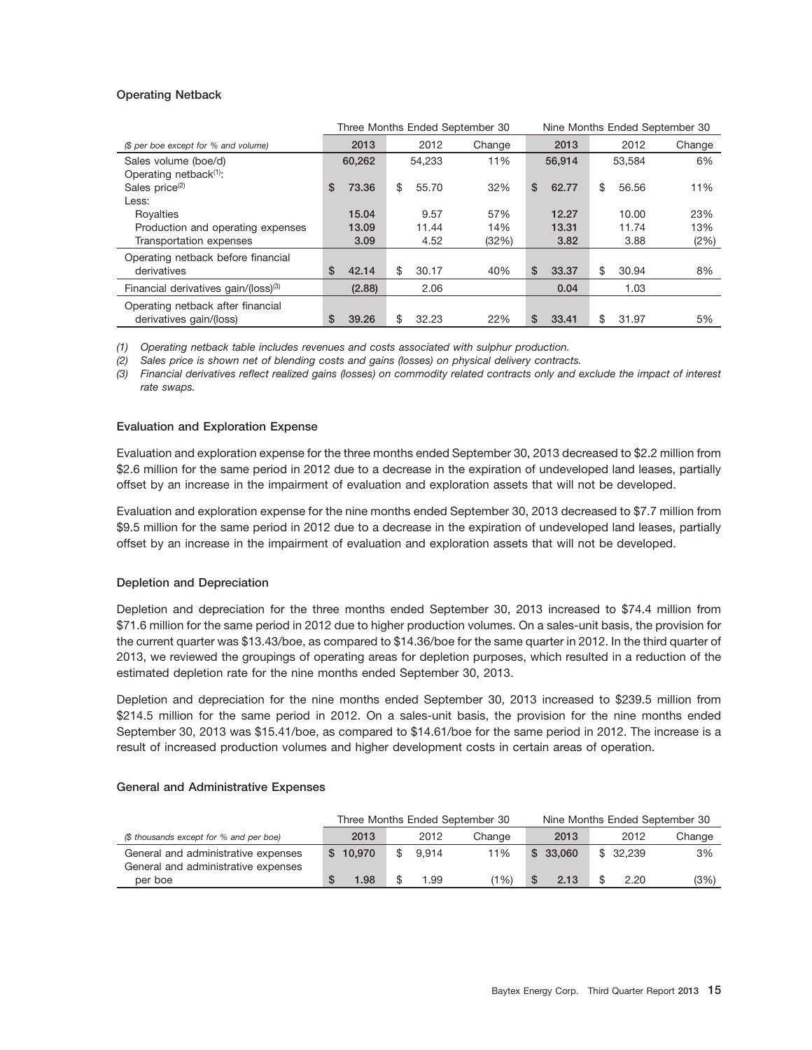### Operating Netback

| ($ per boe except for % and volume) | Three Months Ended September 30 | | | Nine Months Ended September 30 | | |
|---|---|---|---|---|---|---|
| | 2013 | 2012 | Change | 2013 | 2012 | Change |
| Sales volume (boe/d) | 60,262 | 54,233 | 11% | 56,914 | 53,584 | 6% |
| Operating netback[(1)]: | | | | | | |
| Sales price[(2)] | $ 73.36 | $ 55.70 | 32% | $ 62.77 | $ 56.56 | 11% |
| Less: | | | | | | |
| Royalties | 15.04 | 9.57 | 57% | 12.27 | 10.00 | 23% |
| Production and operating expenses | 13.09 | 11.44 | 14% | 13.31 | 11.74 | 13% |
| Transportation expenses | 3.09 | 4.52 | (32%) | 3.82 | 3.88 | (2%) |
| Operating netback before financial derivatives | $ 42.14 | $ 30.17 | 40% | $ 33.37 | $ 30.94 | 8% |
| Financial derivatives gain/(loss)[(3)] | (2.88) | 2.06 | | 0.04 | 1.03 | |
| Operating netback after financial derivatives gain/(loss) | $ 39.26 | $ 32.23 | 22% | $ 33.41 | $ 31.97 | 5% |

*(1) Operating netback table includes revenues and costs associated with sulphur production.*

*(2) Sales price is shown net of blending costs and gains (losses) on physical delivery contracts.*

*(3) Financial derivatives reflect realized gains (losses) on commodity related contracts only and exclude the impact of interest rate swaps.*

### Evaluation and Exploration Expense

Evaluation and exploration expense for the three months ended September 30, 2013 decreased to $2.2 million from $2.6 million for the same period in 2012 due to a decrease in the expiration of undeveloped land leases, partially offset by an increase in the impairment of evaluation and exploration assets that will not be developed.

Evaluation and exploration expense for the nine months ended September 30, 2013 decreased to $7.7 million from $9.5 million for the same period in 2012 due to a decrease in the expiration of undeveloped land leases, partially offset by an increase in the impairment of evaluation and exploration assets that will not be developed.

### Depletion and Depreciation

Depletion and depreciation for the three months ended September 30, 2013 increased to $74.4 million from $71.6 million for the same period in 2012 due to higher production volumes. On a sales-unit basis, the provision for the current quarter was $13.43/boe, as compared to $14.36/boe for the same quarter in 2012. In the third quarter of 2013, we reviewed the groupings of operating areas for depletion purposes, which resulted in a reduction of the estimated depletion rate for the nine months ended September 30, 2013.

Depletion and depreciation for the nine months ended September 30, 2013 increased to $239.5 million from $214.5 million for the same period in 2012. On a sales-unit basis, the provision for the nine months ended September 30, 2013 was $15.41/boe, as compared to $14.61/boe for the same period in 2012. The increase is a result of increased production volumes and higher development costs in certain areas of operation.

### General and Administrative Expenses

| ($ thousands except for % and per boe) | Three Months Ended September 30 | | | Nine Months Ended September 30 | | |
|---|---|---|---|---|---|---|
| | 2013 | 2012 | Change | 2013 | 2012 | Change |
| General and administrative expenses | $ 10,970 | $ 9,914 | 11% | $ 33,060 | $ 32,239 | 3% |
| General and administrative expenses per boe | $ 1.98 | $ 1.99 | (1%) | $ 2.13 | $ 2.20 | (3%) |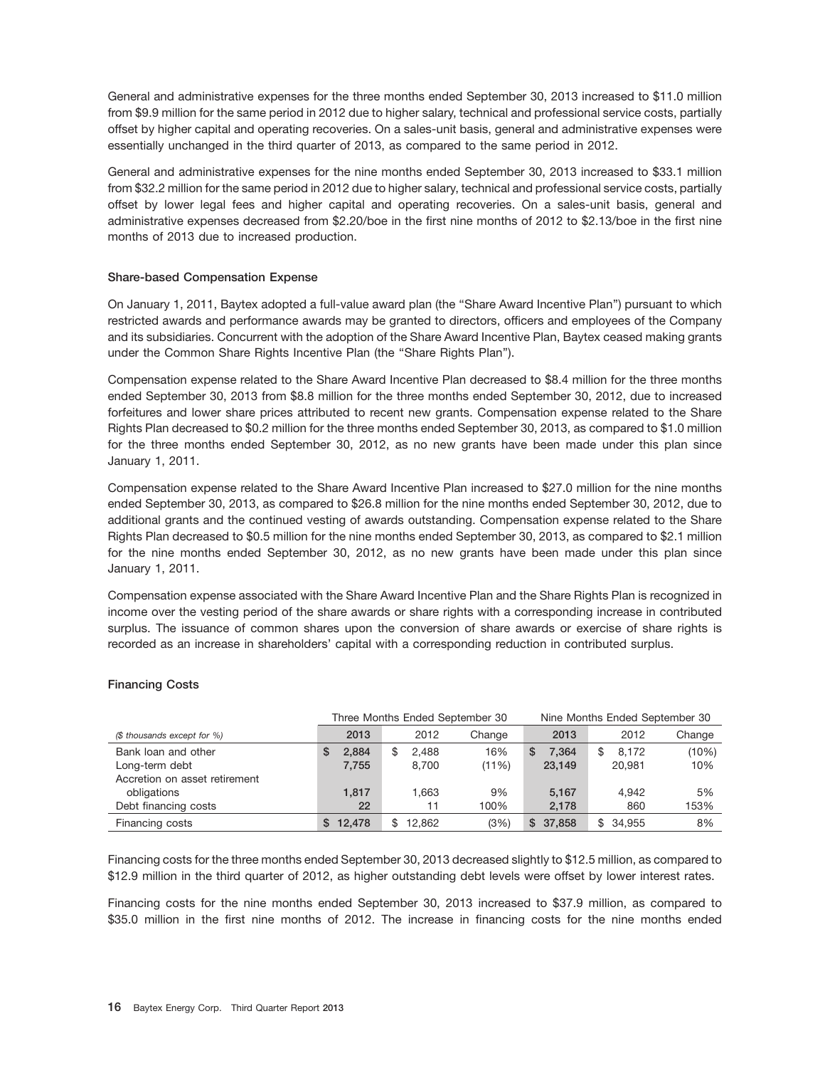General and administrative expenses for the three months ended September 30, 2013 increased to $11.0 million from $9.9 million for the same period in 2012 due to higher salary, technical and professional service costs, partially offset by higher capital and operating recoveries. On a sales-unit basis, general and administrative expenses were essentially unchanged in the third quarter of 2013, as compared to the same period in 2012.

General and administrative expenses for the nine months ended September 30, 2013 increased to $33.1 million from $32.2 million for the same period in 2012 due to higher salary, technical and professional service costs, partially offset by lower legal fees and higher capital and operating recoveries. On a sales-unit basis, general and administrative expenses decreased from $2.20/boe in the first nine months of 2012 to $2.13/boe in the first nine months of 2013 due to increased production.

### Share-based Compensation Expense

On January 1, 2011, Baytex adopted a full-value award plan (the "Share Award Incentive Plan") pursuant to which restricted awards and performance awards may be granted to directors, officers and employees of the Company and its subsidiaries. Concurrent with the adoption of the Share Award Incentive Plan, Baytex ceased making grants under the Common Share Rights Incentive Plan (the "Share Rights Plan").

Compensation expense related to the Share Award Incentive Plan decreased to $8.4 million for the three months ended September 30, 2013 from $8.8 million for the three months ended September 30, 2012, due to increased forfeitures and lower share prices attributed to recent new grants. Compensation expense related to the Share Rights Plan decreased to $0.2 million for the three months ended September 30, 2013, as compared to $1.0 million for the three months ended September 30, 2012, as no new grants have been made under this plan since January 1, 2011.

Compensation expense related to the Share Award Incentive Plan increased to $27.0 million for the nine months ended September 30, 2013, as compared to $26.8 million for the nine months ended September 30, 2012, due to additional grants and the continued vesting of awards outstanding. Compensation expense related to the Share Rights Plan decreased to $0.5 million for the nine months ended September 30, 2013, as compared to $2.1 million for the nine months ended September 30, 2012, as no new grants have been made under this plan since January 1, 2011.

Compensation expense associated with the Share Award Incentive Plan and the Share Rights Plan is recognized in income over the vesting period of the share awards or share rights with a corresponding increase in contributed surplus. The issuance of common shares upon the conversion of share awards or exercise of share rights is recorded as an increase in shareholders' capital with a corresponding reduction in contributed surplus.

### Financing Costs

| | Three Months Ended September 30 | | | Nine Months Ended September 30 | | |
|---|---|---|---|---|---|---|
| *($ thousands except for %)* | **2013** | 2012 | Change | **2013** | 2012 | Change |
| Bank loan and other | **$ 2,884** | $ 2,488 | 16% | **$ 7,364** | $ 8,172 | (10%) |
| Long-term debt | **7,755** | 8,700 | (11%) | **23,149** | 20,981 | 10% |
| Accretion on asset retirement obligations | **1,817** | 1,663 | 9% | **5,167** | 4,942 | 5% |
| Debt financing costs | **22** | 11 | 100% | **2,178** | 860 | 153% |
| Financing costs | **$ 12,478** | $ 12,862 | (3%) | **$ 37,858** | $ 34,955 | 8% |

Financing costs for the three months ended September 30, 2013 decreased slightly to $12.5 million, as compared to $12.9 million in the third quarter of 2012, as higher outstanding debt levels were offset by lower interest rates.

Financing costs for the nine months ended September 30, 2013 increased to $37.9 million, as compared to $35.0 million in the first nine months of 2012. The increase in financing costs for the nine months ended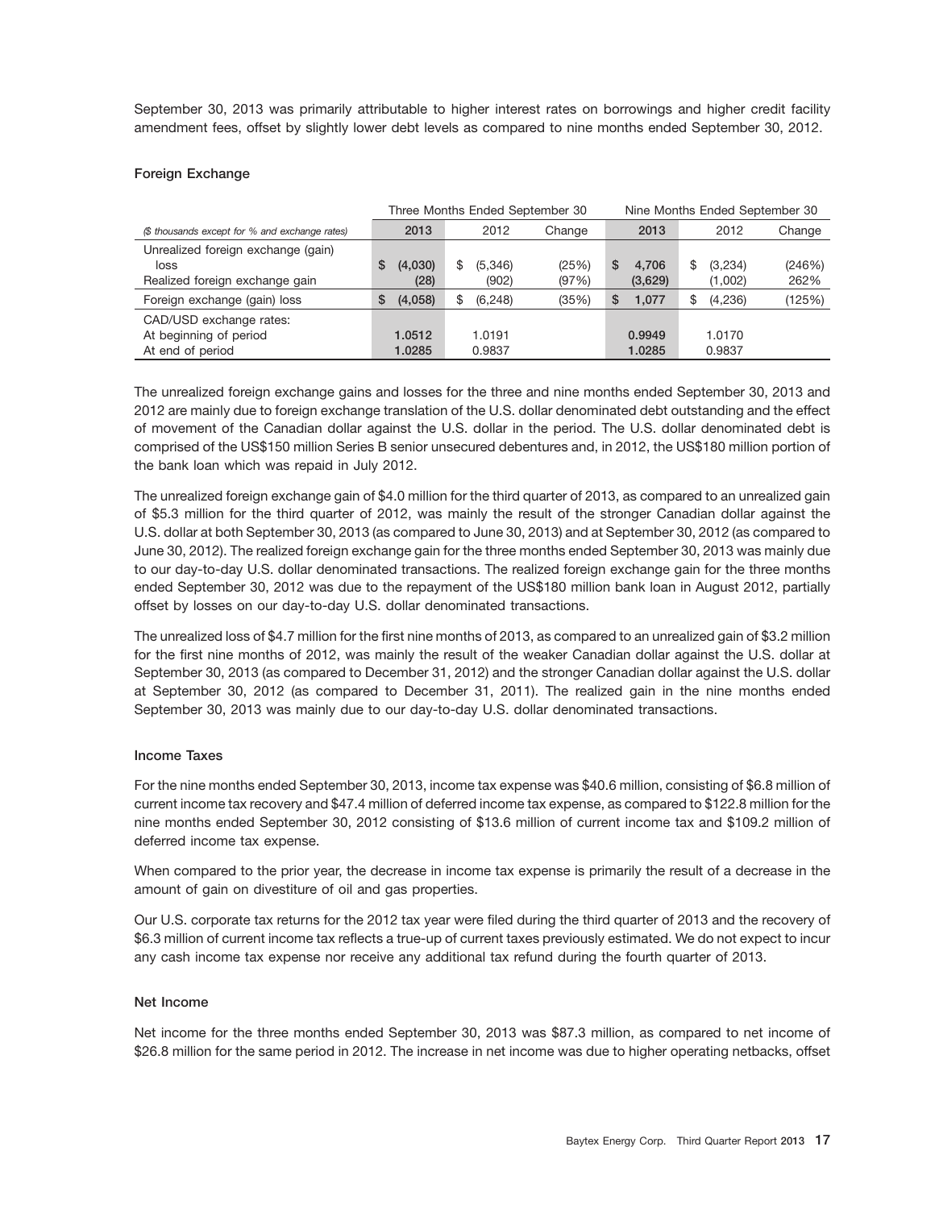September 30, 2013 was primarily attributable to higher interest rates on borrowings and higher credit facility amendment fees, offset by slightly lower debt levels as compared to nine months ended September 30, 2012.

### Foreign Exchange

| | Three Months Ended September 30 | | | Nine Months Ended September 30 | | |
|---|---|---|---|---|---|---|
| *($ thousands except for % and exchange rates)* | **2013** | 2012 | Change | **2013** | 2012 | Change |
| Unrealized foreign exchange (gain) loss | **$ (4,030)** | $ (5,346) | (25%) | **$ 4,706** | $ (3,234) | (246%) |
| Realized foreign exchange gain | **(28)** | (902) | (97%) | **(3,629)** | (1,002) | 262% |
| Foreign exchange (gain) loss | **$ (4,058)** | $ (6,248) | (35%) | **$ 1,077** | $ (4,236) | (125%) |
| CAD/USD exchange rates: | | | | | | |
| At beginning of period | **1.0512** | 1.0191 | | **0.9949** | 1.0170 | |
| At end of period | **1.0285** | 0.9837 | | **1.0285** | 0.9837 | |

The unrealized foreign exchange gains and losses for the three and nine months ended September 30, 2013 and 2012 are mainly due to foreign exchange translation of the U.S. dollar denominated debt outstanding and the effect of movement of the Canadian dollar against the U.S. dollar in the period. The U.S. dollar denominated debt is comprised of the US$150 million Series B senior unsecured debentures and, in 2012, the US$180 million portion of the bank loan which was repaid in July 2012.

The unrealized foreign exchange gain of $4.0 million for the third quarter of 2013, as compared to an unrealized gain of $5.3 million for the third quarter of 2012, was mainly the result of the stronger Canadian dollar against the U.S. dollar at both September 30, 2013 (as compared to June 30, 2013) and at September 30, 2012 (as compared to June 30, 2012). The realized foreign exchange gain for the three months ended September 30, 2013 was mainly due to our day-to-day U.S. dollar denominated transactions. The realized foreign exchange gain for the three months ended September 30, 2012 was due to the repayment of the US$180 million bank loan in August 2012, partially offset by losses on our day-to-day U.S. dollar denominated transactions.

The unrealized loss of $4.7 million for the first nine months of 2013, as compared to an unrealized gain of $3.2 million for the first nine months of 2012, was mainly the result of the weaker Canadian dollar against the U.S. dollar at September 30, 2013 (as compared to December 31, 2012) and the stronger Canadian dollar against the U.S. dollar at September 30, 2012 (as compared to December 31, 2011). The realized gain in the nine months ended September 30, 2013 was mainly due to our day-to-day U.S. dollar denominated transactions.

### Income Taxes

For the nine months ended September 30, 2013, income tax expense was $40.6 million, consisting of $6.8 million of current income tax recovery and $47.4 million of deferred income tax expense, as compared to $122.8 million for the nine months ended September 30, 2012 consisting of $13.6 million of current income tax and $109.2 million of deferred income tax expense.

When compared to the prior year, the decrease in income tax expense is primarily the result of a decrease in the amount of gain on divestiture of oil and gas properties.

Our U.S. corporate tax returns for the 2012 tax year were filed during the third quarter of 2013 and the recovery of $6.3 million of current income tax reflects a true-up of current taxes previously estimated. We do not expect to incur any cash income tax expense nor receive any additional tax refund during the fourth quarter of 2013.

### Net Income

Net income for the three months ended September 30, 2013 was $87.3 million, as compared to net income of $26.8 million for the same period in 2012. The increase in net income was due to higher operating netbacks, offset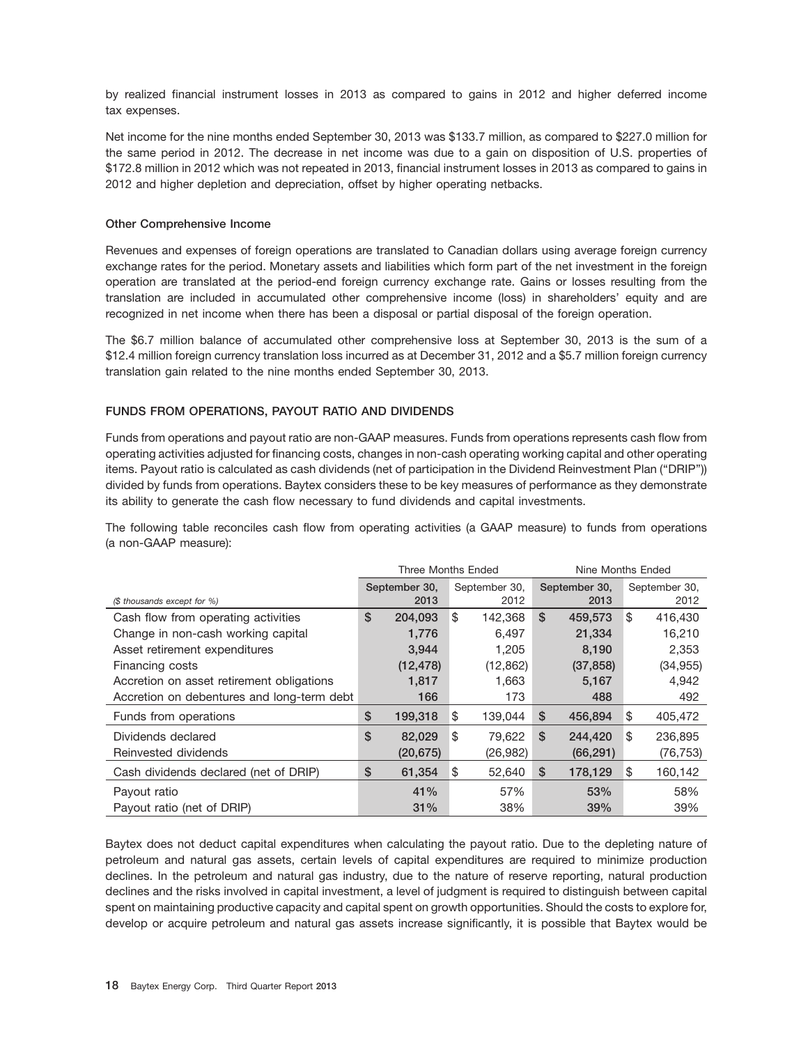by realized financial instrument losses in 2013 as compared to gains in 2012 and higher deferred income tax expenses.

Net income for the nine months ended September 30, 2013 was $133.7 million, as compared to $227.0 million for the same period in 2012. The decrease in net income was due to a gain on disposition of U.S. properties of $172.8 million in 2012 which was not repeated in 2013, financial instrument losses in 2013 as compared to gains in 2012 and higher depletion and depreciation, offset by higher operating netbacks.

### Other Comprehensive Income

Revenues and expenses of foreign operations are translated to Canadian dollars using average foreign currency exchange rates for the period. Monetary assets and liabilities which form part of the net investment in the foreign operation are translated at the period-end foreign currency exchange rate. Gains or losses resulting from the translation are included in accumulated other comprehensive income (loss) in shareholders' equity and are recognized in net income when there has been a disposal or partial disposal of the foreign operation.

The $6.7 million balance of accumulated other comprehensive loss at September 30, 2013 is the sum of a $12.4 million foreign currency translation loss incurred as at December 31, 2012 and a $5.7 million foreign currency translation gain related to the nine months ended September 30, 2013.

## FUNDS FROM OPERATIONS, PAYOUT RATIO AND DIVIDENDS

Funds from operations and payout ratio are non-GAAP measures. Funds from operations represents cash flow from operating activities adjusted for financing costs, changes in non-cash operating working capital and other operating items. Payout ratio is calculated as cash dividends (net of participation in the Dividend Reinvestment Plan ("DRIP")) divided by funds from operations. Baytex considers these to be key measures of performance as they demonstrate its ability to generate the cash flow necessary to fund dividends and capital investments.

The following table reconciles cash flow from operating activities (a GAAP measure) to funds from operations (a non-GAAP measure):

| | Three Months Ended | | Nine Months Ended | |
|---|---|---|---|---|
| *($ thousands except for %)* | September 30, 2013 | September 30, 2012 | September 30, 2013 | September 30, 2012 |
| Cash flow from operating activities | $ 204,093 | $ 142,368 | $ 459,573 | $ 416,430 |
| Change in non-cash working capital | 1,776 | 6,497 | 21,334 | 16,210 |
| Asset retirement expenditures | 3,944 | 1,205 | 8,190 | 2,353 |
| Financing costs | (12,478) | (12,862) | (37,858) | (34,955) |
| Accretion on asset retirement obligations | 1,817 | 1,663 | 5,167 | 4,942 |
| Accretion on debentures and long-term debt | 166 | 173 | 488 | 492 |
| Funds from operations | $ 199,318 | $ 139,044 | $ 456,894 | $ 405,472 |
| Dividends declared | $ 82,029 | $ 79,622 | $ 244,420 | $ 236,895 |
| Reinvested dividends | (20,675) | (26,982) | (66,291) | (76,753) |
| Cash dividends declared (net of DRIP) | $ 61,354 | $ 52,640 | $ 178,129 | $ 160,142 |
| Payout ratio | 41% | 57% | 53% | 58% |
| Payout ratio (net of DRIP) | 31% | 38% | 39% | 39% |

Baytex does not deduct capital expenditures when calculating the payout ratio. Due to the depleting nature of petroleum and natural gas assets, certain levels of capital expenditures are required to minimize production declines. In the petroleum and natural gas industry, due to the nature of reserve reporting, natural production declines and the risks involved in capital investment, a level of judgment is required to distinguish between capital spent on maintaining productive capacity and capital spent on growth opportunities. Should the costs to explore for, develop or acquire petroleum and natural gas assets increase significantly, it is possible that Baytex would be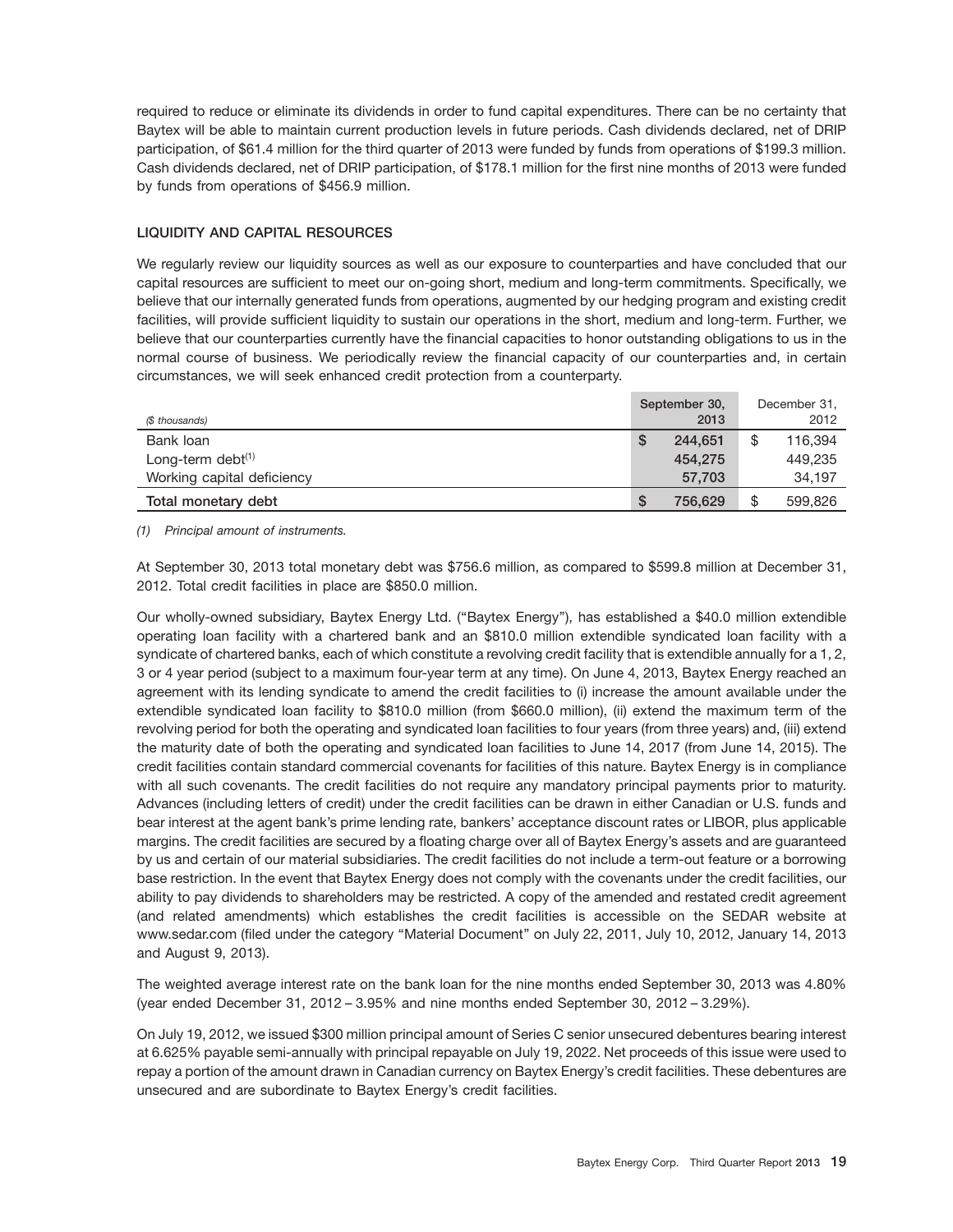required to reduce or eliminate its dividends in order to fund capital expenditures. There can be no certainty that Baytex will be able to maintain current production levels in future periods. Cash dividends declared, net of DRIP participation, of $61.4 million for the third quarter of 2013 were funded by funds from operations of $199.3 million. Cash dividends declared, net of DRIP participation, of $178.1 million for the first nine months of 2013 were funded by funds from operations of $456.9 million.

## LIQUIDITY AND CAPITAL RESOURCES

We regularly review our liquidity sources as well as our exposure to counterparties and have concluded that our capital resources are sufficient to meet our on-going short, medium and long-term commitments. Specifically, we believe that our internally generated funds from operations, augmented by our hedging program and existing credit facilities, will provide sufficient liquidity to sustain our operations in the short, medium and long-term. Further, we believe that our counterparties currently have the financial capacities to honor outstanding obligations to us in the normal course of business. We periodically review the financial capacity of our counterparties and, in certain circumstances, we will seek enhanced credit protection from a counterparty.

| *($ thousands)* | September 30, 2013 | December 31, 2012 |
|---|---|---|
| Bank loan | $ 244,651 | $ 116,394 |
| Long-term debt[(1)] | 454,275 | 449,235 |
| Working capital deficiency | 57,703 | 34,197 |
| **Total monetary debt** | **$ 756,629** | $ 599,826 |

*(1) Principal amount of instruments.*

At September 30, 2013 total monetary debt was $756.6 million, as compared to $599.8 million at December 31, 2012. Total credit facilities in place are $850.0 million.

Our wholly-owned subsidiary, Baytex Energy Ltd. ("Baytex Energy"), has established a $40.0 million extendible operating loan facility with a chartered bank and an $810.0 million extendible syndicated loan facility with a syndicate of chartered banks, each of which constitute a revolving credit facility that is extendible annually for a 1, 2, 3 or 4 year period (subject to a maximum four-year term at any time). On June 4, 2013, Baytex Energy reached an agreement with its lending syndicate to amend the credit facilities to (i) increase the amount available under the extendible syndicated loan facility to $810.0 million (from $660.0 million), (ii) extend the maximum term of the revolving period for both the operating and syndicated loan facilities to four years (from three years) and, (iii) extend the maturity date of both the operating and syndicated loan facilities to June 14, 2017 (from June 14, 2015). The credit facilities contain standard commercial covenants for facilities of this nature. Baytex Energy is in compliance with all such covenants. The credit facilities do not require any mandatory principal payments prior to maturity. Advances (including letters of credit) under the credit facilities can be drawn in either Canadian or U.S. funds and bear interest at the agent bank's prime lending rate, bankers' acceptance discount rates or LIBOR, plus applicable margins. The credit facilities are secured by a floating charge over all of Baytex Energy's assets and are guaranteed by us and certain of our material subsidiaries. The credit facilities do not include a term-out feature or a borrowing base restriction. In the event that Baytex Energy does not comply with the covenants under the credit facilities, our ability to pay dividends to shareholders may be restricted. A copy of the amended and restated credit agreement (and related amendments) which establishes the credit facilities is accessible on the SEDAR website at www.sedar.com (filed under the category "Material Document" on July 22, 2011, July 10, 2012, January 14, 2013 and August 9, 2013).

The weighted average interest rate on the bank loan for the nine months ended September 30, 2013 was 4.80% (year ended December 31, 2012 – 3.95% and nine months ended September 30, 2012 – 3.29%).

On July 19, 2012, we issued $300 million principal amount of Series C senior unsecured debentures bearing interest at 6.625% payable semi-annually with principal repayable on July 19, 2022. Net proceeds of this issue were used to repay a portion of the amount drawn in Canadian currency on Baytex Energy's credit facilities. These debentures are unsecured and are subordinate to Baytex Energy's credit facilities.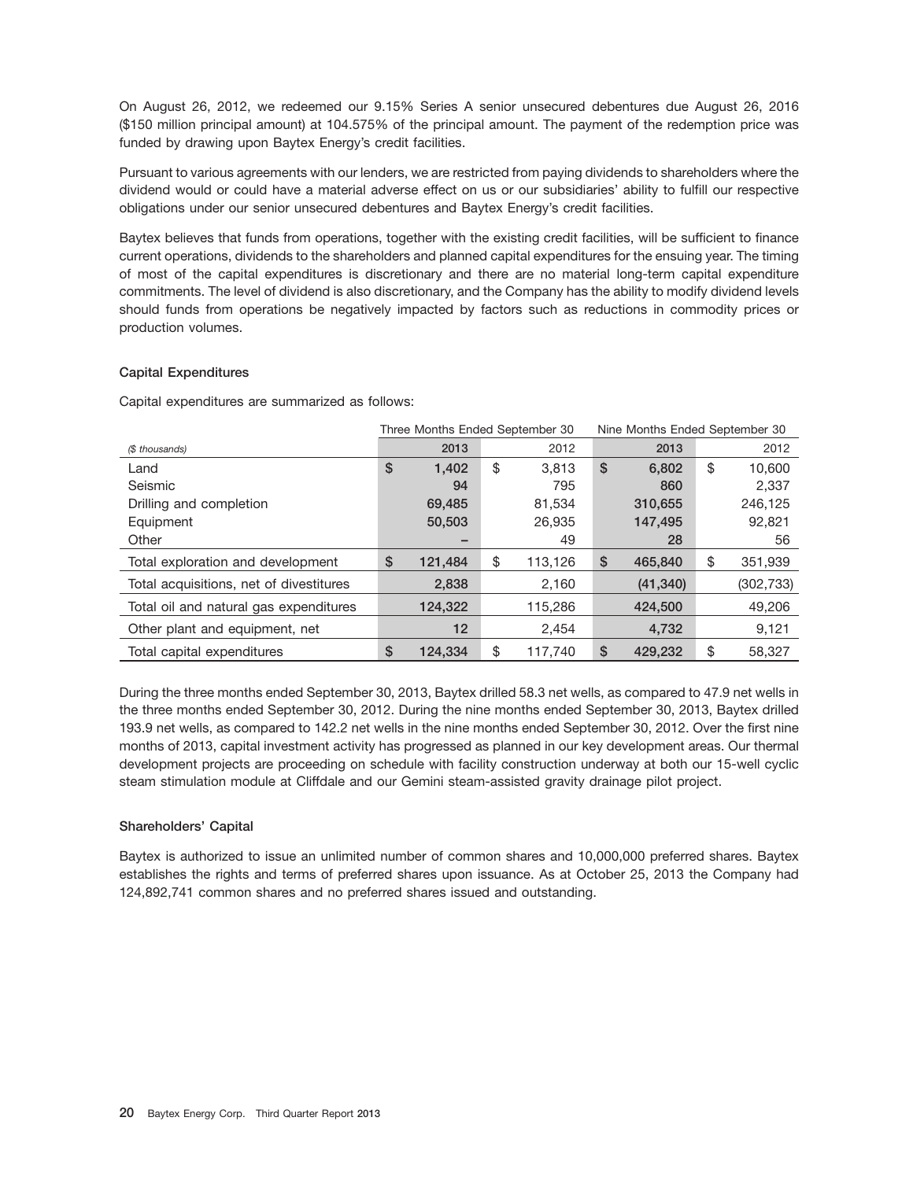On August 26, 2012, we redeemed our 9.15% Series A senior unsecured debentures due August 26, 2016 ($150 million principal amount) at 104.575% of the principal amount. The payment of the redemption price was funded by drawing upon Baytex Energy's credit facilities.

Pursuant to various agreements with our lenders, we are restricted from paying dividends to shareholders where the dividend would or could have a material adverse effect on us or our subsidiaries' ability to fulfill our respective obligations under our senior unsecured debentures and Baytex Energy's credit facilities.

Baytex believes that funds from operations, together with the existing credit facilities, will be sufficient to finance current operations, dividends to the shareholders and planned capital expenditures for the ensuing year. The timing of most of the capital expenditures is discretionary and there are no material long-term capital expenditure commitments. The level of dividend is also discretionary, and the Company has the ability to modify dividend levels should funds from operations be negatively impacted by factors such as reductions in commodity prices or production volumes.

**Capital Expenditures**

Capital expenditures are summarized as follows:

| | Three Months Ended September 30 | | Nine Months Ended September 30 | |
|---|---|---|---|---|
| *($ thousands)* | 2013 | 2012 | 2013 | 2012 |
| Land | $ 1,402 | $ 3,813 | $ 6,802 | $ 10,600 |
| Seismic | 94 | 795 | 860 | 2,337 |
| Drilling and completion | 69,485 | 81,534 | 310,655 | 246,125 |
| Equipment | 50,503 | 26,935 | 147,495 | 92,821 |
| Other | – | 49 | 28 | 56 |
| Total exploration and development | $ 121,484 | $ 113,126 | $ 465,840 | $ 351,939 |
| Total acquisitions, net of divestitures | 2,838 | 2,160 | (41,340) | (302,733) |
| Total oil and natural gas expenditures | 124,322 | 115,286 | 424,500 | 49,206 |
| Other plant and equipment, net | 12 | 2,454 | 4,732 | 9,121 |
| Total capital expenditures | $ 124,334 | $ 117,740 | $ 429,232 | $ 58,327 |

During the three months ended September 30, 2013, Baytex drilled 58.3 net wells, as compared to 47.9 net wells in the three months ended September 30, 2012. During the nine months ended September 30, 2013, Baytex drilled 193.9 net wells, as compared to 142.2 net wells in the nine months ended September 30, 2012. Over the first nine months of 2013, capital investment activity has progressed as planned in our key development areas. Our thermal development projects are proceeding on schedule with facility construction underway at both our 15-well cyclic steam stimulation module at Cliffdale and our Gemini steam-assisted gravity drainage pilot project.

**Shareholders' Capital**

Baytex is authorized to issue an unlimited number of common shares and 10,000,000 preferred shares. Baytex establishes the rights and terms of preferred shares upon issuance. As at October 25, 2013 the Company had 124,892,741 common shares and no preferred shares issued and outstanding.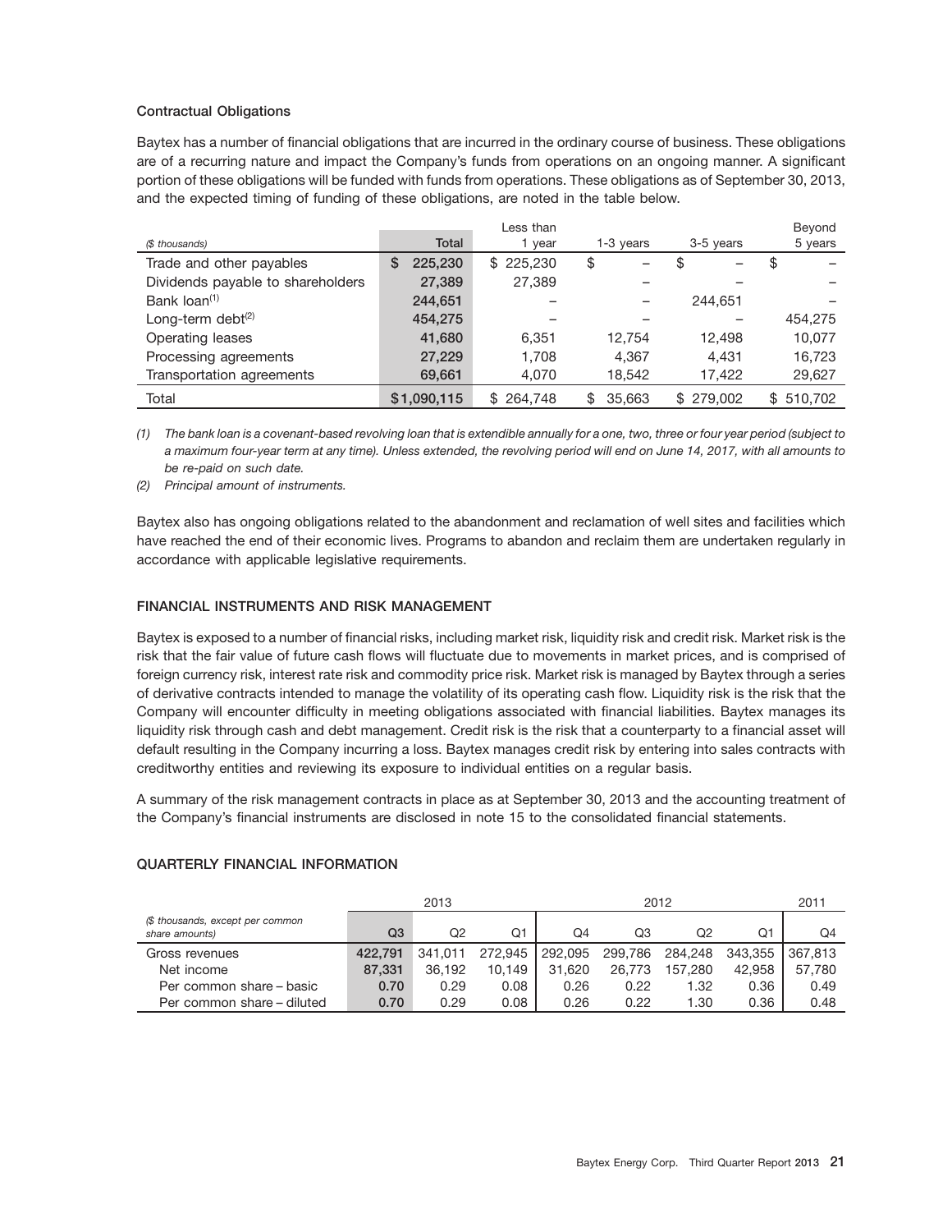### Contractual Obligations

Baytex has a number of financial obligations that are incurred in the ordinary course of business. These obligations are of a recurring nature and impact the Company's funds from operations on an ongoing manner. A significant portion of these obligations will be funded with funds from operations. These obligations as of September 30, 2013, and the expected timing of funding of these obligations, are noted in the table below.

| ($ thousands) | Total | Less than 1 year | 1-3 years | 3-5 years | Beyond 5 years |
|---|---|---|---|---|---|
| Trade and other payables | $ 225,230 | $ 225,230 | $ – | $ – | $ – |
| Dividends payable to shareholders | 27,389 | 27,389 | – | – | – |
| Bank loan[1] | 244,651 | – | – | 244,651 | – |
| Long-term debt[2] | 454,275 | – | – | – | 454,275 |
| Operating leases | 41,680 | 6,351 | 12,754 | 12,498 | 10,077 |
| Processing agreements | 27,229 | 1,708 | 4,367 | 4,431 | 16,723 |
| Transportation agreements | 69,661 | 4,070 | 18,542 | 17,422 | 29,627 |
| Total | $1,090,115 | $ 264,748 | $ 35,663 | $ 279,002 | $ 510,702 |

*(1) The bank loan is a covenant-based revolving loan that is extendible annually for a one, two, three or four year period (subject to a maximum four-year term at any time). Unless extended, the revolving period will end on June 14, 2017, with all amounts to be re-paid on such date.*

*(2) Principal amount of instruments.*

Baytex also has ongoing obligations related to the abandonment and reclamation of well sites and facilities which have reached the end of their economic lives. Programs to abandon and reclaim them are undertaken regularly in accordance with applicable legislative requirements.

## FINANCIAL INSTRUMENTS AND RISK MANAGEMENT

Baytex is exposed to a number of financial risks, including market risk, liquidity risk and credit risk. Market risk is the risk that the fair value of future cash flows will fluctuate due to movements in market prices, and is comprised of foreign currency risk, interest rate risk and commodity price risk. Market risk is managed by Baytex through a series of derivative contracts intended to manage the volatility of its operating cash flow. Liquidity risk is the risk that the Company will encounter difficulty in meeting obligations associated with financial liabilities. Baytex manages its liquidity risk through cash and debt management. Credit risk is the risk that a counterparty to a financial asset will default resulting in the Company incurring a loss. Baytex manages credit risk by entering into sales contracts with creditworthy entities and reviewing its exposure to individual entities on a regular basis.

A summary of the risk management contracts in place as at September 30, 2013 and the accounting treatment of the Company's financial instruments are disclosed in note 15 to the consolidated financial statements.

## QUARTERLY FINANCIAL INFORMATION

| | 2013 | | | 2012 | | | | 2011 |
|---|---|---|---|---|---|---|---|---|
| ($ thousands, except per common share amounts) | Q3 | Q2 | Q1 | Q4 | Q3 | Q2 | Q1 | Q4 |
| Gross revenues | 422,791 | 341,011 | 272,945 | 292,095 | 299,786 | 284,248 | 343,355 | 367,813 |
| Net income | 87,331 | 36,192 | 10,149 | 31,620 | 26,773 | 157,280 | 42,958 | 57,780 |
| Per common share – basic | 0.70 | 0.29 | 0.08 | 0.26 | 0.22 | 1.32 | 0.36 | 0.49 |
| Per common share – diluted | 0.70 | 0.29 | 0.08 | 0.26 | 0.22 | 1.30 | 0.36 | 0.48 |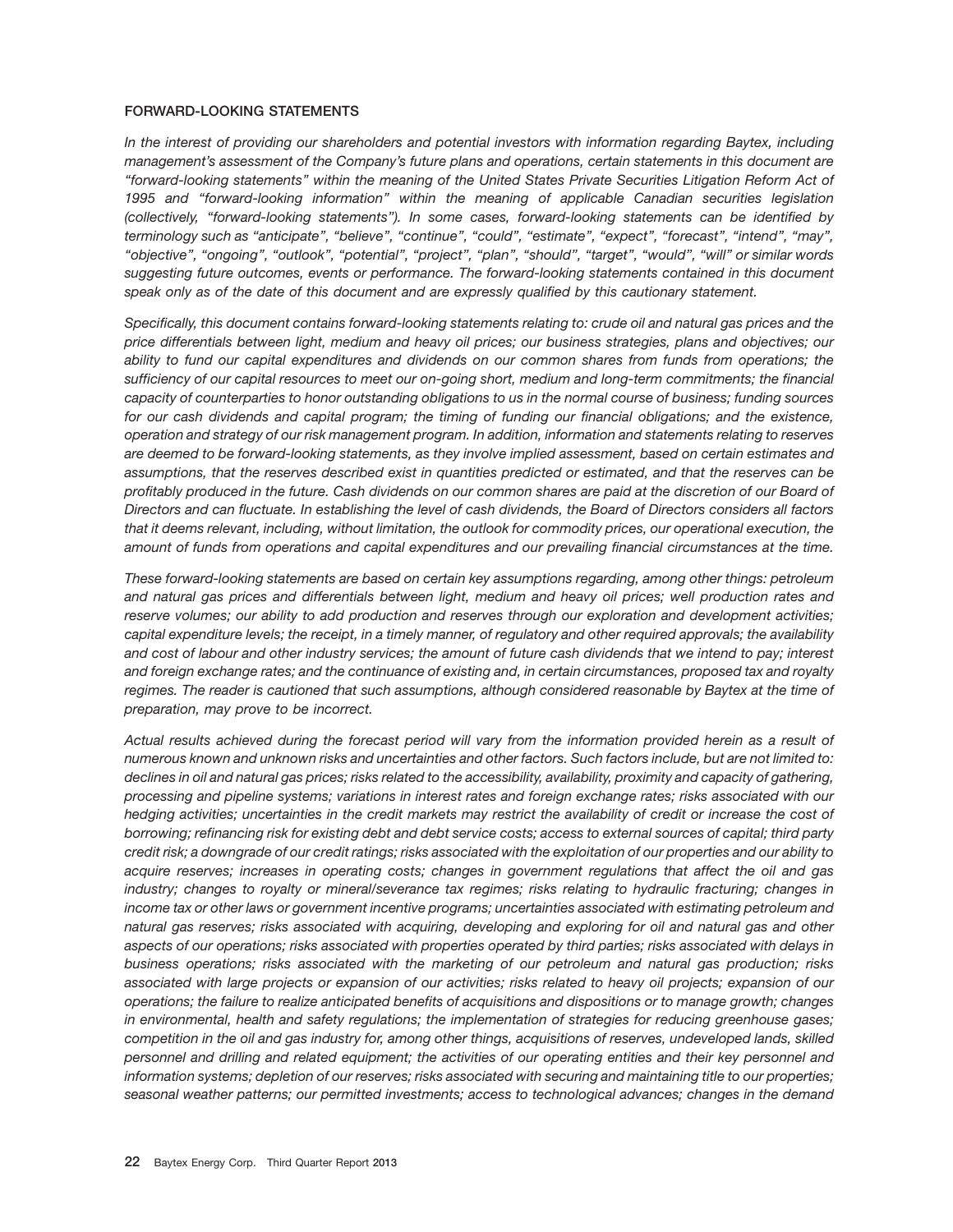## FORWARD-LOOKING STATEMENTS

*In the interest of providing our shareholders and potential investors with information regarding Baytex, including management's assessment of the Company's future plans and operations, certain statements in this document are "forward-looking statements" within the meaning of the United States Private Securities Litigation Reform Act of 1995 and "forward-looking information" within the meaning of applicable Canadian securities legislation (collectively, "forward-looking statements"). In some cases, forward-looking statements can be identified by terminology such as "anticipate", "believe", "continue", "could", "estimate", "expect", "forecast", "intend", "may", "objective", "ongoing", "outlook", "potential", "project", "plan", "should", "target", "would", "will" or similar words suggesting future outcomes, events or performance. The forward-looking statements contained in this document speak only as of the date of this document and are expressly qualified by this cautionary statement.*

*Specifically, this document contains forward-looking statements relating to: crude oil and natural gas prices and the price differentials between light, medium and heavy oil prices; our business strategies, plans and objectives; our ability to fund our capital expenditures and dividends on our common shares from funds from operations; the sufficiency of our capital resources to meet our on-going short, medium and long-term commitments; the financial capacity of counterparties to honor outstanding obligations to us in the normal course of business; funding sources for our cash dividends and capital program; the timing of funding our financial obligations; and the existence, operation and strategy of our risk management program. In addition, information and statements relating to reserves are deemed to be forward-looking statements, as they involve implied assessment, based on certain estimates and assumptions, that the reserves described exist in quantities predicted or estimated, and that the reserves can be profitably produced in the future. Cash dividends on our common shares are paid at the discretion of our Board of Directors and can fluctuate. In establishing the level of cash dividends, the Board of Directors considers all factors that it deems relevant, including, without limitation, the outlook for commodity prices, our operational execution, the amount of funds from operations and capital expenditures and our prevailing financial circumstances at the time.*

*These forward-looking statements are based on certain key assumptions regarding, among other things: petroleum and natural gas prices and differentials between light, medium and heavy oil prices; well production rates and reserve volumes; our ability to add production and reserves through our exploration and development activities; capital expenditure levels; the receipt, in a timely manner, of regulatory and other required approvals; the availability and cost of labour and other industry services; the amount of future cash dividends that we intend to pay; interest and foreign exchange rates; and the continuance of existing and, in certain circumstances, proposed tax and royalty regimes. The reader is cautioned that such assumptions, although considered reasonable by Baytex at the time of preparation, may prove to be incorrect.*

*Actual results achieved during the forecast period will vary from the information provided herein as a result of numerous known and unknown risks and uncertainties and other factors. Such factors include, but are not limited to: declines in oil and natural gas prices; risks related to the accessibility, availability, proximity and capacity of gathering, processing and pipeline systems; variations in interest rates and foreign exchange rates; risks associated with our hedging activities; uncertainties in the credit markets may restrict the availability of credit or increase the cost of borrowing; refinancing risk for existing debt and debt service costs; access to external sources of capital; third party credit risk; a downgrade of our credit ratings; risks associated with the exploitation of our properties and our ability to acquire reserves; increases in operating costs; changes in government regulations that affect the oil and gas industry; changes to royalty or mineral/severance tax regimes; risks relating to hydraulic fracturing; changes in income tax or other laws or government incentive programs; uncertainties associated with estimating petroleum and natural gas reserves; risks associated with acquiring, developing and exploring for oil and natural gas and other aspects of our operations; risks associated with properties operated by third parties; risks associated with delays in business operations; risks associated with the marketing of our petroleum and natural gas production; risks associated with large projects or expansion of our activities; risks related to heavy oil projects; expansion of our operations; the failure to realize anticipated benefits of acquisitions and dispositions or to manage growth; changes in environmental, health and safety regulations; the implementation of strategies for reducing greenhouse gases; competition in the oil and gas industry for, among other things, acquisitions of reserves, undeveloped lands, skilled personnel and drilling and related equipment; the activities of our operating entities and their key personnel and information systems; depletion of our reserves; risks associated with securing and maintaining title to our properties; seasonal weather patterns; our permitted investments; access to technological advances; changes in the demand*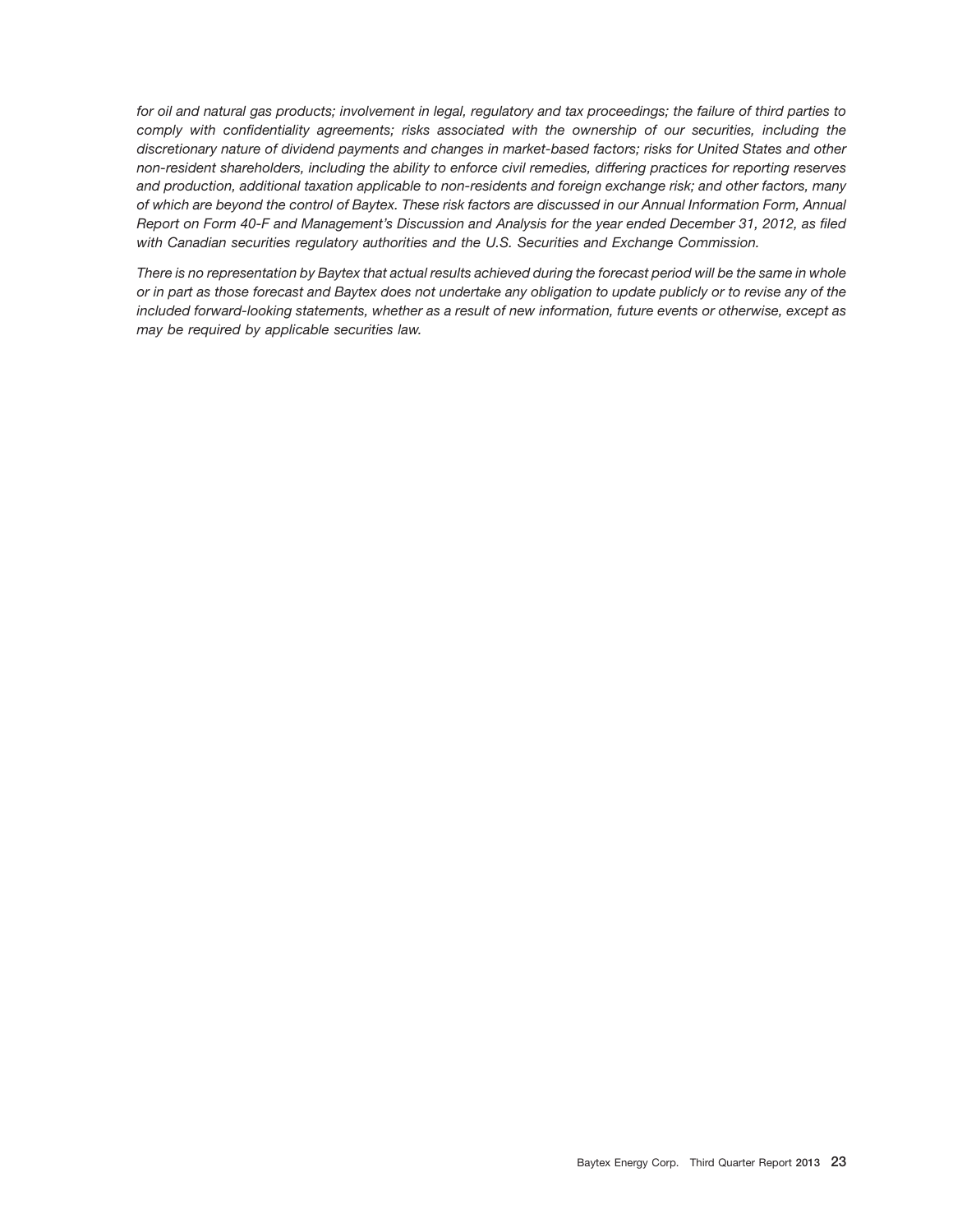*for oil and natural gas products; involvement in legal, regulatory and tax proceedings; the failure of third parties to comply with confidentiality agreements; risks associated with the ownership of our securities, including the discretionary nature of dividend payments and changes in market-based factors; risks for United States and other non-resident shareholders, including the ability to enforce civil remedies, differing practices for reporting reserves and production, additional taxation applicable to non-residents and foreign exchange risk; and other factors, many of which are beyond the control of Baytex. These risk factors are discussed in our Annual Information Form, Annual Report on Form 40-F and Management's Discussion and Analysis for the year ended December 31, 2012, as filed with Canadian securities regulatory authorities and the U.S. Securities and Exchange Commission.*

*There is no representation by Baytex that actual results achieved during the forecast period will be the same in whole or in part as those forecast and Baytex does not undertake any obligation to update publicly or to revise any of the included forward-looking statements, whether as a result of new information, future events or otherwise, except as may be required by applicable securities law.*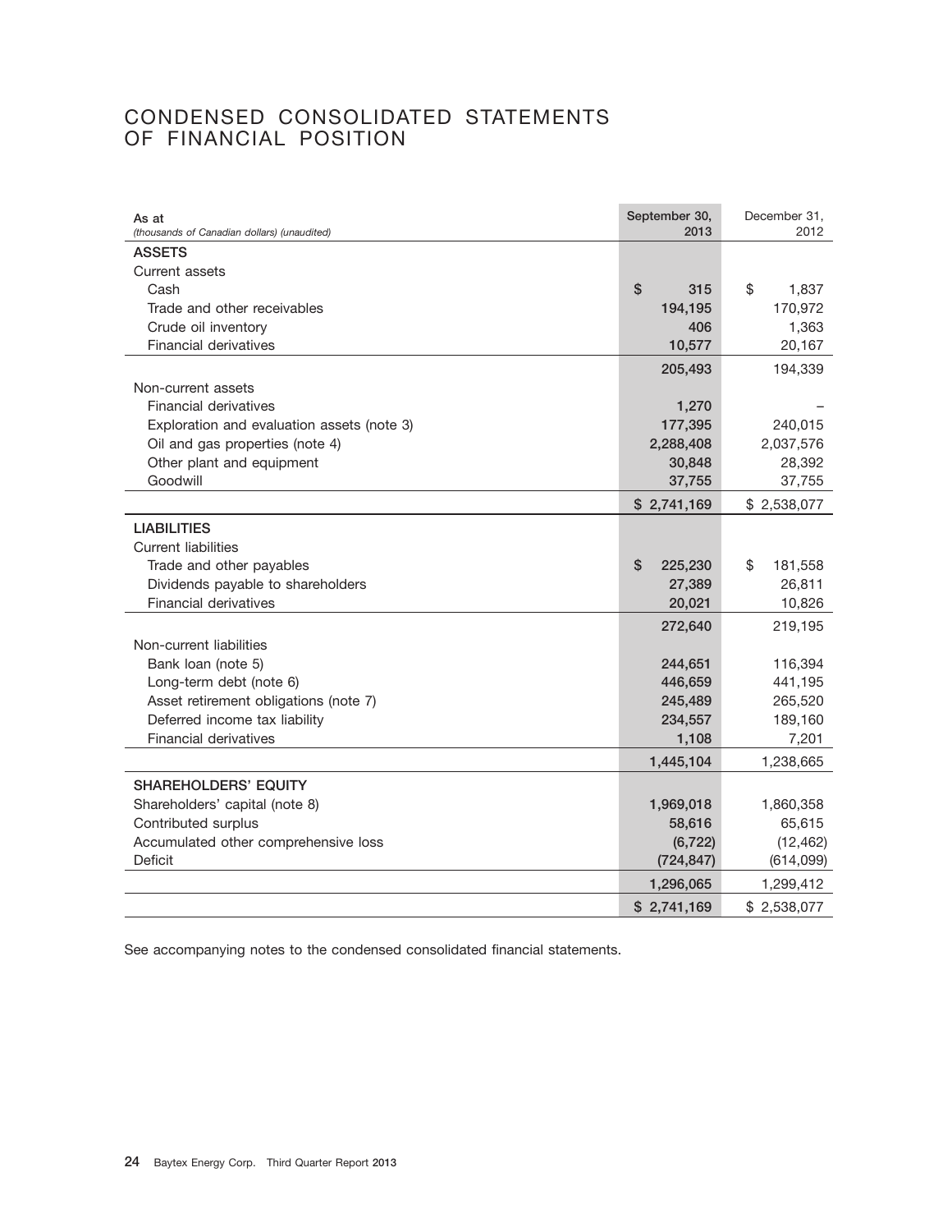# CONDENSED CONSOLIDATED STATEMENTS OF FINANCIAL POSITION

| As at *(thousands of Canadian dollars) (unaudited)* | September 30, 2013 | December 31, 2012 |
|---|---|---|
| **ASSETS** | | |
| Current assets | | |
| Cash | $ 315 | $ 1,837 |
| Trade and other receivables | 194,195 | 170,972 |
| Crude oil inventory | 406 | 1,363 |
| Financial derivatives | 10,577 | 20,167 |
| | 205,493 | 194,339 |
| Non-current assets | | |
| Financial derivatives | 1,270 | – |
| Exploration and evaluation assets (note 3) | 177,395 | 240,015 |
| Oil and gas properties (note 4) | 2,288,408 | 2,037,576 |
| Other plant and equipment | 30,848 | 28,392 |
| Goodwill | 37,755 | 37,755 |
| | $ 2,741,169 | $ 2,538,077 |
| **LIABILITIES** | | |
| Current liabilities | | |
| Trade and other payables | $ 225,230 | $ 181,558 |
| Dividends payable to shareholders | 27,389 | 26,811 |
| Financial derivatives | 20,021 | 10,826 |
| | 272,640 | 219,195 |
| Non-current liabilities | | |
| Bank loan (note 5) | 244,651 | 116,394 |
| Long-term debt (note 6) | 446,659 | 441,195 |
| Asset retirement obligations (note 7) | 245,489 | 265,520 |
| Deferred income tax liability | 234,557 | 189,160 |
| Financial derivatives | 1,108 | 7,201 |
| | 1,445,104 | 1,238,665 |
| **SHAREHOLDERS' EQUITY** | | |
| Shareholders' capital (note 8) | 1,969,018 | 1,860,358 |
| Contributed surplus | 58,616 | 65,615 |
| Accumulated other comprehensive loss | (6,722) | (12,462) |
| Deficit | (724,847) | (614,099) |
| | 1,296,065 | 1,299,412 |
| | $ 2,741,169 | $ 2,538,077 |

See accompanying notes to the condensed consolidated financial statements.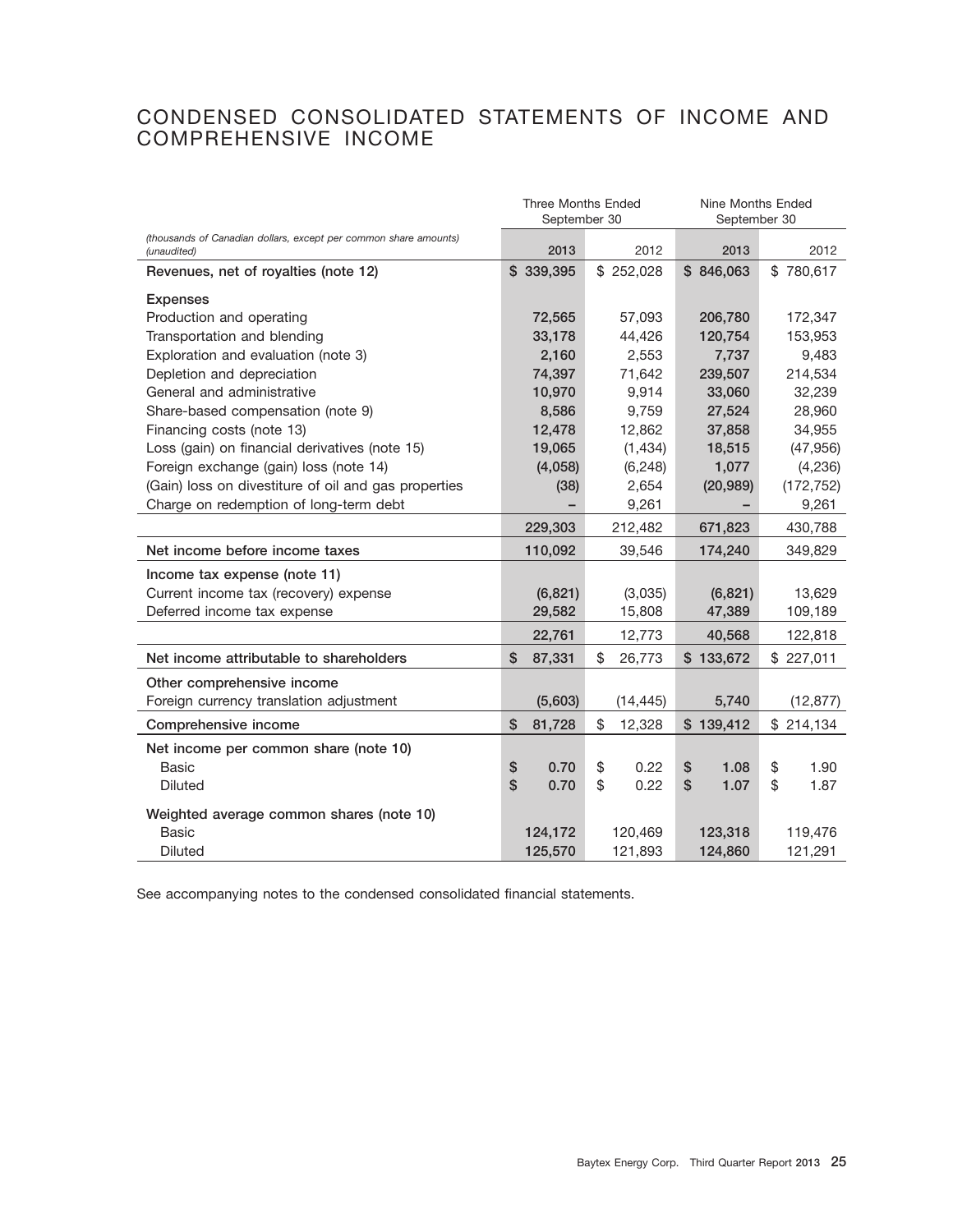# CONDENSED CONSOLIDATED STATEMENTS OF INCOME AND COMPREHENSIVE INCOME

| *(thousands of Canadian dollars, except per common share amounts) (unaudited)* | Three Months Ended September 30 | | Nine Months Ended September 30 | |
|---|---|---|---|---|
| | **2013** | 2012 | **2013** | 2012 |
| **Revenues, net of royalties (note 12)** | **$ 339,395** | $ 252,028 | **$ 846,063** | $ 780,617 |
| **Expenses** | | | | |
| Production and operating | **72,565** | 57,093 | **206,780** | 172,347 |
| Transportation and blending | **33,178** | 44,426 | **120,754** | 153,953 |
| Exploration and evaluation (note 3) | **2,160** | 2,553 | **7,737** | 9,483 |
| Depletion and depreciation | **74,397** | 71,642 | **239,507** | 214,534 |
| General and administrative | **10,970** | 9,914 | **33,060** | 32,239 |
| Share-based compensation (note 9) | **8,586** | 9,759 | **27,524** | 28,960 |
| Financing costs (note 13) | **12,478** | 12,862 | **37,858** | 34,955 |
| Loss (gain) on financial derivatives (note 15) | **19,065** | (1,434) | **18,515** | (47,956) |
| Foreign exchange (gain) loss (note 14) | **(4,058)** | (6,248) | **1,077** | (4,236) |
| (Gain) loss on divestiture of oil and gas properties | **(38)** | 2,654 | **(20,989)** | (172,752) |
| Charge on redemption of long-term debt | **–** | 9,261 | **–** | 9,261 |
| | **229,303** | 212,482 | **671,823** | 430,788 |
| **Net income before income taxes** | **110,092** | 39,546 | **174,240** | 349,829 |
| **Income tax expense (note 11)** | | | | |
| Current income tax (recovery) expense | **(6,821)** | (3,035) | **(6,821)** | 13,629 |
| Deferred income tax expense | **29,582** | 15,808 | **47,389** | 109,189 |
| | **22,761** | 12,773 | **40,568** | 122,818 |
| **Net income attributable to shareholders** | **$ 87,331** | $ 26,773 | **$ 133,672** | $ 227,011 |
| **Other comprehensive income** | | | | |
| Foreign currency translation adjustment | **(5,603)** | (14,445) | **5,740** | (12,877) |
| **Comprehensive income** | **$ 81,728** | $ 12,328 | **$ 139,412** | $ 214,134 |
| **Net income per common share (note 10)** | | | | |
| Basic | **$ 0.70** | $ 0.22 | **$ 1.08** | $ 1.90 |
| Diluted | **$ 0.70** | $ 0.22 | **$ 1.07** | $ 1.87 |
| **Weighted average common shares (note 10)** | | | | |
| Basic | **124,172** | 120,469 | **123,318** | 119,476 |
| Diluted | **125,570** | 121,893 | **124,860** | 121,291 |

See accompanying notes to the condensed consolidated financial statements.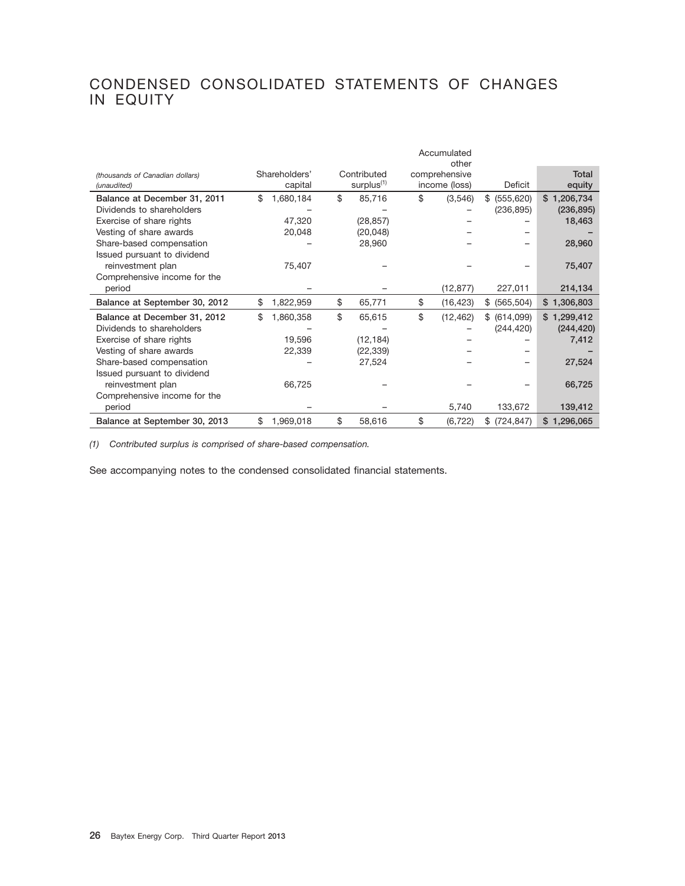# CONDENSED CONSOLIDATED STATEMENTS OF CHANGES IN EQUITY

| *(thousands of Canadian dollars)* *(unaudited)* | Shareholders' capital | Contributed surplus[(1)] | Accumulated other comprehensive income (loss) | Deficit | Total equity |
|---|---|---|---|---|---|
| **Balance at December 31, 2011** | $ 1,680,184 | $ 85,716 | $ (3,546) | $ (555,620) | **$ 1,206,734** |
| Dividends to shareholders | – | – | – | (236,895) | **(236,895)** |
| Exercise of share rights | 47,320 | (28,857) | – | – | **18,463** |
| Vesting of share awards | 20,048 | (20,048) | – | – | **–** |
| Share-based compensation | – | 28,960 | – | – | **28,960** |
| Issued pursuant to dividend reinvestment plan | 75,407 | – | – | – | **75,407** |
| Comprehensive income for the period | – | – | (12,877) | 227,011 | **214,134** |
| **Balance at September 30, 2012** | $ 1,822,959 | $ 65,771 | $ (16,423) | $ (565,504) | **$ 1,306,803** |
| **Balance at December 31, 2012** | $ 1,860,358 | $ 65,615 | $ (12,462) | $ (614,099) | **$ 1,299,412** |
| Dividends to shareholders | – | – | – | (244,420) | **(244,420)** |
| Exercise of share rights | 19,596 | (12,184) | – | – | **7,412** |
| Vesting of share awards | 22,339 | (22,339) | – | – | **–** |
| Share-based compensation | – | 27,524 | – | – | **27,524** |
| Issued pursuant to dividend reinvestment plan | 66,725 | – | – | – | **66,725** |
| Comprehensive income for the period | – | – | 5,740 | 133,672 | **139,412** |
| **Balance at September 30, 2013** | $ 1,969,018 | $ 58,616 | $ (6,722) | $ (724,847) | **$ 1,296,065** |

*(1) Contributed surplus is comprised of share-based compensation.*

See accompanying notes to the condensed consolidated financial statements.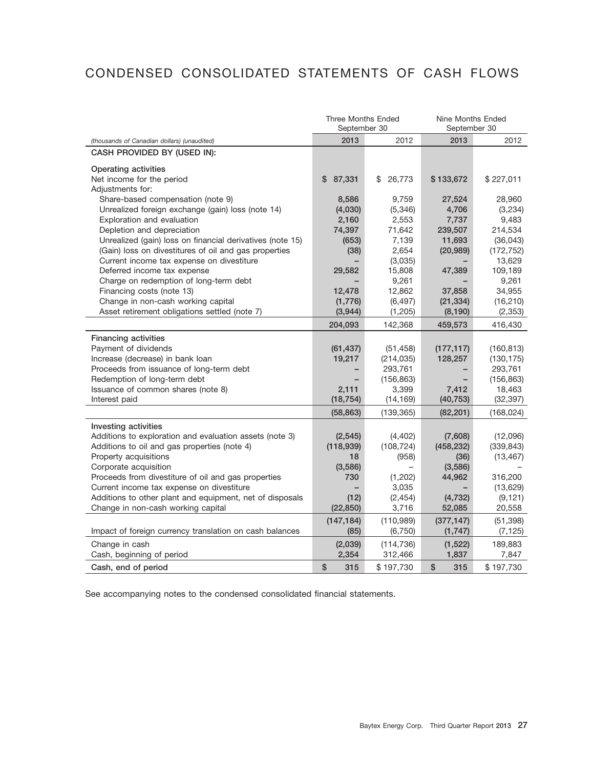# CONDENSED CONSOLIDATED STATEMENTS OF CASH FLOWS

| | Three Months Ended September 30 | | Nine Months Ended September 30 | |
|---|---|---|---|---|
| *(thousands of Canadian dollars) (unaudited)* | **2013** | 2012 | **2013** | 2012 |
| **CASH PROVIDED BY (USED IN):** | | | | |
| **Operating activities** | | | | |
| Net income for the period | **$ 87,331** | $ 26,773 | **$ 133,672** | $ 227,011 |
| Adjustments for: | | | | |
| Share-based compensation (note 9) | **8,586** | 9,759 | **27,524** | 28,960 |
| Unrealized foreign exchange (gain) loss (note 14) | **(4,030)** | (5,346) | **4,706** | (3,234) |
| Exploration and evaluation | **2,160** | 2,553 | **7,737** | 9,483 |
| Depletion and depreciation | **74,397** | 71,642 | **239,507** | 214,534 |
| Unrealized (gain) loss on financial derivatives (note 15) | **(653)** | 7,139 | **11,693** | (36,043) |
| (Gain) loss on divestitures of oil and gas properties | **(38)** | 2,654 | **(20,989)** | (172,752) |
| Current income tax expense on divestiture | **–** | (3,035) | **–** | 13,629 |
| Deferred income tax expense | **29,582** | 15,808 | **47,389** | 109,189 |
| Charge on redemption of long-term debt | **–** | 9,261 | **–** | 9,261 |
| Financing costs (note 13) | **12,478** | 12,862 | **37,858** | 34,955 |
| Change in non-cash working capital | **(1,776)** | (6,497) | **(21,334)** | (16,210) |
| Asset retirement obligations settled (note 7) | **(3,944)** | (1,205) | **(8,190)** | (2,353) |
| | **204,093** | 142,368 | **459,573** | 416,430 |
| **Financing activities** | | | | |
| Payment of dividends | **(61,437)** | (51,458) | **(177,117)** | (160,813) |
| Increase (decrease) in bank loan | **19,217** | (214,035) | **128,257** | (130,175) |
| Proceeds from issuance of long-term debt | **–** | 293,761 | **–** | 293,761 |
| Redemption of long-term debt | **–** | (156,863) | **–** | (156,863) |
| Issuance of common shares (note 8) | **2,111** | 3,399 | **7,412** | 18,463 |
| Interest paid | **(18,754)** | (14,169) | **(40,753)** | (32,397) |
| | **(58,863)** | (139,365) | **(82,201)** | (168,024) |
| **Investing activities** | | | | |
| Additions to exploration and evaluation assets (note 3) | **(2,545)** | (4,402) | **(7,608)** | (12,096) |
| Additions to oil and gas properties (note 4) | **(118,939)** | (108,724) | **(458,232)** | (339,843) |
| Property acquisitions | **18** | (958) | **(36)** | (13,467) |
| Corporate acquisition | **(3,586)** | – | **(3,586)** | – |
| Proceeds from divestiture of oil and gas properties | **730** | (1,202) | **44,962** | 316,200 |
| Current income tax expense on divestiture | **–** | 3,035 | **–** | (13,629) |
| Additions to other plant and equipment, net of disposals | **(12)** | (2,454) | **(4,732)** | (9,121) |
| Change in non-cash working capital | **(22,850)** | 3,716 | **52,085** | 20,558 |
| | **(147,184)** | (110,989) | **(377,147)** | (51,398) |
| Impact of foreign currency translation on cash balances | **(85)** | (6,750) | **(1,747)** | (7,125) |
| Change in cash | **(2,039)** | (114,736) | **(1,522)** | 189,883 |
| Cash, beginning of period | **2,354** | 312,466 | **1,837** | 7,847 |
| **Cash, end of period** | **$ 315** | $ 197,730 | **$ 315** | $ 197,730 |

See accompanying notes to the condensed consolidated financial statements.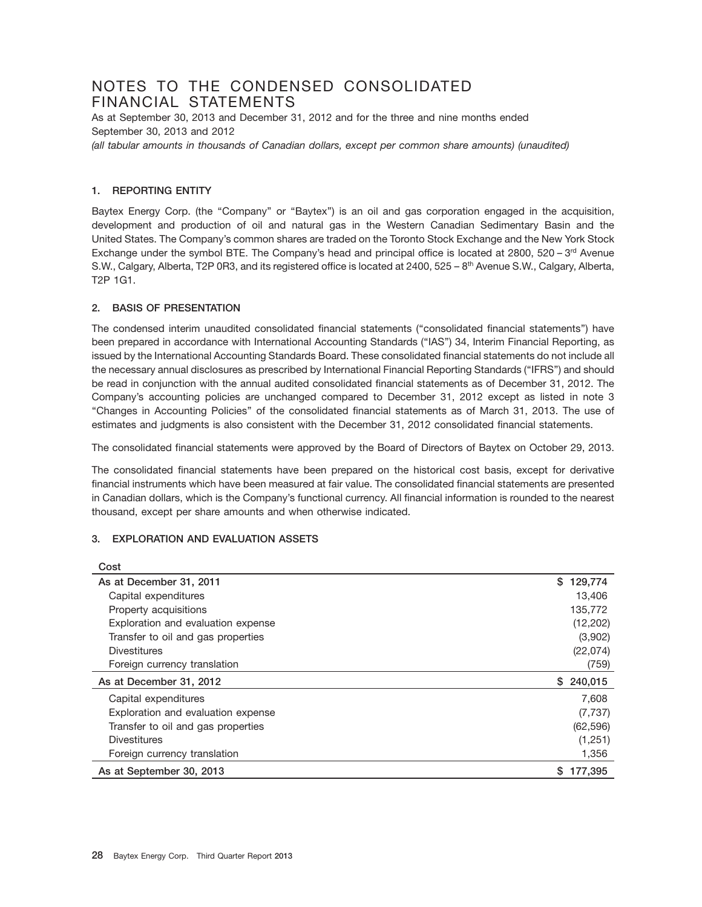# NOTES TO THE CONDENSED CONSOLIDATED FINANCIAL STATEMENTS

As at September 30, 2013 and December 31, 2012 and for the three and nine months ended September 30, 2013 and 2012

*(all tabular amounts in thousands of Canadian dollars, except per common share amounts) (unaudited)*

## 1. REPORTING ENTITY

Baytex Energy Corp. (the "Company" or "Baytex") is an oil and gas corporation engaged in the acquisition, development and production of oil and natural gas in the Western Canadian Sedimentary Basin and the United States. The Company's common shares are traded on the Toronto Stock Exchange and the New York Stock Exchange under the symbol BTE. The Company's head and principal office is located at 2800, 520 – 3rd Avenue S.W., Calgary, Alberta, T2P 0R3, and its registered office is located at 2400, 525 – 8th Avenue S.W., Calgary, Alberta, T2P 1G1.

## 2. BASIS OF PRESENTATION

The condensed interim unaudited consolidated financial statements ("consolidated financial statements") have been prepared in accordance with International Accounting Standards ("IAS") 34, Interim Financial Reporting, as issued by the International Accounting Standards Board. These consolidated financial statements do not include all the necessary annual disclosures as prescribed by International Financial Reporting Standards ("IFRS") and should be read in conjunction with the annual audited consolidated financial statements as of December 31, 2012. The Company's accounting policies are unchanged compared to December 31, 2012 except as listed in note 3 "Changes in Accounting Policies" of the consolidated financial statements as of March 31, 2013. The use of estimates and judgments is also consistent with the December 31, 2012 consolidated financial statements.

The consolidated financial statements were approved by the Board of Directors of Baytex on October 29, 2013.

The consolidated financial statements have been prepared on the historical cost basis, except for derivative financial instruments which have been measured at fair value. The consolidated financial statements are presented in Canadian dollars, which is the Company's functional currency. All financial information is rounded to the nearest thousand, except per share amounts and when otherwise indicated.

## 3. EXPLORATION AND EVALUATION ASSETS

| Cost | |
|---|---|
| As at December 31, 2011 | $ 129,774 |
| Capital expenditures | 13,406 |
| Property acquisitions | 135,772 |
| Exploration and evaluation expense | (12,202) |
| Transfer to oil and gas properties | (3,902) |
| Divestitures | (22,074) |
| Foreign currency translation | (759) |
| As at December 31, 2012 | $ 240,015 |
| Capital expenditures | 7,608 |
| Exploration and evaluation expense | (7,737) |
| Transfer to oil and gas properties | (62,596) |
| Divestitures | (1,251) |
| Foreign currency translation | 1,356 |
| As at September 30, 2013 | $ 177,395 |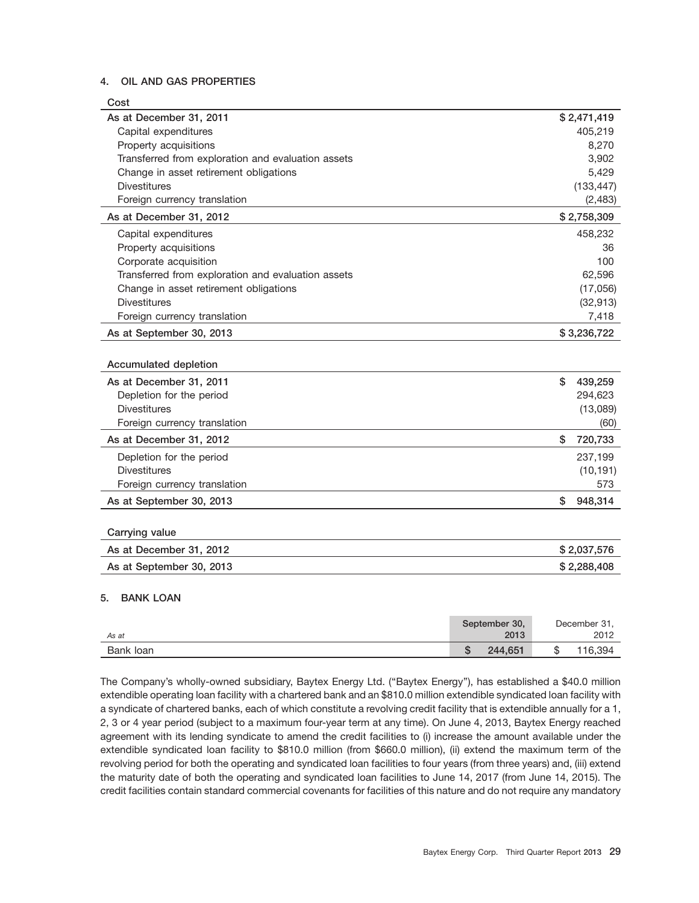## 4. OIL AND GAS PROPERTIES

| Cost | |
|---|---|
| As at December 31, 2011 | $ 2,471,419 |
| Capital expenditures | 405,219 |
| Property acquisitions | 8,270 |
| Transferred from exploration and evaluation assets | 3,902 |
| Change in asset retirement obligations | 5,429 |
| Divestitures | (133,447) |
| Foreign currency translation | (2,483) |
| As at December 31, 2012 | $ 2,758,309 |
| Capital expenditures | 458,232 |
| Property acquisitions | 36 |
| Corporate acquisition | 100 |
| Transferred from exploration and evaluation assets | 62,596 |
| Change in asset retirement obligations | (17,056) |
| Divestitures | (32,913) |
| Foreign currency translation | 7,418 |
| As at September 30, 2013 | $ 3,236,722 |

| Accumulated depletion | |
|---|---|
| As at December 31, 2011 | $ 439,259 |
| Depletion for the period | 294,623 |
| Divestitures | (13,089) |
| Foreign currency translation | (60) |
| As at December 31, 2012 | $ 720,733 |
| Depletion for the period | 237,199 |
| Divestitures | (10,191) |
| Foreign currency translation | 573 |
| As at September 30, 2013 | $ 948,314 |

| Carrying value | |
|---|---|
| As at December 31, 2012 | $ 2,037,576 |
| As at September 30, 2013 | $ 2,288,408 |

## 5. BANK LOAN

| *As at* | September 30, 2013 | December 31, 2012 |
|---|---|---|
| Bank loan | $ 244,651 | $ 116,394 |

The Company's wholly-owned subsidiary, Baytex Energy Ltd. ("Baytex Energy"), has established a $40.0 million extendible operating loan facility with a chartered bank and an $810.0 million extendible syndicated loan facility with a syndicate of chartered banks, each of which constitute a revolving credit facility that is extendible annually for a 1, 2, 3 or 4 year period (subject to a maximum four-year term at any time). On June 4, 2013, Baytex Energy reached agreement with its lending syndicate to amend the credit facilities to (i) increase the amount available under the extendible syndicated loan facility to $810.0 million (from $660.0 million), (ii) extend the maximum term of the revolving period for both the operating and syndicated loan facilities to four years (from three years) and, (iii) extend the maturity date of both the operating and syndicated loan facilities to June 14, 2017 (from June 14, 2015). The credit facilities contain standard commercial covenants for facilities of this nature and do not require any mandatory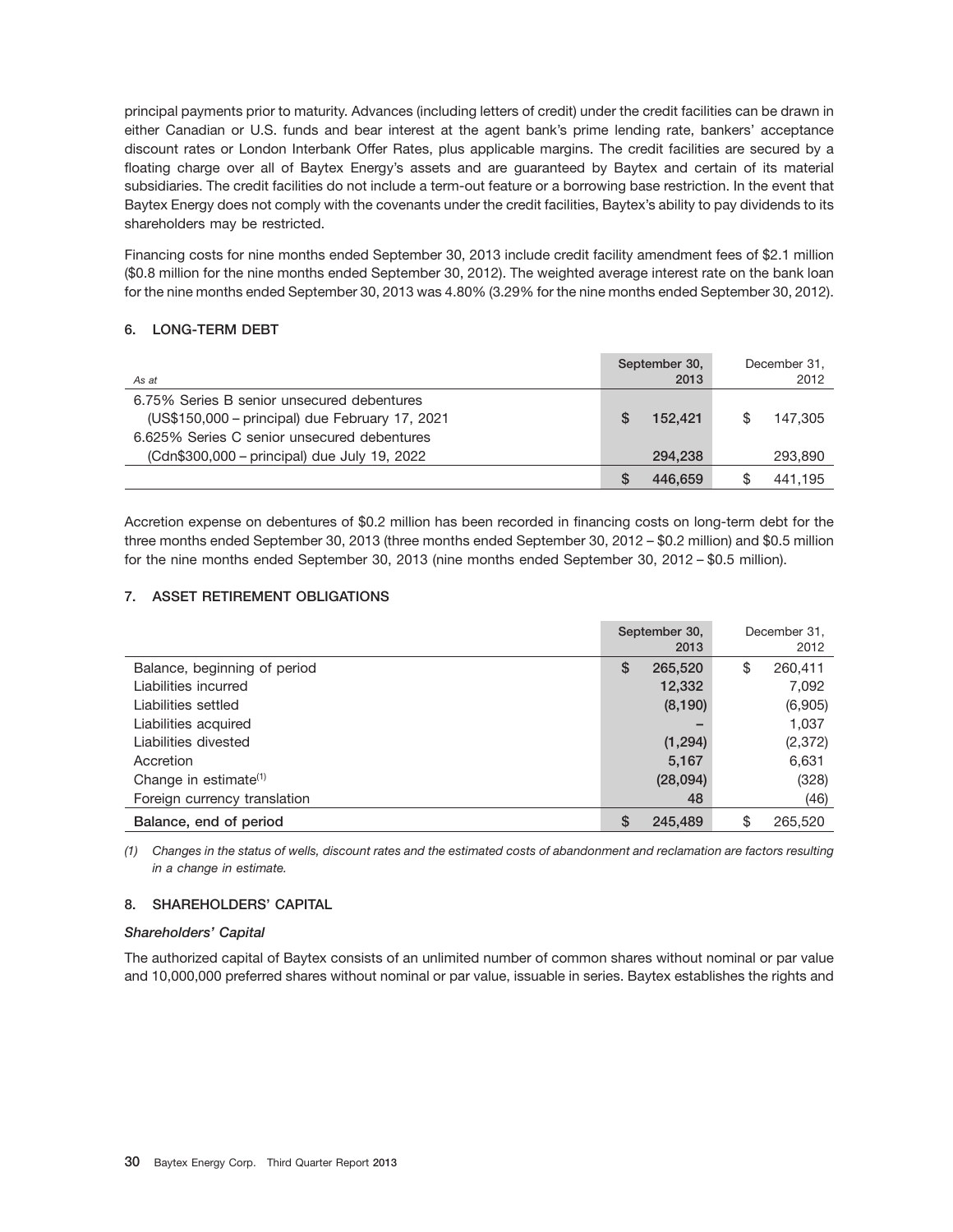principal payments prior to maturity. Advances (including letters of credit) under the credit facilities can be drawn in either Canadian or U.S. funds and bear interest at the agent bank's prime lending rate, bankers' acceptance discount rates or London Interbank Offer Rates, plus applicable margins. The credit facilities are secured by a floating charge over all of Baytex Energy's assets and are guaranteed by Baytex and certain of its material subsidiaries. The credit facilities do not include a term-out feature or a borrowing base restriction. In the event that Baytex Energy does not comply with the covenants under the credit facilities, Baytex's ability to pay dividends to its shareholders may be restricted.

Financing costs for nine months ended September 30, 2013 include credit facility amendment fees of $2.1 million ($0.8 million for the nine months ended September 30, 2012). The weighted average interest rate on the bank loan for the nine months ended September 30, 2013 was 4.80% (3.29% for the nine months ended September 30, 2012).

## 6. LONG-TERM DEBT

| *As at* | September 30, 2013 | December 31, 2012 |
|---|---|---|
| 6.75% Series B senior unsecured debentures (US$150,000 – principal) due February 17, 2021 | $ 152,421 | $ 147,305 |
| 6.625% Series C senior unsecured debentures (Cdn$300,000 – principal) due July 19, 2022 | 294,238 | 293,890 |
| | $ 446,659 | $ 441,195 |

Accretion expense on debentures of $0.2 million has been recorded in financing costs on long-term debt for the three months ended September 30, 2013 (three months ended September 30, 2012 – $0.2 million) and $0.5 million for the nine months ended September 30, 2013 (nine months ended September 30, 2012 – $0.5 million).

## 7. ASSET RETIREMENT OBLIGATIONS

| | September 30, 2013 | December 31, 2012 |
|---|---|---|
| Balance, beginning of period | $ 265,520 | $ 260,411 |
| Liabilities incurred | 12,332 | 7,092 |
| Liabilities settled | (8,190) | (6,905) |
| Liabilities acquired | – | 1,037 |
| Liabilities divested | (1,294) | (2,372) |
| Accretion | 5,167 | 6,631 |
| Change in estimate[(1)] | (28,094) | (328) |
| Foreign currency translation | 48 | (46) |
| **Balance, end of period** | $ 245,489 | $ 265,520 |

*(1) Changes in the status of wells, discount rates and the estimated costs of abandonment and reclamation are factors resulting in a change in estimate.*

## 8. SHAREHOLDERS' CAPITAL

### *Shareholders' Capital*

The authorized capital of Baytex consists of an unlimited number of common shares without nominal or par value and 10,000,000 preferred shares without nominal or par value, issuable in series. Baytex establishes the rights and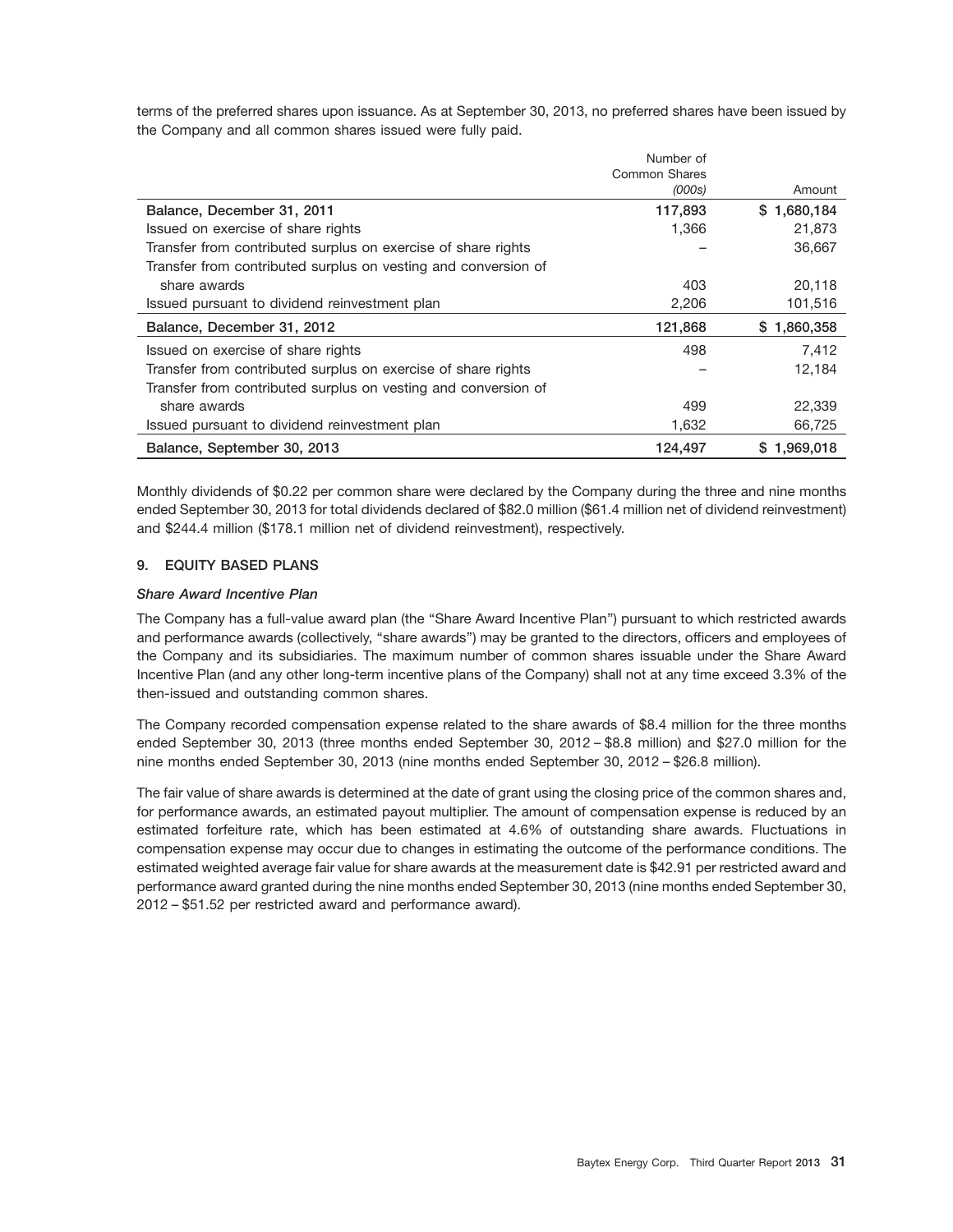terms of the preferred shares upon issuance. As at September 30, 2013, no preferred shares have been issued by the Company and all common shares issued were fully paid.

| | Number of Common Shares *(000s)* | Amount |
|---|---|---|
| **Balance, December 31, 2011** | **117,893** | **$ 1,680,184** |
| Issued on exercise of share rights | 1,366 | 21,873 |
| Transfer from contributed surplus on exercise of share rights | – | 36,667 |
| Transfer from contributed surplus on vesting and conversion of share awards | 403 | 20,118 |
| Issued pursuant to dividend reinvestment plan | 2,206 | 101,516 |
| **Balance, December 31, 2012** | **121,868** | **$ 1,860,358** |
| Issued on exercise of share rights | 498 | 7,412 |
| Transfer from contributed surplus on exercise of share rights | – | 12,184 |
| Transfer from contributed surplus on vesting and conversion of share awards | 499 | 22,339 |
| Issued pursuant to dividend reinvestment plan | 1,632 | 66,725 |
| **Balance, September 30, 2013** | **124,497** | **$ 1,969,018** |

Monthly dividends of $0.22 per common share were declared by the Company during the three and nine months ended September 30, 2013 for total dividends declared of $82.0 million ($61.4 million net of dividend reinvestment) and $244.4 million ($178.1 million net of dividend reinvestment), respectively.

## 9. EQUITY BASED PLANS

### *Share Award Incentive Plan*

The Company has a full-value award plan (the "Share Award Incentive Plan") pursuant to which restricted awards and performance awards (collectively, "share awards") may be granted to the directors, officers and employees of the Company and its subsidiaries. The maximum number of common shares issuable under the Share Award Incentive Plan (and any other long-term incentive plans of the Company) shall not at any time exceed 3.3% of the then-issued and outstanding common shares.

The Company recorded compensation expense related to the share awards of $8.4 million for the three months ended September 30, 2013 (three months ended September 30, 2012 – $8.8 million) and $27.0 million for the nine months ended September 30, 2013 (nine months ended September 30, 2012 – $26.8 million).

The fair value of share awards is determined at the date of grant using the closing price of the common shares and, for performance awards, an estimated payout multiplier. The amount of compensation expense is reduced by an estimated forfeiture rate, which has been estimated at 4.6% of outstanding share awards. Fluctuations in compensation expense may occur due to changes in estimating the outcome of the performance conditions. The estimated weighted average fair value for share awards at the measurement date is $42.91 per restricted award and performance award granted during the nine months ended September 30, 2013 (nine months ended September 30, 2012 – $51.52 per restricted award and performance award).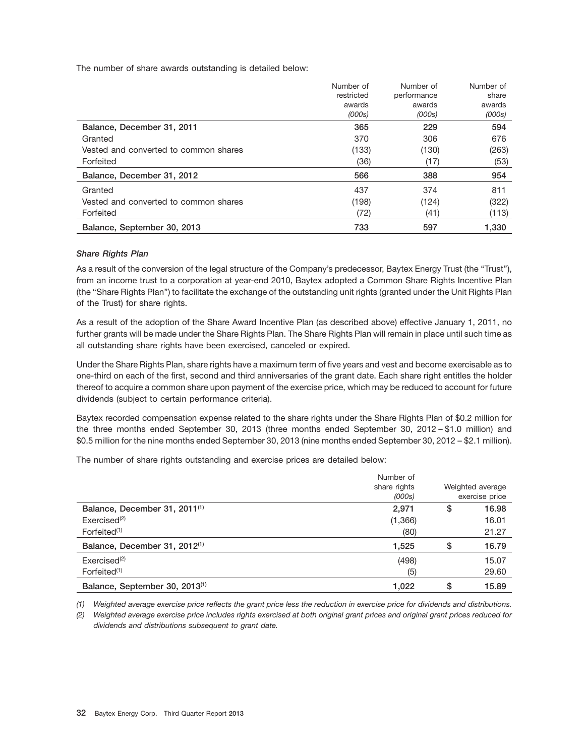The number of share awards outstanding is detailed below:

| | Number of restricted awards *(000s)* | Number of performance awards *(000s)* | Number of share awards *(000s)* |
|---|---|---|---|
| **Balance, December 31, 2011** | **365** | **229** | **594** |
| Granted | 370 | 306 | 676 |
| Vested and converted to common shares | (133) | (130) | (263) |
| Forfeited | (36) | (17) | (53) |
| **Balance, December 31, 2012** | **566** | **388** | **954** |
| Granted | 437 | 374 | 811 |
| Vested and converted to common shares | (198) | (124) | (322) |
| Forfeited | (72) | (41) | (113) |
| **Balance, September 30, 2013** | **733** | **597** | **1,330** |

***Share Rights Plan***

As a result of the conversion of the legal structure of the Company's predecessor, Baytex Energy Trust (the "Trust"), from an income trust to a corporation at year-end 2010, Baytex adopted a Common Share Rights Incentive Plan (the "Share Rights Plan") to facilitate the exchange of the outstanding unit rights (granted under the Unit Rights Plan of the Trust) for share rights.

As a result of the adoption of the Share Award Incentive Plan (as described above) effective January 1, 2011, no further grants will be made under the Share Rights Plan. The Share Rights Plan will remain in place until such time as all outstanding share rights have been exercised, canceled or expired.

Under the Share Rights Plan, share rights have a maximum term of five years and vest and become exercisable as to one-third on each of the first, second and third anniversaries of the grant date. Each share right entitles the holder thereof to acquire a common share upon payment of the exercise price, which may be reduced to account for future dividends (subject to certain performance criteria).

Baytex recorded compensation expense related to the share rights under the Share Rights Plan of $0.2 million for the three months ended September 30, 2013 (three months ended September 30, 2012 – $1.0 million) and $0.5 million for the nine months ended September 30, 2013 (nine months ended September 30, 2012 – $2.1 million).

The number of share rights outstanding and exercise prices are detailed below:

| | Number of share rights *(000s)* | Weighted average exercise price |
|---|---|---|
| **Balance, December 31, 2011[(1)]** | **2,971** | **$ 16.98** |
| Exercised[(2)] | (1,366) | 16.01 |
| Forfeited[(1)] | (80) | 21.27 |
| **Balance, December 31, 2012[(1)]** | **1,525** | **$ 16.79** |
| Exercised[(2)] | (498) | 15.07 |
| Forfeited[(1)] | (5) | 29.60 |
| **Balance, September 30, 2013[(1)]** | **1,022** | **$ 15.89** |

*(1) Weighted average exercise price reflects the grant price less the reduction in exercise price for dividends and distributions.*

*(2) Weighted average exercise price includes rights exercised at both original grant prices and original grant prices reduced for dividends and distributions subsequent to grant date.*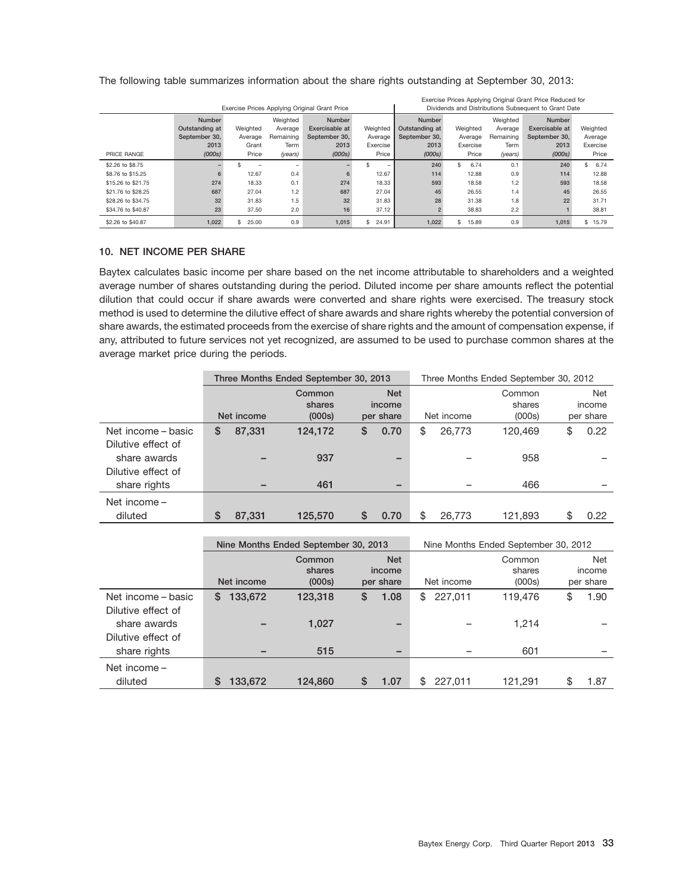The following table summarizes information about the share rights outstanding at September 30, 2013:

| | Exercise Prices Applying Original Grant Price | | | | | Exercise Prices Applying Original Grant Price Reduced for Dividends and Distributions Subsequent to Grant Date | | | | |
|---|---|---|---|---|---|---|---|---|---|---|
| PRICE RANGE | Number Outstanding at September 30, 2013 (000s) | Weighted Average Grant Price | Weighted Average Remaining Term (years) | Number Exercisable at September 30, 2013 (000s) | Weighted Average Exercise Price | Number Outstanding at September 30, 2013 (000s) | Weighted Average Exercise Price | Weighted Average Remaining Term (years) | Number Exercisable at September 30, 2013 (000s) | Weighted Average Exercise Price |
| $2.26 to $8.75 | – | $ – | – | – | $ – | 240 | $ 6.74 | 0.1 | 240 | $ 6.74 |
| $8.76 to $15.25 | 6 | 12.67 | 0.4 | 6 | 12.67 | 114 | 12.88 | 0.9 | 114 | 12.88 |
| $15.26 to $21.75 | 274 | 18.33 | 0.1 | 274 | 18.33 | 593 | 18.58 | 1.2 | 593 | 18.58 |
| $21.76 to $28.25 | 687 | 27.04 | 1.2 | 687 | 27.04 | 45 | 26.55 | 1.4 | 45 | 26.55 |
| $28.26 to $34.75 | 32 | 31.83 | 1.5 | 32 | 31.83 | 28 | 31.38 | 1.8 | 22 | 31.71 |
| $34.76 to $40.87 | 23 | 37.50 | 2.0 | 16 | 37.12 | 2 | 38.83 | 2.2 | 1 | 38.81 |
| $2.26 to $40.87 | 1,022 | $ 25.00 | 0.9 | 1,015 | $ 24.91 | 1,022 | $ 15.89 | 0.9 | 1,015 | $ 15.79 |

## 10. NET INCOME PER SHARE

Baytex calculates basic income per share based on the net income attributable to shareholders and a weighted average number of shares outstanding during the period. Diluted income per share amounts reflect the potential dilution that could occur if share awards were converted and share rights were exercised. The treasury stock method is used to determine the dilutive effect of share awards and share rights whereby the potential conversion of share awards, the estimated proceeds from the exercise of share rights and the amount of compensation expense, if any, attributed to future services not yet recognized, are assumed to be used to purchase common shares at the average market price during the periods.

| | Three Months Ended September 30, 2013 | | | Three Months Ended September 30, 2012 | | |
|---|---|---|---|---|---|---|
| | Net income | Common shares (000s) | Net income per share | Net income | Common shares (000s) | Net income per share |
| Net income – basic | $ 87,331 | 124,172 | $ 0.70 | $ 26,773 | 120,469 | $ 0.22 |
| Dilutive effect of share awards | – | 937 | – | – | 958 | – |
| Dilutive effect of share rights | – | 461 | – | – | 466 | – |
| Net income – diluted | $ 87,331 | 125,570 | $ 0.70 | $ 26,773 | 121,893 | $ 0.22 |

| | Nine Months Ended September 30, 2013 | | | Nine Months Ended September 30, 2012 | | |
|---|---|---|---|---|---|---|
| | Net income | Common shares (000s) | Net income per share | Net income | Common shares (000s) | Net income per share |
| Net income – basic | $ 133,672 | 123,318 | $ 1.08 | $ 227,011 | 119,476 | $ 1.90 |
| Dilutive effect of share awards | – | 1,027 | – | – | 1,214 | – |
| Dilutive effect of share rights | – | 515 | – | – | 601 | – |
| Net income – diluted | $ 133,672 | 124,860 | $ 1.07 | $ 227,011 | 121,291 | $ 1.87 |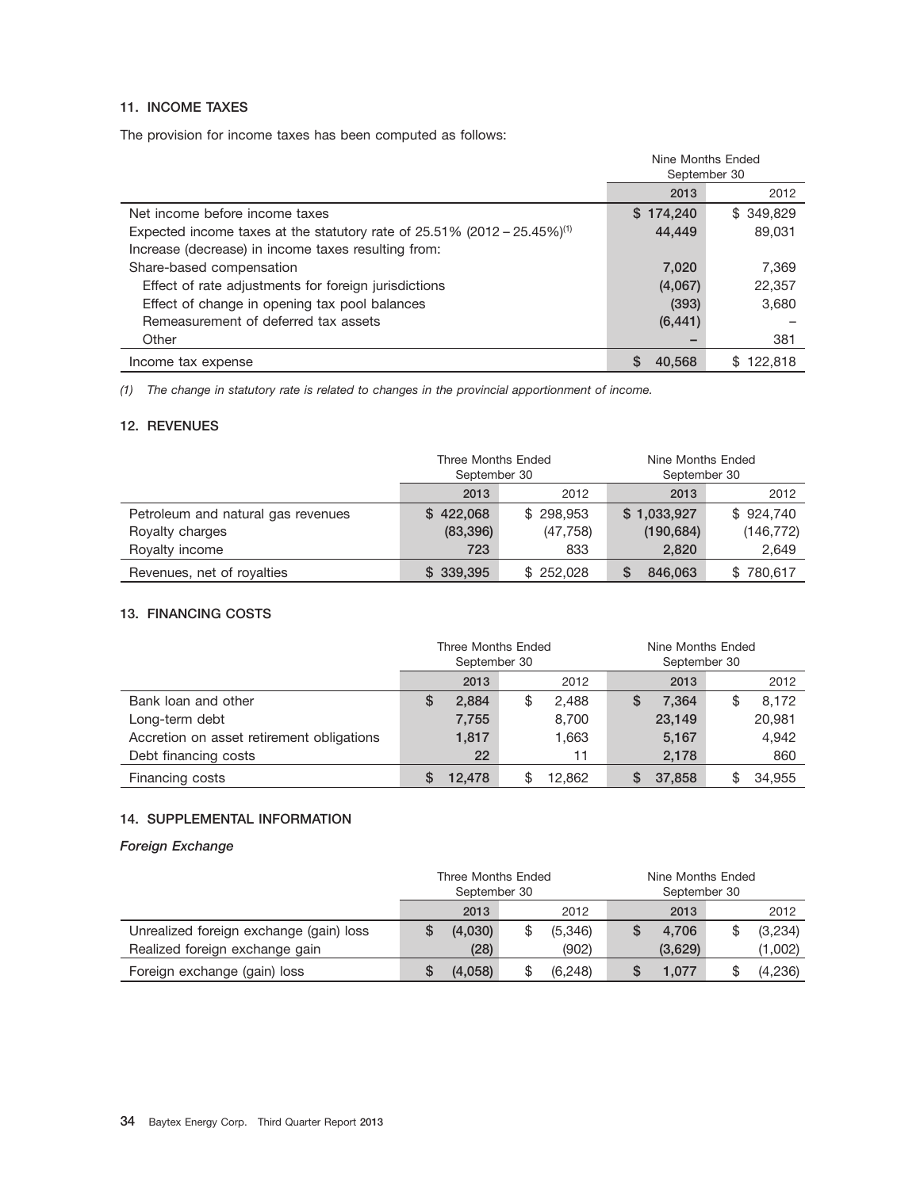## 11. INCOME TAXES

The provision for income taxes has been computed as follows:

| | Nine Months Ended September 30 | |
|---|---|---|
| | 2013 | 2012 |
| Net income before income taxes | $ 174,240 | $ 349,829 |
| Expected income taxes at the statutory rate of 25.51% (2012 – 25.45%)[1] | 44,449 | 89,031 |
| Increase (decrease) in income taxes resulting from: | | |
| Share-based compensation | 7,020 | 7,369 |
| Effect of rate adjustments for foreign jurisdictions | (4,067) | 22,357 |
| Effect of change in opening tax pool balances | (393) | 3,680 |
| Remeasurement of deferred tax assets | (6,441) | – |
| Other | – | 381 |
| Income tax expense | $ 40,568 | $ 122,818 |

*(1) The change in statutory rate is related to changes in the provincial apportionment of income.*

## 12. REVENUES

| | Three Months Ended September 30 | | Nine Months Ended September 30 | |
|---|---|---|---|---|
| | 2013 | 2012 | 2013 | 2012 |
| Petroleum and natural gas revenues | $ 422,068 | $ 298,953 | $ 1,033,927 | $ 924,740 |
| Royalty charges | (83,396) | (47,758) | (190,684) | (146,772) |
| Royalty income | 723 | 833 | 2,820 | 2,649 |
| Revenues, net of royalties | $ 339,395 | $ 252,028 | $ 846,063 | $ 780,617 |

## 13. FINANCING COSTS

| | Three Months Ended September 30 | | Nine Months Ended September 30 | |
|---|---|---|---|---|
| | 2013 | 2012 | 2013 | 2012 |
| Bank loan and other | $ 2,884 | $ 2,488 | $ 7,364 | $ 8,172 |
| Long-term debt | 7,755 | 8,700 | 23,149 | 20,981 |
| Accretion on asset retirement obligations | 1,817 | 1,663 | 5,167 | 4,942 |
| Debt financing costs | 22 | 11 | 2,178 | 860 |
| Financing costs | $ 12,478 | $ 12,862 | $ 37,858 | $ 34,955 |

## 14. SUPPLEMENTAL INFORMATION

### *Foreign Exchange*

| | Three Months Ended September 30 | | Nine Months Ended September 30 | |
|---|---|---|---|---|
| | 2013 | 2012 | 2013 | 2012 |
| Unrealized foreign exchange (gain) loss | $ (4,030) | $ (5,346) | $ 4,706 | $ (3,234) |
| Realized foreign exchange gain | (28) | (902) | (3,629) | (1,002) |
| Foreign exchange (gain) loss | $ (4,058) | $ (6,248) | $ 1,077 | $ (4,236) |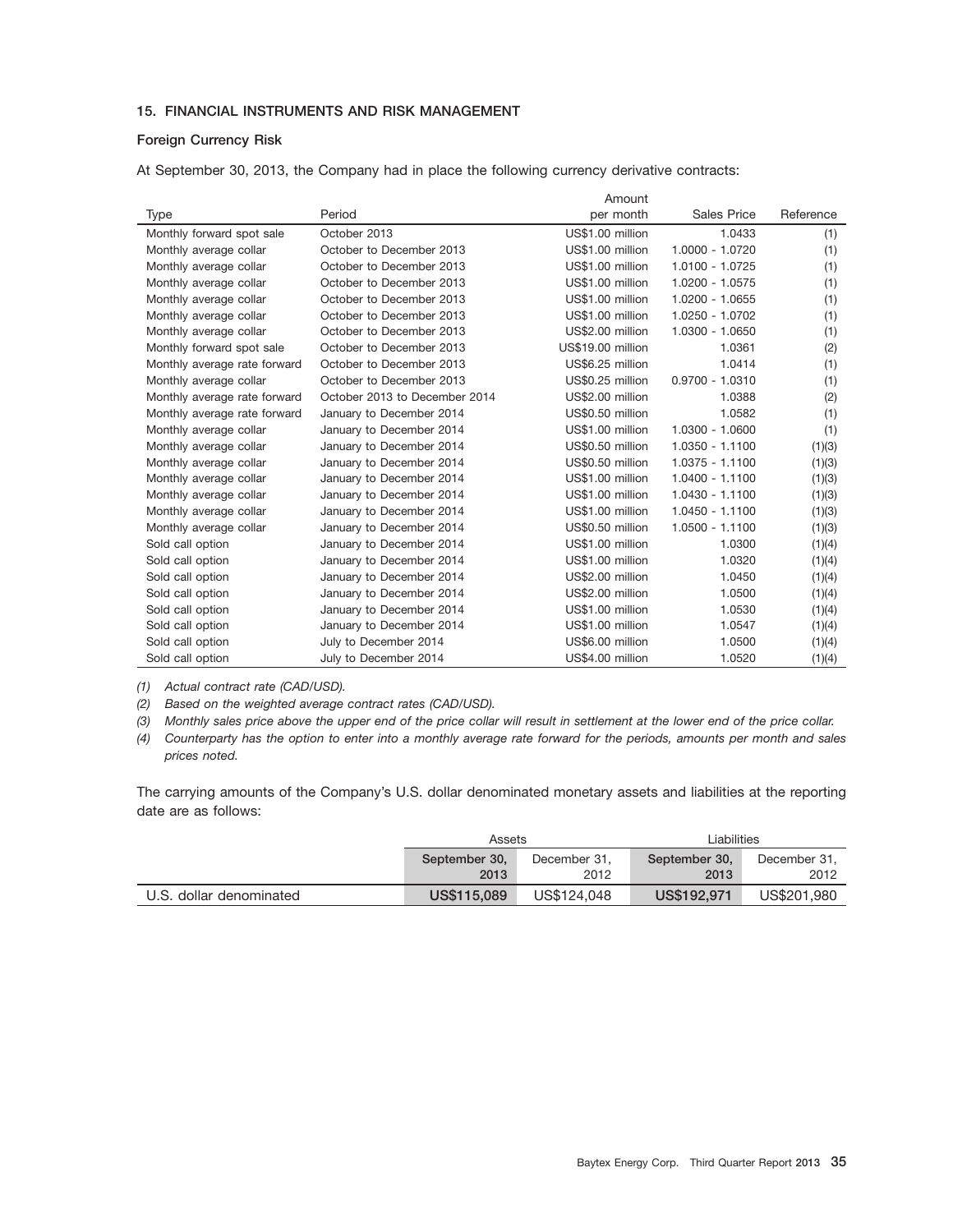## 15. FINANCIAL INSTRUMENTS AND RISK MANAGEMENT

### Foreign Currency Risk

At September 30, 2013, the Company had in place the following currency derivative contracts:

| Type | Period | Amount per month | Sales Price | Reference |
|---|---|---|---|---|
| Monthly forward spot sale | October 2013 | US$1.00 million | 1.0433 | (1) |
| Monthly average collar | October to December 2013 | US$1.00 million | 1.0000 - 1.0720 | (1) |
| Monthly average collar | October to December 2013 | US$1.00 million | 1.0100 - 1.0725 | (1) |
| Monthly average collar | October to December 2013 | US$1.00 million | 1.0200 - 1.0575 | (1) |
| Monthly average collar | October to December 2013 | US$1.00 million | 1.0200 - 1.0655 | (1) |
| Monthly average collar | October to December 2013 | US$1.00 million | 1.0250 - 1.0702 | (1) |
| Monthly average collar | October to December 2013 | US$2.00 million | 1.0300 - 1.0650 | (1) |
| Monthly forward spot sale | October to December 2013 | US$19.00 million | 1.0361 | (2) |
| Monthly average rate forward | October to December 2013 | US$6.25 million | 1.0414 | (1) |
| Monthly average collar | October to December 2013 | US$0.25 million | 0.9700 - 1.0310 | (1) |
| Monthly average rate forward | October 2013 to December 2014 | US$2.00 million | 1.0388 | (2) |
| Monthly average rate forward | January to December 2014 | US$0.50 million | 1.0582 | (1) |
| Monthly average collar | January to December 2014 | US$1.00 million | 1.0300 - 1.0600 | (1) |
| Monthly average collar | January to December 2014 | US$0.50 million | 1.0350 - 1.1100 | (1)(3) |
| Monthly average collar | January to December 2014 | US$0.50 million | 1.0375 - 1.1100 | (1)(3) |
| Monthly average collar | January to December 2014 | US$1.00 million | 1.0400 - 1.1100 | (1)(3) |
| Monthly average collar | January to December 2014 | US$1.00 million | 1.0430 - 1.1100 | (1)(3) |
| Monthly average collar | January to December 2014 | US$1.00 million | 1.0450 - 1.1100 | (1)(3) |
| Monthly average collar | January to December 2014 | US$0.50 million | 1.0500 - 1.1100 | (1)(3) |
| Sold call option | January to December 2014 | US$1.00 million | 1.0300 | (1)(4) |
| Sold call option | January to December 2014 | US$1.00 million | 1.0320 | (1)(4) |
| Sold call option | January to December 2014 | US$2.00 million | 1.0450 | (1)(4) |
| Sold call option | January to December 2014 | US$2.00 million | 1.0500 | (1)(4) |
| Sold call option | January to December 2014 | US$1.00 million | 1.0530 | (1)(4) |
| Sold call option | January to December 2014 | US$1.00 million | 1.0547 | (1)(4) |
| Sold call option | July to December 2014 | US$6.00 million | 1.0500 | (1)(4) |
| Sold call option | July to December 2014 | US$4.00 million | 1.0520 | (1)(4) |

*(1) Actual contract rate (CAD/USD).*

*(2) Based on the weighted average contract rates (CAD/USD).*

*(3) Monthly sales price above the upper end of the price collar will result in settlement at the lower end of the price collar.*

*(4) Counterparty has the option to enter into a monthly average rate forward for the periods, amounts per month and sales prices noted.*

The carrying amounts of the Company's U.S. dollar denominated monetary assets and liabilities at the reporting date are as follows:

| | Assets | | Liabilities | |
|---|---|---|---|---|
| | **September 30, 2013** | December 31, 2012 | **September 30, 2013** | December 31, 2012 |
| U.S. dollar denominated | **US$115,089** | US$124,048 | **US$192,971** | US$201,980 |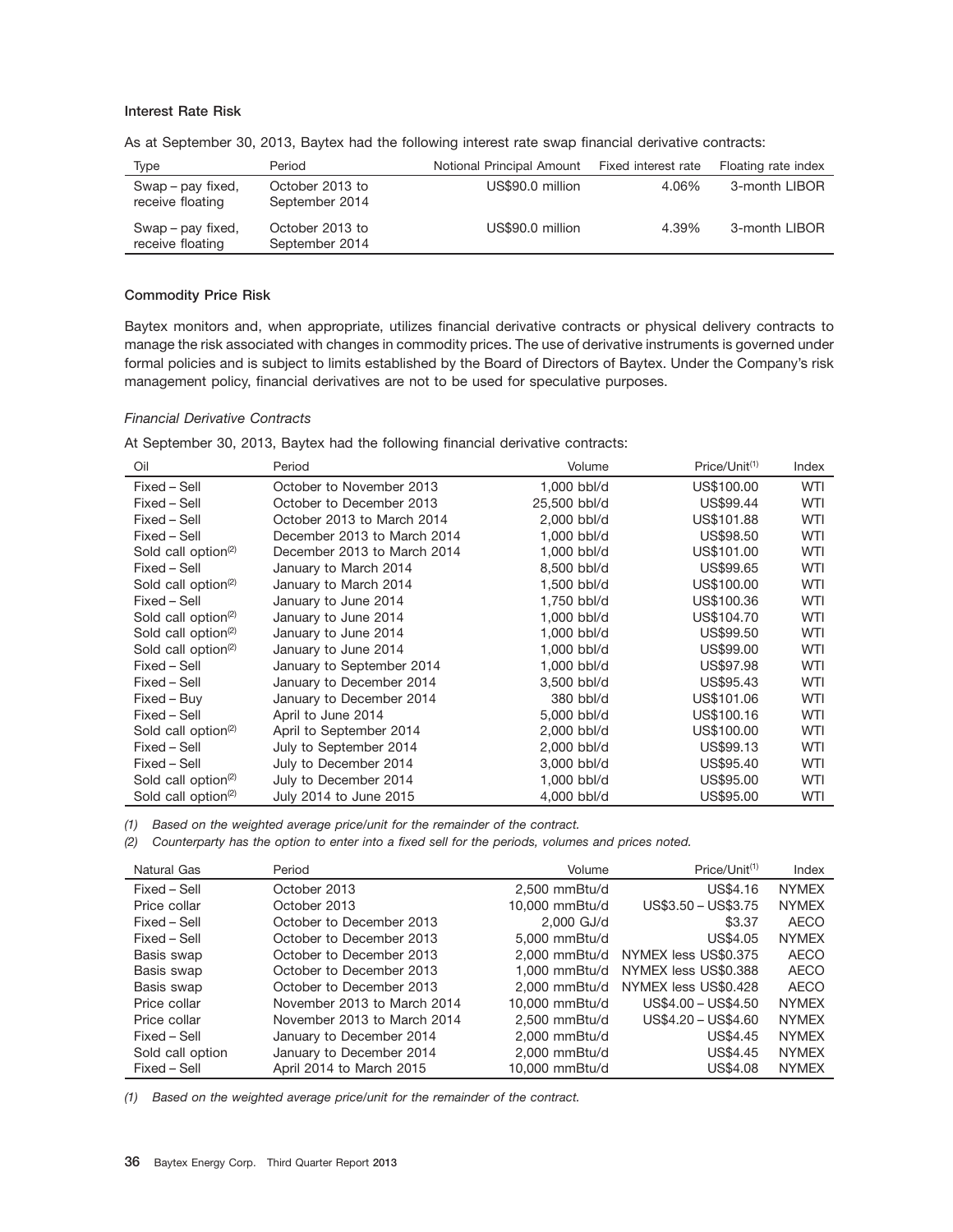### Interest Rate Risk

As at September 30, 2013, Baytex had the following interest rate swap financial derivative contracts:

| Type | Period | Notional Principal Amount | Fixed interest rate | Floating rate index |
|---|---|---|---|---|
| Swap – pay fixed, receive floating | October 2013 to September 2014 | US$90.0 million | 4.06% | 3-month LIBOR |
| Swap – pay fixed, receive floating | October 2013 to September 2014 | US$90.0 million | 4.39% | 3-month LIBOR |

### Commodity Price Risk

Baytex monitors and, when appropriate, utilizes financial derivative contracts or physical delivery contracts to manage the risk associated with changes in commodity prices. The use of derivative instruments is governed under formal policies and is subject to limits established by the Board of Directors of Baytex. Under the Company's risk management policy, financial derivatives are not to be used for speculative purposes.

*Financial Derivative Contracts*

At September 30, 2013, Baytex had the following financial derivative contracts:

| Oil | Period | Volume | Price/Unit[1] | Index |
|---|---|---|---|---|
| Fixed – Sell | October to November 2013 | 1,000 bbl/d | US$100.00 | WTI |
| Fixed – Sell | October to December 2013 | 25,500 bbl/d | US$99.44 | WTI |
| Fixed – Sell | October 2013 to March 2014 | 2,000 bbl/d | US$101.88 | WTI |
| Fixed – Sell | December 2013 to March 2014 | 1,000 bbl/d | US$98.50 | WTI |
| Sold call option[2] | December 2013 to March 2014 | 1,000 bbl/d | US$101.00 | WTI |
| Fixed – Sell | January to March 2014 | 8,500 bbl/d | US$99.65 | WTI |
| Sold call option[2] | January to March 2014 | 1,500 bbl/d | US$100.00 | WTI |
| Fixed – Sell | January to June 2014 | 1,750 bbl/d | US$100.36 | WTI |
| Sold call option[2] | January to June 2014 | 1,000 bbl/d | US$104.70 | WTI |
| Sold call option[2] | January to June 2014 | 1,000 bbl/d | US$99.50 | WTI |
| Sold call option[2] | January to June 2014 | 1,000 bbl/d | US$99.00 | WTI |
| Fixed – Sell | January to September 2014 | 1,000 bbl/d | US$97.98 | WTI |
| Fixed – Sell | January to December 2014 | 3,500 bbl/d | US$95.43 | WTI |
| Fixed – Buy | January to December 2014 | 380 bbl/d | US$101.06 | WTI |
| Fixed – Sell | April to June 2014 | 5,000 bbl/d | US$100.16 | WTI |
| Sold call option[2] | April to September 2014 | 2,000 bbl/d | US$100.00 | WTI |
| Fixed – Sell | July to September 2014 | 2,000 bbl/d | US$99.13 | WTI |
| Fixed – Sell | July to December 2014 | 3,000 bbl/d | US$95.40 | WTI |
| Sold call option[2] | July to December 2014 | 1,000 bbl/d | US$95.00 | WTI |
| Sold call option[2] | July 2014 to June 2015 | 4,000 bbl/d | US$95.00 | WTI |

*(1) Based on the weighted average price/unit for the remainder of the contract.*

*(2) Counterparty has the option to enter into a fixed sell for the periods, volumes and prices noted.*

| Natural Gas | Period | Volume | Price/Unit[1] | Index |
|---|---|---|---|---|
| Fixed – Sell | October 2013 | 2,500 mmBtu/d | US$4.16 | NYMEX |
| Price collar | October 2013 | 10,000 mmBtu/d | US$3.50 – US$3.75 | NYMEX |
| Fixed – Sell | October to December 2013 | 2,000 GJ/d | $3.37 | AECO |
| Fixed – Sell | October to December 2013 | 5,000 mmBtu/d | US$4.05 | NYMEX |
| Basis swap | October to December 2013 | 2,000 mmBtu/d | NYMEX less US$0.375 | AECO |
| Basis swap | October to December 2013 | 1,000 mmBtu/d | NYMEX less US$0.388 | AECO |
| Basis swap | October to December 2013 | 2,000 mmBtu/d | NYMEX less US$0.428 | AECO |
| Price collar | November 2013 to March 2014 | 10,000 mmBtu/d | US$4.00 – US$4.50 | NYMEX |
| Price collar | November 2013 to March 2014 | 2,500 mmBtu/d | US$4.20 – US$4.60 | NYMEX |
| Fixed – Sell | January to December 2014 | 2,000 mmBtu/d | US$4.45 | NYMEX |
| Sold call option | January to December 2014 | 2,000 mmBtu/d | US$4.45 | NYMEX |
| Fixed – Sell | April 2014 to March 2015 | 10,000 mmBtu/d | US$4.08 | NYMEX |

*(1) Based on the weighted average price/unit for the remainder of the contract.*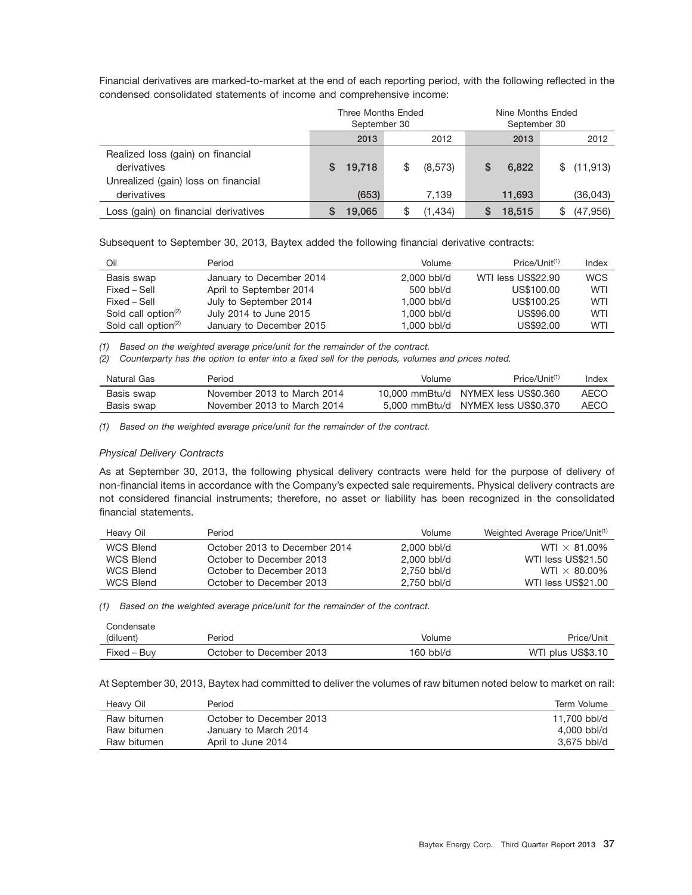Financial derivatives are marked-to-market at the end of each reporting period, with the following reflected in the condensed consolidated statements of income and comprehensive income:

| | Three Months Ended September 30 | | Nine Months Ended September 30 | |
|---|---|---|---|---|
| | 2013 | 2012 | 2013 | 2012 |
| Realized loss (gain) on financial derivatives | $ 19,718 | $ (8,573) | $ 6,822 | $ (11,913) |
| Unrealized (gain) loss on financial derivatives | (653) | 7,139 | 11,693 | (36,043) |
| Loss (gain) on financial derivatives | $ 19,065 | $ (1,434) | $ 18,515 | $ (47,956) |

Subsequent to September 30, 2013, Baytex added the following financial derivative contracts:

| Oil | Period | Volume | Price/Unit[(1)] | Index |
|---|---|---|---|---|
| Basis swap | January to December 2014 | 2,000 bbl/d | WTI less US$22.90 | WCS |
| Fixed – Sell | April to September 2014 | 500 bbl/d | US$100.00 | WTI |
| Fixed – Sell | July to September 2014 | 1,000 bbl/d | US$100.25 | WTI |
| Sold call option[(2)] | July 2014 to June 2015 | 1,000 bbl/d | US$96.00 | WTI |
| Sold call option[(2)] | January to December 2015 | 1,000 bbl/d | US$92.00 | WTI |

*(1) Based on the weighted average price/unit for the remainder of the contract.*

*(2) Counterparty has the option to enter into a fixed sell for the periods, volumes and prices noted.*

| Natural Gas | Period | Volume | Price/Unit[(1)] | Index |
|---|---|---|---|---|
| Basis swap | November 2013 to March 2014 | 10,000 mmBtu/d | NYMEX less US$0.360 | AECO |
| Basis swap | November 2013 to March 2014 | 5,000 mmBtu/d | NYMEX less US$0.370 | AECO |

*(1) Based on the weighted average price/unit for the remainder of the contract.*

*Physical Delivery Contracts*

As at September 30, 2013, the following physical delivery contracts were held for the purpose of delivery of non-financial items in accordance with the Company's expected sale requirements. Physical delivery contracts are not considered financial instruments; therefore, no asset or liability has been recognized in the consolidated financial statements.

| Heavy Oil | Period | Volume | Weighted Average Price/Unit[(1)] |
|---|---|---|---|
| WCS Blend | October 2013 to December 2014 | 2,000 bbl/d | WTI × 81.00% |
| WCS Blend | October to December 2013 | 2,000 bbl/d | WTI less US$21.50 |
| WCS Blend | October to December 2013 | 2,750 bbl/d | WTI × 80.00% |
| WCS Blend | October to December 2013 | 2,750 bbl/d | WTI less US$21.00 |

*(1) Based on the weighted average price/unit for the remainder of the contract.*

| Condensate (diluent) | Period | Volume | Price/Unit |
|---|---|---|---|
| Fixed – Buy | October to December 2013 | 160 bbl/d | WTI plus US$3.10 |

At September 30, 2013, Baytex had committed to deliver the volumes of raw bitumen noted below to market on rail:

| Heavy Oil | Period | Term Volume |
|---|---|---|
| Raw bitumen | October to December 2013 | 11,700 bbl/d |
| Raw bitumen | January to March 2014 | 4,000 bbl/d |
| Raw bitumen | April to June 2014 | 3,675 bbl/d |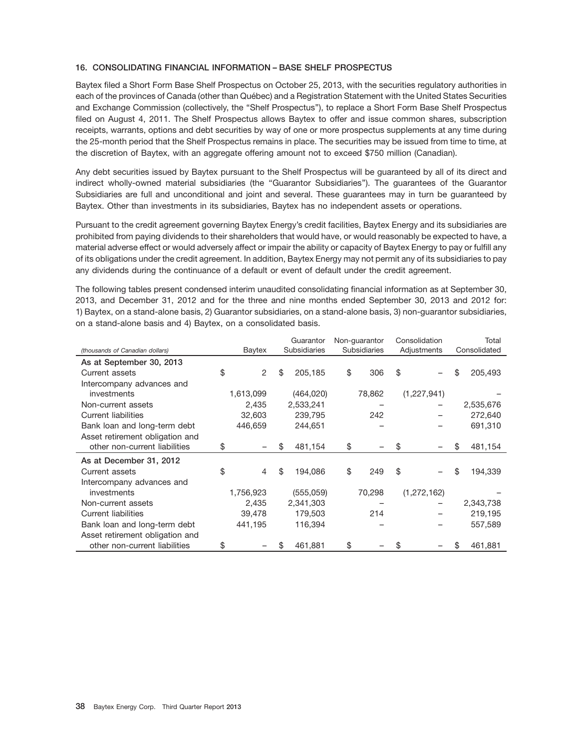## 16. CONSOLIDATING FINANCIAL INFORMATION – BASE SHELF PROSPECTUS

Baytex filed a Short Form Base Shelf Prospectus on October 25, 2013, with the securities regulatory authorities in each of the provinces of Canada (other than Québec) and a Registration Statement with the United States Securities and Exchange Commission (collectively, the "Shelf Prospectus"), to replace a Short Form Base Shelf Prospectus filed on August 4, 2011. The Shelf Prospectus allows Baytex to offer and issue common shares, subscription receipts, warrants, options and debt securities by way of one or more prospectus supplements at any time during the 25-month period that the Shelf Prospectus remains in place. The securities may be issued from time to time, at the discretion of Baytex, with an aggregate offering amount not to exceed $750 million (Canadian).

Any debt securities issued by Baytex pursuant to the Shelf Prospectus will be guaranteed by all of its direct and indirect wholly-owned material subsidiaries (the "Guarantor Subsidiaries"). The guarantees of the Guarantor Subsidiaries are full and unconditional and joint and several. These guarantees may in turn be guaranteed by Baytex. Other than investments in its subsidiaries, Baytex has no independent assets or operations.

Pursuant to the credit agreement governing Baytex Energy's credit facilities, Baytex Energy and its subsidiaries are prohibited from paying dividends to their shareholders that would have, or would reasonably be expected to have, a material adverse effect or would adversely affect or impair the ability or capacity of Baytex Energy to pay or fulfill any of its obligations under the credit agreement. In addition, Baytex Energy may not permit any of its subsidiaries to pay any dividends during the continuance of a default or event of default under the credit agreement.

The following tables present condensed interim unaudited consolidating financial information as at September 30, 2013, and December 31, 2012 and for the three and nine months ended September 30, 2013 and 2012 for: 1) Baytex, on a stand-alone basis, 2) Guarantor subsidiaries, on a stand-alone basis, 3) non-guarantor subsidiaries, on a stand-alone basis and 4) Baytex, on a consolidated basis.

| *(thousands of Canadian dollars)* | Baytex | Guarantor Subsidiaries | Non-guarantor Subsidiaries | Consolidation Adjustments | Total Consolidated |
|---|---|---|---|---|---|
| **As at September 30, 2013** | | | | | |
| Current assets | $ 2 | $ 205,185 | $ 306 | $ – | $ 205,493 |
| Intercompany advances and investments | 1,613,099 | (464,020) | 78,862 | (1,227,941) | – |
| Non-current assets | 2,435 | 2,533,241 | – | – | 2,535,676 |
| Current liabilities | 32,603 | 239,795 | 242 | – | 272,640 |
| Bank loan and long-term debt | 446,659 | 244,651 | – | – | 691,310 |
| Asset retirement obligation and other non-current liabilities | $ – | $ 481,154 | $ – | $ – | $ 481,154 |
| **As at December 31, 2012** | | | | | |
| Current assets | $ 4 | $ 194,086 | $ 249 | $ – | $ 194,339 |
| Intercompany advances and investments | 1,756,923 | (555,059) | 70,298 | (1,272,162) | – |
| Non-current assets | 2,435 | 2,341,303 | – | – | 2,343,738 |
| Current liabilities | 39,478 | 179,503 | 214 | – | 219,195 |
| Bank loan and long-term debt | 441,195 | 116,394 | – | – | 557,589 |
| Asset retirement obligation and other non-current liabilities | $ – | $ 461,881 | $ – | $ – | $ 461,881 |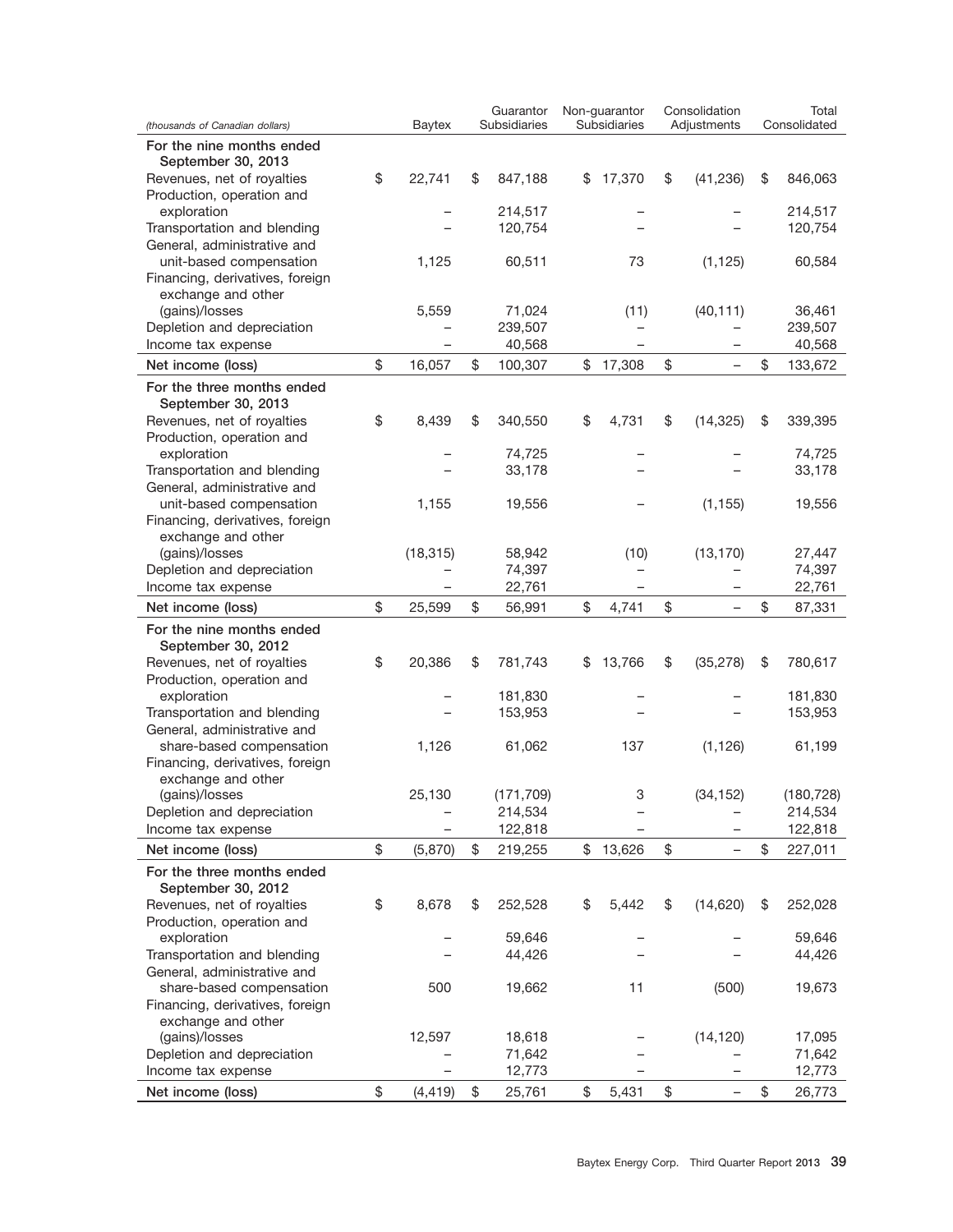| (thousands of Canadian dollars) | Baytex | Guarantor Subsidiaries | Non-guarantor Subsidiaries | Consolidation Adjustments | Total Consolidated |
|---|---|---|---|---|---|
| **For the nine months ended September 30, 2013** | | | | | |
| Revenues, net of royalties | $ 22,741 | $ 847,188 | $ 17,370 | $ (41,236) | $ 846,063 |
| Production, operation and exploration | – | 214,517 | – | – | 214,517 |
| Transportation and blending | – | 120,754 | – | – | 120,754 |
| General, administrative and unit-based compensation | 1,125 | 60,511 | 73 | (1,125) | 60,584 |
| Financing, derivatives, foreign exchange and other (gains)/losses | 5,559 | 71,024 | (11) | (40,111) | 36,461 |
| Depletion and depreciation | – | 239,507 | – | – | 239,507 |
| Income tax expense | – | 40,568 | – | – | 40,568 |
| **Net income (loss)** | $ 16,057 | $ 100,307 | $ 17,308 | $ – | $ 133,672 |
| **For the three months ended September 30, 2013** | | | | | |
| Revenues, net of royalties | $ 8,439 | $ 340,550 | $ 4,731 | $ (14,325) | $ 339,395 |
| Production, operation and exploration | – | 74,725 | – | – | 74,725 |
| Transportation and blending | – | 33,178 | – | – | 33,178 |
| General, administrative and unit-based compensation | 1,155 | 19,556 | – | (1,155) | 19,556 |
| Financing, derivatives, foreign exchange and other (gains)/losses | (18,315) | 58,942 | (10) | (13,170) | 27,447 |
| Depletion and depreciation | – | 74,397 | – | – | 74,397 |
| Income tax expense | – | 22,761 | – | – | 22,761 |
| **Net income (loss)** | $ 25,599 | $ 56,991 | $ 4,741 | $ – | $ 87,331 |
| **For the nine months ended September 30, 2012** | | | | | |
| Revenues, net of royalties | $ 20,386 | $ 781,743 | $ 13,766 | $ (35,278) | $ 780,617 |
| Production, operation and exploration | – | 181,830 | – | – | 181,830 |
| Transportation and blending | – | 153,953 | – | – | 153,953 |
| General, administrative and share-based compensation | 1,126 | 61,062 | 137 | (1,126) | 61,199 |
| Financing, derivatives, foreign exchange and other (gains)/losses | 25,130 | (171,709) | 3 | (34,152) | (180,728) |
| Depletion and depreciation | – | 214,534 | – | – | 214,534 |
| Income tax expense | – | 122,818 | – | – | 122,818 |
| **Net income (loss)** | $ (5,870) | $ 219,255 | $ 13,626 | $ – | $ 227,011 |
| **For the three months ended September 30, 2012** | | | | | |
| Revenues, net of royalties | $ 8,678 | $ 252,528 | $ 5,442 | $ (14,620) | $ 252,028 |
| Production, operation and exploration | – | 59,646 | – | – | 59,646 |
| Transportation and blending | – | 44,426 | – | – | 44,426 |
| General, administrative and share-based compensation | 500 | 19,662 | 11 | (500) | 19,673 |
| Financing, derivatives, foreign exchange and other (gains)/losses | 12,597 | 18,618 | – | (14,120) | 17,095 |
| Depletion and depreciation | – | 71,642 | – | – | 71,642 |
| Income tax expense | – | 12,773 | – | – | 12,773 |
| **Net income (loss)** | $ (4,419) | $ 25,761 | $ 5,431 | $ – | $ 26,773 |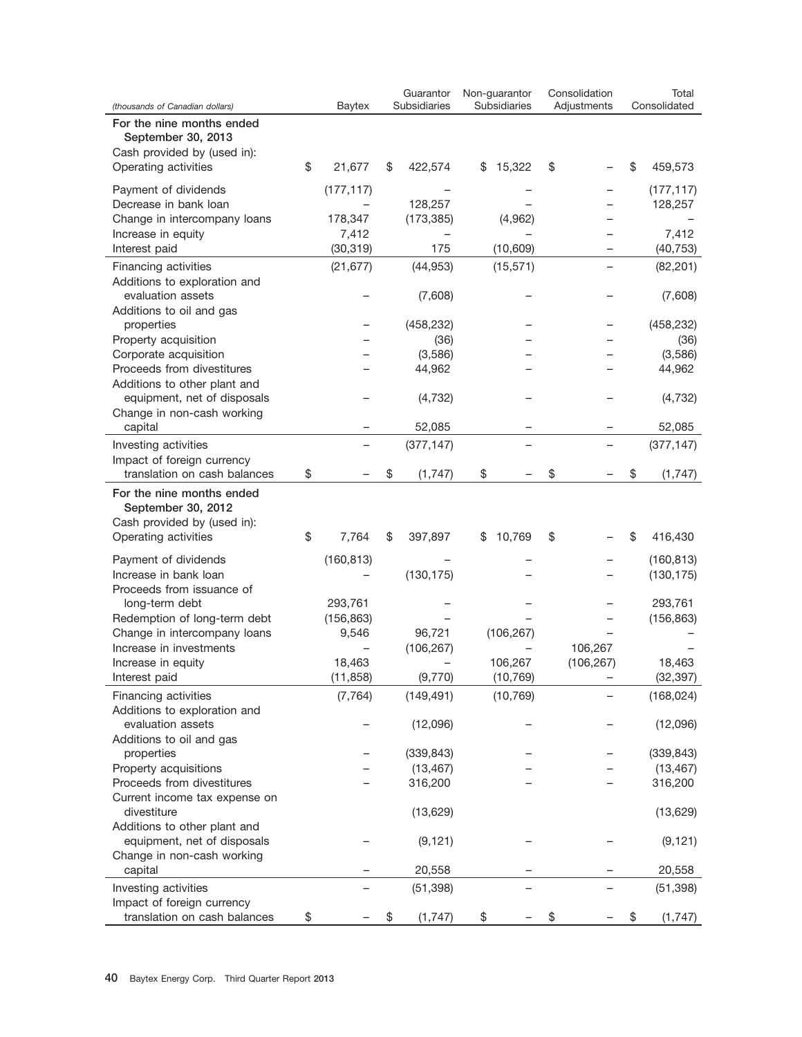| (thousands of Canadian dollars) | Baytex | Guarantor Subsidiaries | Non-guarantor Subsidiaries | Consolidation Adjustments | Total Consolidated |
|---|---|---|---|---|---|
| **For the nine months ended September 30, 2013** | | | | | |
| Cash provided by (used in): | | | | | |
| Operating activities | $ 21,677 | $ 422,574 | $ 15,322 | $ – | $ 459,573 |
| Payment of dividends | (177,117) | – | – | – | (177,117) |
| Decrease in bank loan | – | 128,257 | – | – | 128,257 |
| Change in intercompany loans | 178,347 | (173,385) | (4,962) | – | – |
| Increase in equity | 7,412 | – | – | – | 7,412 |
| Interest paid | (30,319) | 175 | (10,609) | – | (40,753) |
| Financing activities | (21,677) | (44,953) | (15,571) | – | (82,201) |
| Additions to exploration and evaluation assets | – | (7,608) | – | – | (7,608) |
| Additions to oil and gas properties | – | (458,232) | – | – | (458,232) |
| Property acquisition | – | (36) | – | – | (36) |
| Corporate acquisition | – | (3,586) | – | – | (3,586) |
| Proceeds from divestitures | – | 44,962 | – | – | 44,962 |
| Additions to other plant and equipment, net of disposals | – | (4,732) | – | – | (4,732) |
| Change in non-cash working capital | – | 52,085 | – | – | 52,085 |
| Investing activities | – | (377,147) | – | – | (377,147) |
| Impact of foreign currency translation on cash balances | $ – | $ (1,747) | $ – | $ – | $ (1,747) |
| **For the nine months ended September 30, 2012** | | | | | |
| Cash provided by (used in): | | | | | |
| Operating activities | $ 7,764 | $ 397,897 | $ 10,769 | $ – | $ 416,430 |
| Payment of dividends | (160,813) | – | – | – | (160,813) |
| Increase in bank loan | – | (130,175) | – | – | (130,175) |
| Proceeds from issuance of long-term debt | 293,761 | – | – | – | 293,761 |
| Redemption of long-term debt | (156,863) | – | – | – | (156,863) |
| Change in intercompany loans | 9,546 | 96,721 | (106,267) | – | – |
| Increase in investments | – | (106,267) | – | 106,267 | – |
| Increase in equity | 18,463 | – | 106,267 | (106,267) | 18,463 |
| Interest paid | (11,858) | (9,770) | (10,769) | – | (32,397) |
| Financing activities | (7,764) | (149,491) | (10,769) | – | (168,024) |
| Additions to exploration and evaluation assets | – | (12,096) | – | – | (12,096) |
| Additions to oil and gas properties | – | (339,843) | – | – | (339,843) |
| Property acquisitions | – | (13,467) | – | – | (13,467) |
| Proceeds from divestitures | – | 316,200 | – | – | 316,200 |
| Current income tax expense on divestiture | | (13,629) | | | (13,629) |
| Additions to other plant and equipment, net of disposals | – | (9,121) | – | – | (9,121) |
| Change in non-cash working capital | – | 20,558 | – | – | 20,558 |
| Investing activities | – | (51,398) | – | – | (51,398) |
| Impact of foreign currency translation on cash balances | $ – | $ (1,747) | $ – | $ – | $ (1,747) |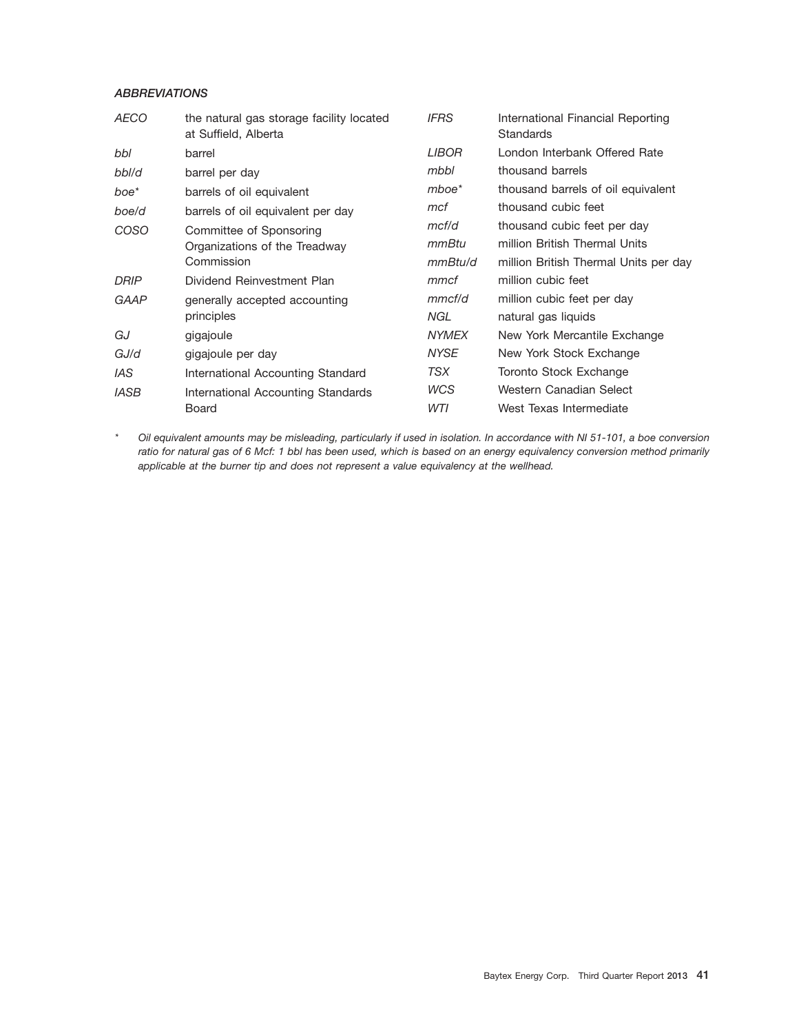***ABBREVIATIONS***

| | |
|---|---|
| *AECO* | the natural gas storage facility located at Suffield, Alberta |
| *bbl* | barrel |
| *bbl/d* | barrel per day |
| *boe** | barrels of oil equivalent |
| *boe/d* | barrels of oil equivalent per day |
| *COSO* | Committee of Sponsoring Organizations of the Treadway Commission |
| *DRIP* | Dividend Reinvestment Plan |
| *GAAP* | generally accepted accounting principles |
| *GJ* | gigajoule |
| *GJ/d* | gigajoule per day |
| *IAS* | International Accounting Standard |
| *IASB* | International Accounting Standards Board |
| *IFRS* | International Financial Reporting Standards |
| *LIBOR* | London Interbank Offered Rate |
| *mbbl* | thousand barrels |
| *mboe** | thousand barrels of oil equivalent |
| *mcf* | thousand cubic feet |
| *mcf/d* | thousand cubic feet per day |
| *mmBtu* | million British Thermal Units |
| *mmBtu/d* | million British Thermal Units per day |
| *mmcf* | million cubic feet |
| *mmcf/d* | million cubic feet per day |
| *NGL* | natural gas liquids |
| *NYMEX* | New York Mercantile Exchange |
| *NYSE* | New York Stock Exchange |
| *TSX* | Toronto Stock Exchange |
| *WCS* | Western Canadian Select |
| *WTI* | West Texas Intermediate |

\* *Oil equivalent amounts may be misleading, particularly if used in isolation. In accordance with NI 51-101, a boe conversion ratio for natural gas of 6 Mcf: 1 bbl has been used, which is based on an energy equivalency conversion method primarily applicable at the burner tip and does not represent a value equivalency at the wellhead.*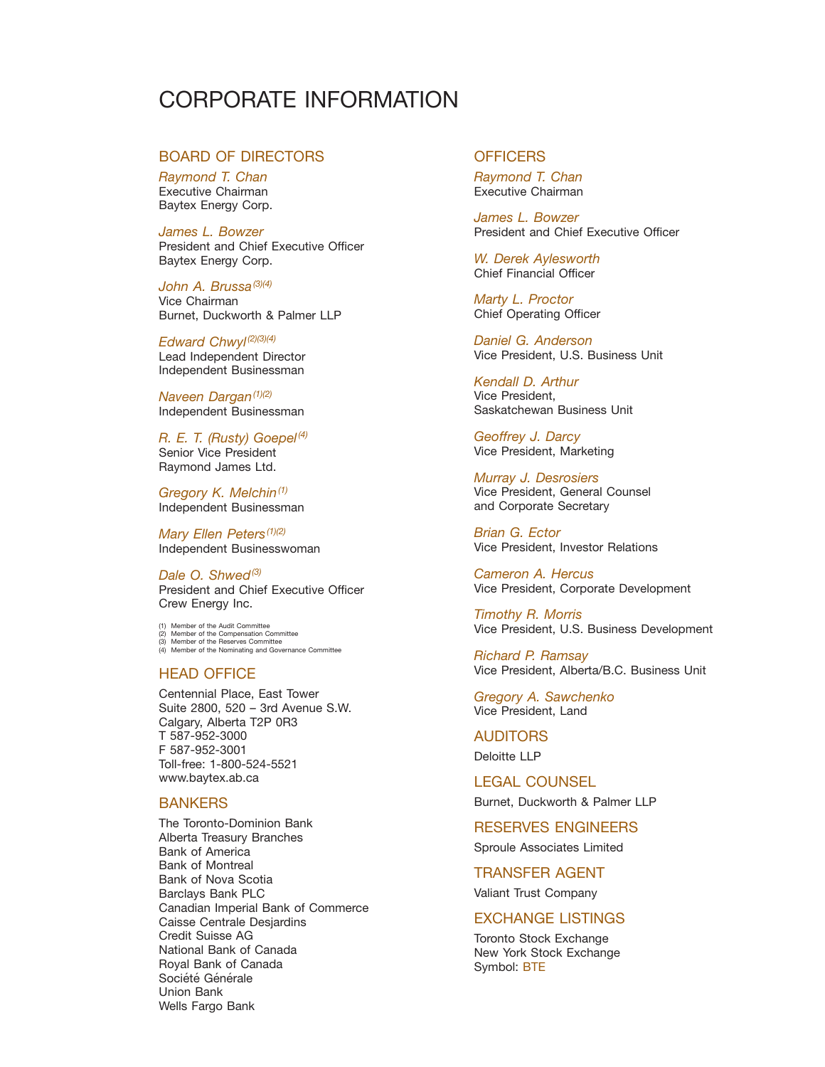# CORPORATE INFORMATION

## BOARD OF DIRECTORS

*Raymond T. Chan*
Executive Chairman
Baytex Energy Corp.

*James L. Bowzer*
President and Chief Executive Officer
Baytex Energy Corp.

*John A. Brussa*[(3)(4)]
Vice Chairman
Burnet, Duckworth & Palmer LLP

*Edward Chwyl*[(2)(3)(4)]
Lead Independent Director
Independent Businessman

*Naveen Dargan*[(1)(2)]
Independent Businessman

*R. E. T. (Rusty) Goepel*[(4)]
Senior Vice President
Raymond James Ltd.

*Gregory K. Melchin*[(1)]
Independent Businessman

*Mary Ellen Peters*[(1)(2)]
Independent Businesswoman

*Dale O. Shwed*[(3)]
President and Chief Executive Officer
Crew Energy Inc.

(1) Member of the Audit Committee
(2) Member of the Compensation Committee
(3) Member of the Reserves Committee
(4) Member of the Nominating and Governance Committee

## HEAD OFFICE

Centennial Place, East Tower
Suite 2800, 520 – 3rd Avenue S.W.
Calgary, Alberta T2P 0R3
T 587-952-3000
F 587-952-3001
Toll-free: 1-800-524-5521
www.baytex.ab.ca

## BANKERS

The Toronto-Dominion Bank
Alberta Treasury Branches
Bank of America
Bank of Montreal
Bank of Nova Scotia
Barclays Bank PLC
Canadian Imperial Bank of Commerce
Caisse Centrale Desjardins
Credit Suisse AG
National Bank of Canada
Royal Bank of Canada
Société Générale
Union Bank
Wells Fargo Bank

## OFFICERS

*Raymond T. Chan*
Executive Chairman

*James L. Bowzer*
President and Chief Executive Officer

*W. Derek Aylesworth*
Chief Financial Officer

*Marty L. Proctor*
Chief Operating Officer

*Daniel G. Anderson*
Vice President, U.S. Business Unit

*Kendall D. Arthur*
Vice President,
Saskatchewan Business Unit

*Geoffrey J. Darcy*
Vice President, Marketing

*Murray J. Desrosiers*
Vice President, General Counsel
and Corporate Secretary

*Brian G. Ector*
Vice President, Investor Relations

*Cameron A. Hercus*
Vice President, Corporate Development

*Timothy R. Morris*
Vice President, U.S. Business Development

*Richard P. Ramsay*
Vice President, Alberta/B.C. Business Unit

*Gregory A. Sawchenko*
Vice President, Land

## AUDITORS

Deloitte LLP

## LEGAL COUNSEL

Burnet, Duckworth & Palmer LLP

## RESERVES ENGINEERS

Sproule Associates Limited

## TRANSFER AGENT

Valiant Trust Company

## EXCHANGE LISTINGS

Toronto Stock Exchange
New York Stock Exchange
Symbol: BTE